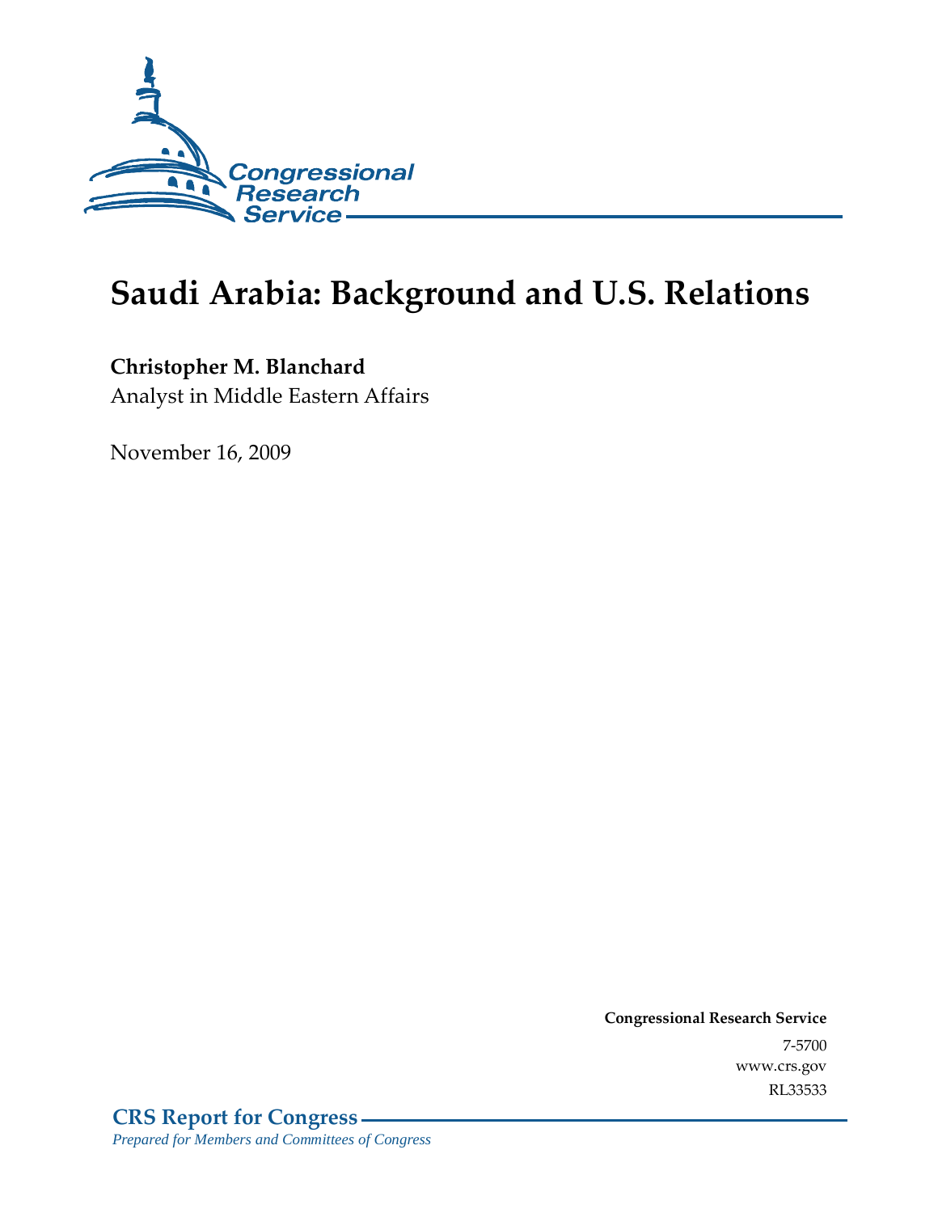# Saudi Arabia: Background and U.S. Relations

**Christopher M. Blanchard**
Analyst in Middle Eastern Affairs

November 16, 2009

**Congressional Research Service**
7-5700
www.crs.gov
RL33533

**CRS Report for Congress**
*Prepared for Members and Committees of Congress*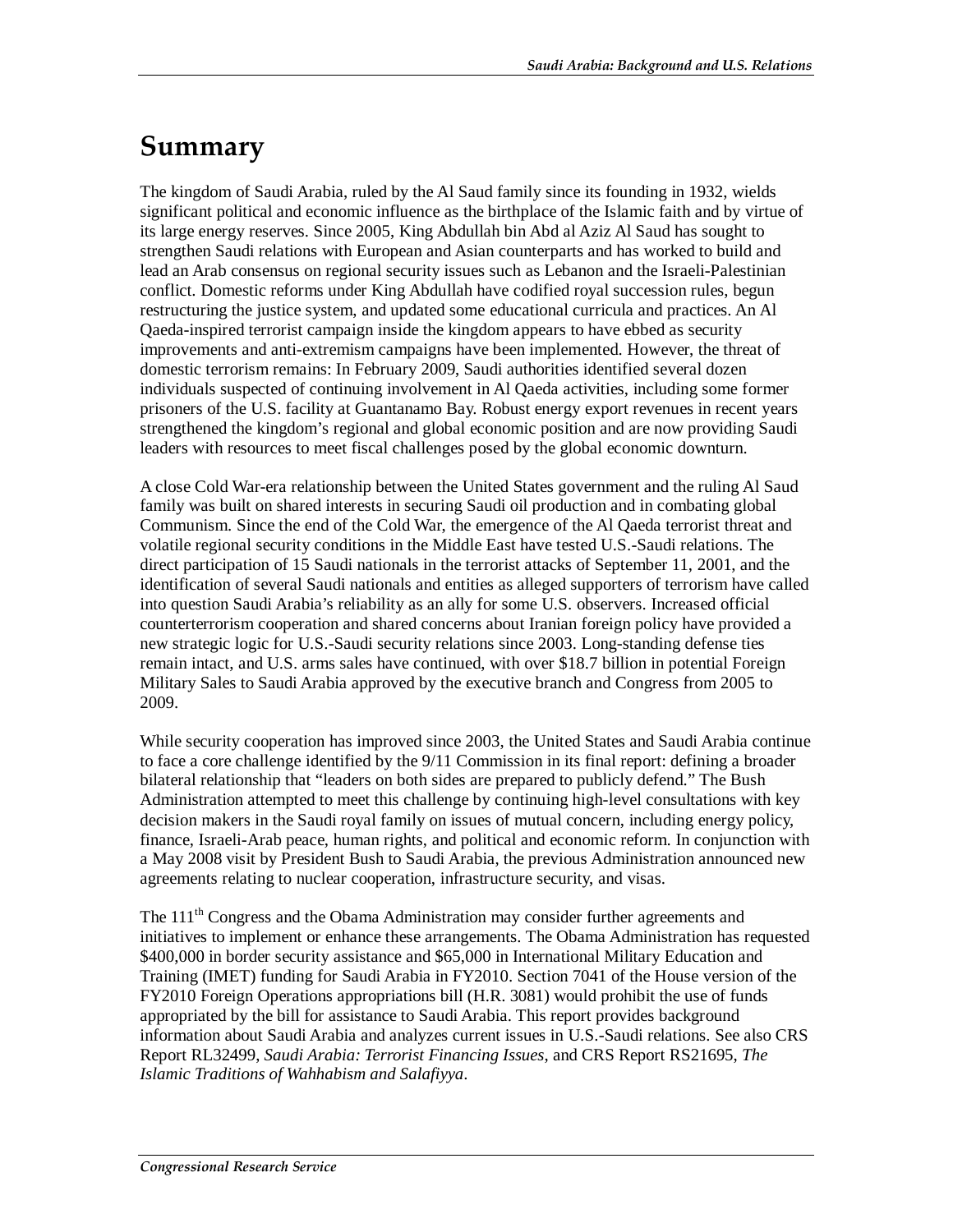# Summary

The kingdom of Saudi Arabia, ruled by the Al Saud family since its founding in 1932, wields significant political and economic influence as the birthplace of the Islamic faith and by virtue of its large energy reserves. Since 2005, King Abdullah bin Abd al Aziz Al Saud has sought to strengthen Saudi relations with European and Asian counterparts and has worked to build and lead an Arab consensus on regional security issues such as Lebanon and the Israeli-Palestinian conflict. Domestic reforms under King Abdullah have codified royal succession rules, begun restructuring the justice system, and updated some educational curricula and practices. An Al Qaeda-inspired terrorist campaign inside the kingdom appears to have ebbed as security improvements and anti-extremism campaigns have been implemented. However, the threat of domestic terrorism remains: In February 2009, Saudi authorities identified several dozen individuals suspected of continuing involvement in Al Qaeda activities, including some former prisoners of the U.S. facility at Guantanamo Bay. Robust energy export revenues in recent years strengthened the kingdom's regional and global economic position and are now providing Saudi leaders with resources to meet fiscal challenges posed by the global economic downturn.

A close Cold War-era relationship between the United States government and the ruling Al Saud family was built on shared interests in securing Saudi oil production and in combating global Communism. Since the end of the Cold War, the emergence of the Al Qaeda terrorist threat and volatile regional security conditions in the Middle East have tested U.S.-Saudi relations. The direct participation of 15 Saudi nationals in the terrorist attacks of September 11, 2001, and the identification of several Saudi nationals and entities as alleged supporters of terrorism have called into question Saudi Arabia's reliability as an ally for some U.S. observers. Increased official counterterrorism cooperation and shared concerns about Iranian foreign policy have provided a new strategic logic for U.S.-Saudi security relations since 2003. Long-standing defense ties remain intact, and U.S. arms sales have continued, with over $18.7 billion in potential Foreign Military Sales to Saudi Arabia approved by the executive branch and Congress from 2005 to 2009.

While security cooperation has improved since 2003, the United States and Saudi Arabia continue to face a core challenge identified by the 9/11 Commission in its final report: defining a broader bilateral relationship that "leaders on both sides are prepared to publicly defend." The Bush Administration attempted to meet this challenge by continuing high-level consultations with key decision makers in the Saudi royal family on issues of mutual concern, including energy policy, finance, Israeli-Arab peace, human rights, and political and economic reform. In conjunction with a May 2008 visit by President Bush to Saudi Arabia, the previous Administration announced new agreements relating to nuclear cooperation, infrastructure security, and visas.

The 111th Congress and the Obama Administration may consider further agreements and initiatives to implement or enhance these arrangements. The Obama Administration has requested $400,000 in border security assistance and $65,000 in International Military Education and Training (IMET) funding for Saudi Arabia in FY2010. Section 7041 of the House version of the FY2010 Foreign Operations appropriations bill (H.R. 3081) would prohibit the use of funds appropriated by the bill for assistance to Saudi Arabia. This report provides background information about Saudi Arabia and analyzes current issues in U.S.-Saudi relations. See also CRS Report RL32499, *Saudi Arabia: Terrorist Financing Issues*, and CRS Report RS21695, *The Islamic Traditions of Wahhabism and Salafiyya*.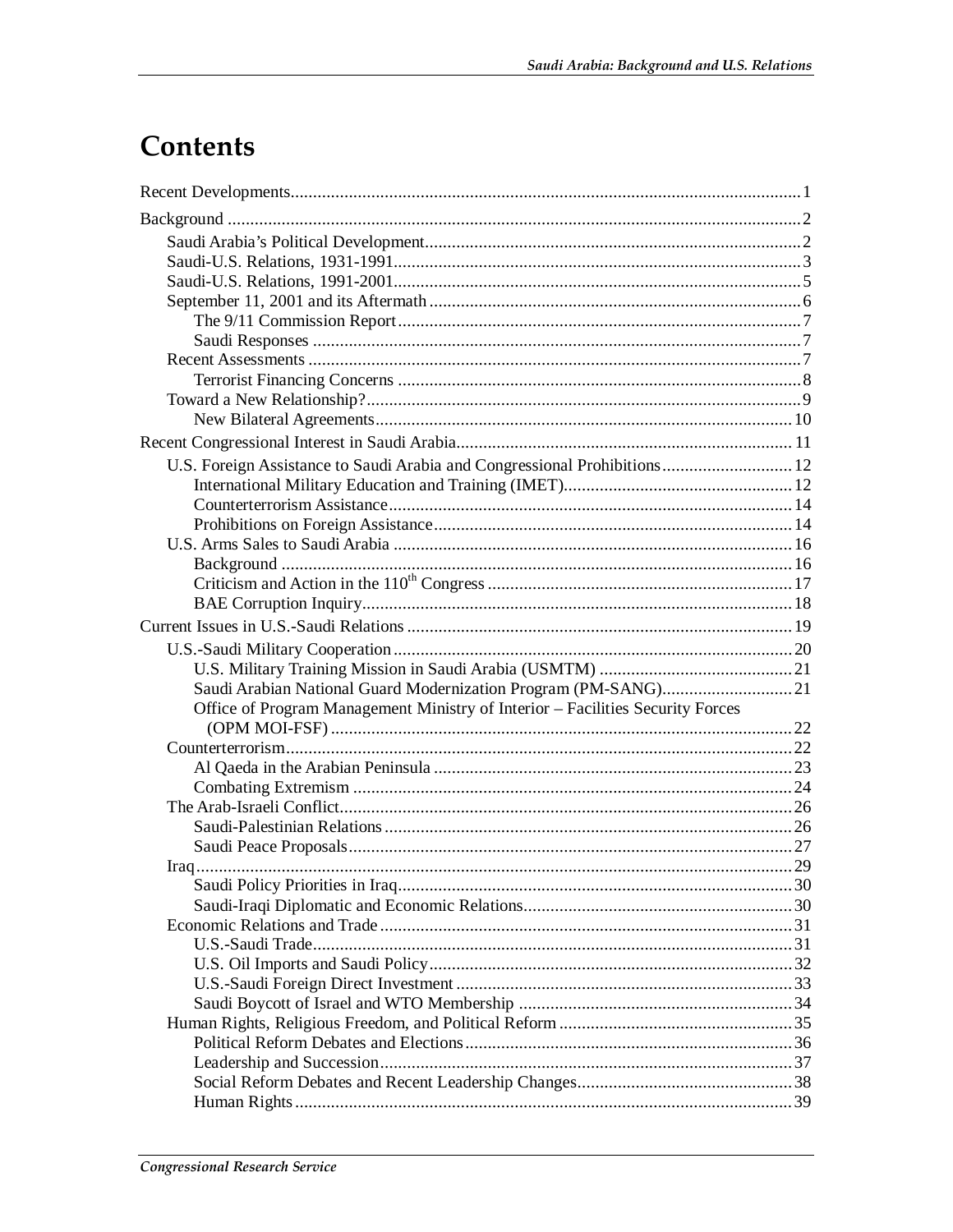# Contents

Recent Developments .......... 1

Background .......... 2

- Saudi Arabia's Political Development .......... 2
- Saudi-U.S. Relations, 1931-1991 .......... 3
- Saudi-U.S. Relations, 1991-2001 .......... 5
- September 11, 2001 and its Aftermath .......... 6
  - The 9/11 Commission Report .......... 7
  - Saudi Responses .......... 7
- Recent Assessments .......... 7
  - Terrorist Financing Concerns .......... 8
- Toward a New Relationship? .......... 9
  - New Bilateral Agreements .......... 10

Recent Congressional Interest in Saudi Arabia .......... 11

- U.S. Foreign Assistance to Saudi Arabia and Congressional Prohibitions .......... 12
  - International Military Education and Training (IMET) .......... 12
  - Counterterrorism Assistance .......... 14
  - Prohibitions on Foreign Assistance .......... 14
- U.S. Arms Sales to Saudi Arabia .......... 16
  - Background .......... 16
  - Criticism and Action in the 110th Congress .......... 17
  - BAE Corruption Inquiry .......... 18

Current Issues in U.S.-Saudi Relations .......... 19

- U.S.-Saudi Military Cooperation .......... 20
  - U.S. Military Training Mission in Saudi Arabia (USMTM) .......... 21
  - Saudi Arabian National Guard Modernization Program (PM-SANG) .......... 21
  - Office of Program Management Ministry of Interior – Facilities Security Forces (OPM MOI-FSF) .......... 22
- Counterterrorism .......... 22
  - Al Qaeda in the Arabian Peninsula .......... 23
  - Combating Extremism .......... 24
- The Arab-Israeli Conflict .......... 26
  - Saudi-Palestinian Relations .......... 26
  - Saudi Peace Proposals .......... 27
- Iraq .......... 29
  - Saudi Policy Priorities in Iraq .......... 30
  - Saudi-Iraqi Diplomatic and Economic Relations .......... 30
- Economic Relations and Trade .......... 31
  - U.S.-Saudi Trade .......... 31
  - U.S. Oil Imports and Saudi Policy .......... 32
  - U.S.-Saudi Foreign Direct Investment .......... 33
  - Saudi Boycott of Israel and WTO Membership .......... 34
- Human Rights, Religious Freedom, and Political Reform .......... 35
  - Political Reform Debates and Elections .......... 36
  - Leadership and Succession .......... 37
  - Social Reform Debates and Recent Leadership Changes .......... 38
  - Human Rights .......... 39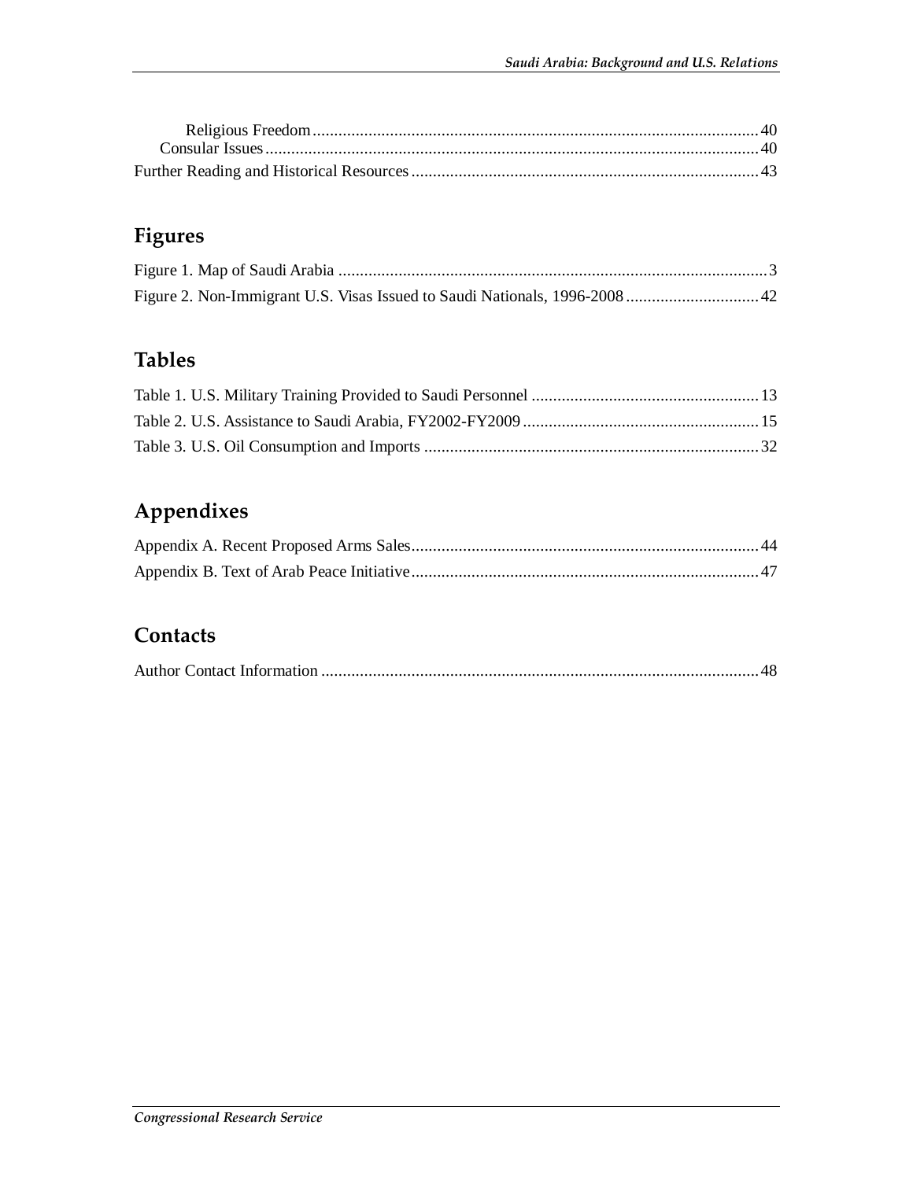Religious Freedom ........................................................................................................ 40
Consular Issues ................................................................................................................ 40
Further Reading and Historical Resources ................................................................................. 43

## Figures

Figure 1. Map of Saudi Arabia .................................................................................................... 3
Figure 2. Non-Immigrant U.S. Visas Issued to Saudi Nationals, 1996-2008 ............................... 42

## Tables

Table 1. U.S. Military Training Provided to Saudi Personnel ..................................................... 13
Table 2. U.S. Assistance to Saudi Arabia, FY2002-FY2009 ....................................................... 15
Table 3. U.S. Oil Consumption and Imports .............................................................................. 32

## Appendixes

Appendix A. Recent Proposed Arms Sales ................................................................................. 44
Appendix B. Text of Arab Peace Initiative ................................................................................. 47

## Contacts

Author Contact Information ...................................................................................................... 48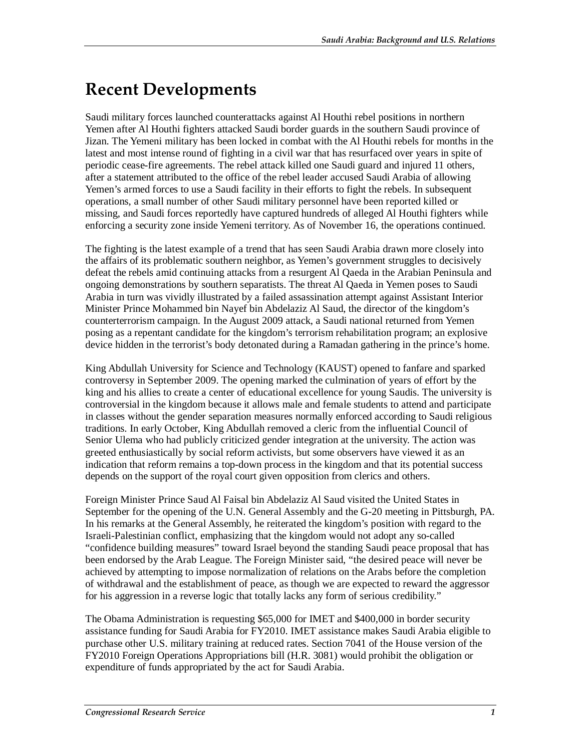# Recent Developments

Saudi military forces launched counterattacks against Al Houthi rebel positions in northern Yemen after Al Houthi fighters attacked Saudi border guards in the southern Saudi province of Jizan. The Yemeni military has been locked in combat with the Al Houthi rebels for months in the latest and most intense round of fighting in a civil war that has resurfaced over years in spite of periodic cease-fire agreements. The rebel attack killed one Saudi guard and injured 11 others, after a statement attributed to the office of the rebel leader accused Saudi Arabia of allowing Yemen's armed forces to use a Saudi facility in their efforts to fight the rebels. In subsequent operations, a small number of other Saudi military personnel have been reported killed or missing, and Saudi forces reportedly have captured hundreds of alleged Al Houthi fighters while enforcing a security zone inside Yemeni territory. As of November 16, the operations continued.

The fighting is the latest example of a trend that has seen Saudi Arabia drawn more closely into the affairs of its problematic southern neighbor, as Yemen's government struggles to decisively defeat the rebels amid continuing attacks from a resurgent Al Qaeda in the Arabian Peninsula and ongoing demonstrations by southern separatists. The threat Al Qaeda in Yemen poses to Saudi Arabia in turn was vividly illustrated by a failed assassination attempt against Assistant Interior Minister Prince Mohammed bin Nayef bin Abdelaziz Al Saud, the director of the kingdom's counterterrorism campaign. In the August 2009 attack, a Saudi national returned from Yemen posing as a repentant candidate for the kingdom's terrorism rehabilitation program; an explosive device hidden in the terrorist's body detonated during a Ramadan gathering in the prince's home.

King Abdullah University for Science and Technology (KAUST) opened to fanfare and sparked controversy in September 2009. The opening marked the culmination of years of effort by the king and his allies to create a center of educational excellence for young Saudis. The university is controversial in the kingdom because it allows male and female students to attend and participate in classes without the gender separation measures normally enforced according to Saudi religious traditions. In early October, King Abdullah removed a cleric from the influential Council of Senior Ulema who had publicly criticized gender integration at the university. The action was greeted enthusiastically by social reform activists, but some observers have viewed it as an indication that reform remains a top-down process in the kingdom and that its potential success depends on the support of the royal court given opposition from clerics and others.

Foreign Minister Prince Saud Al Faisal bin Abdelaziz Al Saud visited the United States in September for the opening of the U.N. General Assembly and the G-20 meeting in Pittsburgh, PA. In his remarks at the General Assembly, he reiterated the kingdom's position with regard to the Israeli-Palestinian conflict, emphasizing that the kingdom would not adopt any so-called "confidence building measures" toward Israel beyond the standing Saudi peace proposal that has been endorsed by the Arab League. The Foreign Minister said, "the desired peace will never be achieved by attempting to impose normalization of relations on the Arabs before the completion of withdrawal and the establishment of peace, as though we are expected to reward the aggressor for his aggression in a reverse logic that totally lacks any form of serious credibility."

The Obama Administration is requesting $65,000 for IMET and $400,000 in border security assistance funding for Saudi Arabia for FY2010. IMET assistance makes Saudi Arabia eligible to purchase other U.S. military training at reduced rates. Section 7041 of the House version of the FY2010 Foreign Operations Appropriations bill (H.R. 3081) would prohibit the obligation or expenditure of funds appropriated by the act for Saudi Arabia.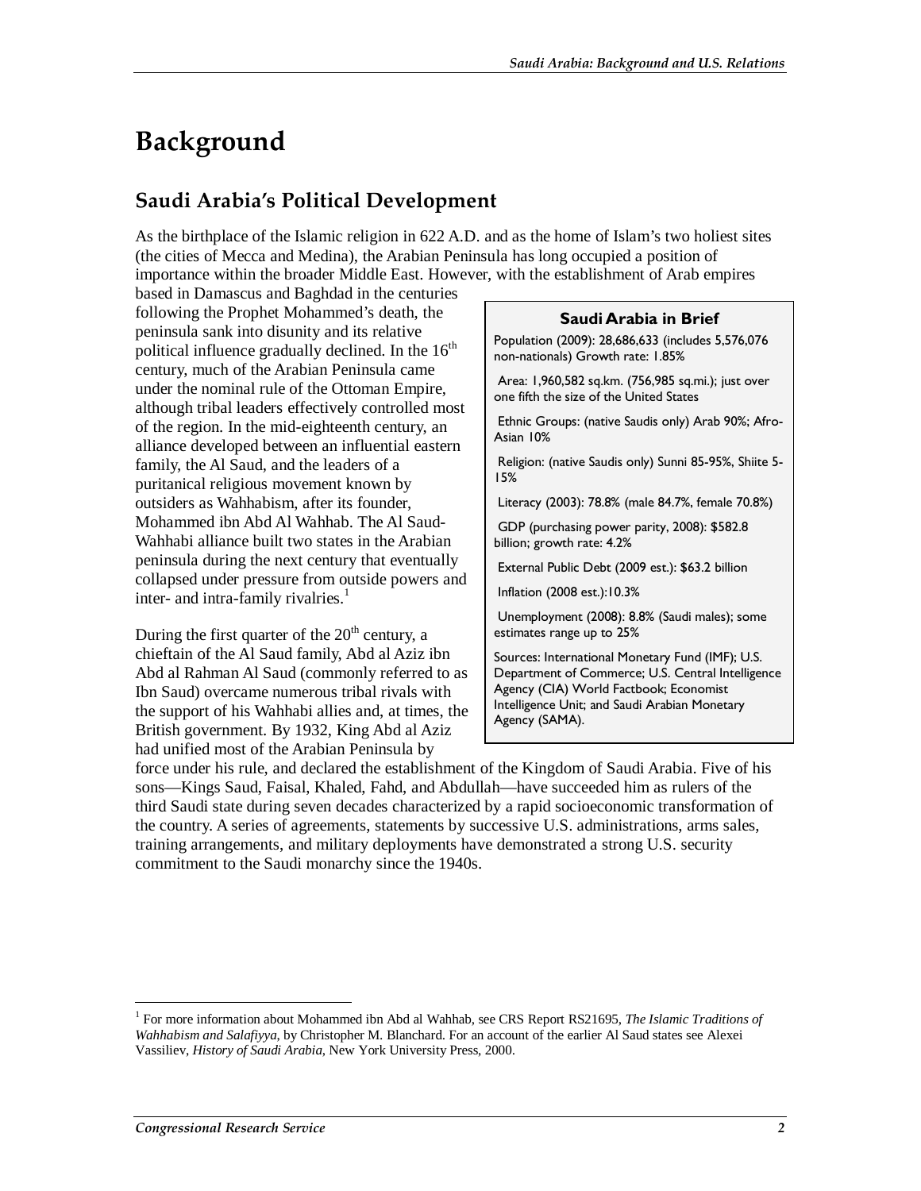# Background

## Saudi Arabia's Political Development

As the birthplace of the Islamic religion in 622 A.D. and as the home of Islam's two holiest sites (the cities of Mecca and Medina), the Arabian Peninsula has long occupied a position of importance within the broader Middle East. However, with the establishment of Arab empires based in Damascus and Baghdad in the centuries following the Prophet Mohammed's death, the peninsula sank into disunity and its relative political influence gradually declined. In the 16th century, much of the Arabian Peninsula came under the nominal rule of the Ottoman Empire, although tribal leaders effectively controlled most of the region. In the mid-eighteenth century, an alliance developed between an influential eastern family, the Al Saud, and the leaders of a puritanical religious movement known by outsiders as Wahhabism, after its founder, Mohammed ibn Abd Al Wahhab. The Al Saud-Wahhabi alliance built two states in the Arabian peninsula during the next century that eventually collapsed under pressure from outside powers and inter- and intra-family rivalries.[1]

**Saudi Arabia in Brief**

Population (2009): 28,686,633 (includes 5,576,076 non-nationals) Growth rate: 1.85%

Area: 1,960,582 sq.km. (756,985 sq.mi.); just over one fifth the size of the United States

Ethnic Groups: (native Saudis only) Arab 90%; Afro-Asian 10%

Religion: (native Saudis only) Sunni 85-95%, Shiite 5-15%

Literacy (2003): 78.8% (male 84.7%, female 70.8%)

GDP (purchasing power parity, 2008): $582.8 billion; growth rate: 4.2%

External Public Debt (2009 est.): $63.2 billion

Inflation (2008 est.):10.3%

Unemployment (2008): 8.8% (Saudi males); some estimates range up to 25%

Sources: International Monetary Fund (IMF); U.S. Department of Commerce; U.S. Central Intelligence Agency (CIA) World Factbook; Economist Intelligence Unit; and Saudi Arabian Monetary Agency (SAMA).

During the first quarter of the 20th century, a chieftain of the Al Saud family, Abd al Aziz ibn Abd al Rahman Al Saud (commonly referred to as Ibn Saud) overcame numerous tribal rivals with the support of his Wahhabi allies and, at times, the British government. By 1932, King Abd al Aziz had unified most of the Arabian Peninsula by force under his rule, and declared the establishment of the Kingdom of Saudi Arabia. Five of his sons—Kings Saud, Faisal, Khaled, Fahd, and Abdullah—have succeeded him as rulers of the third Saudi state during seven decades characterized by a rapid socioeconomic transformation of the country. A series of agreements, statements by successive U.S. administrations, arms sales, training arrangements, and military deployments have demonstrated a strong U.S. security commitment to the Saudi monarchy since the 1940s.

[1] For more information about Mohammed ibn Abd al Wahhab, see CRS Report RS21695, *The Islamic Traditions of Wahhabism and Salafiyya*, by Christopher M. Blanchard. For an account of the earlier Al Saud states see Alexei Vassiliev, *History of Saudi Arabia*, New York University Press, 2000.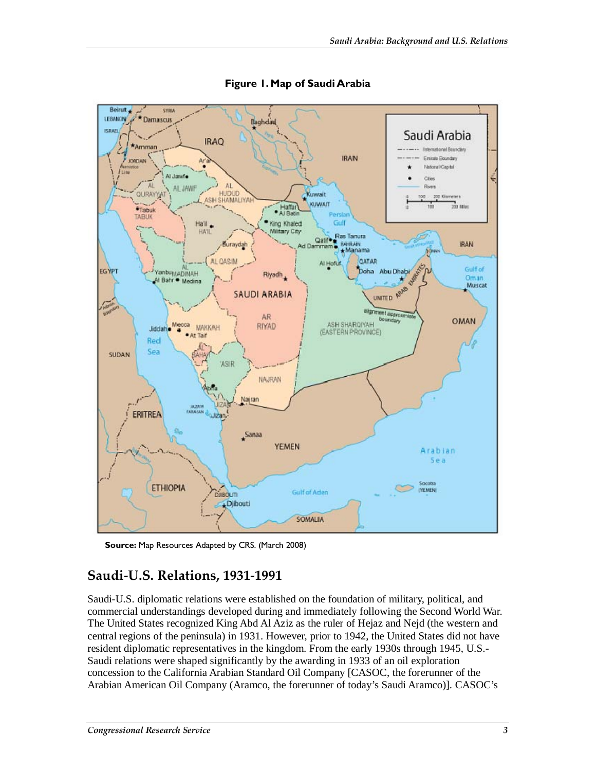**Figure 1. Map of Saudi Arabia**

**Source:** Map Resources Adapted by CRS. (March 2008)

## Saudi-U.S. Relations, 1931-1991

Saudi-U.S. diplomatic relations were established on the foundation of military, political, and commercial understandings developed during and immediately following the Second World War. The United States recognized King Abd Al Aziz as the ruler of Hejaz and Nejd (the western and central regions of the peninsula) in 1931. However, prior to 1942, the United States did not have resident diplomatic representatives in the kingdom. From the early 1930s through 1945, U.S.-Saudi relations were shaped significantly by the awarding in 1933 of an oil exploration concession to the California Arabian Standard Oil Company [CASOC, the forerunner of the Arabian American Oil Company (Aramco, the forerunner of today's Saudi Aramco)]. CASOC's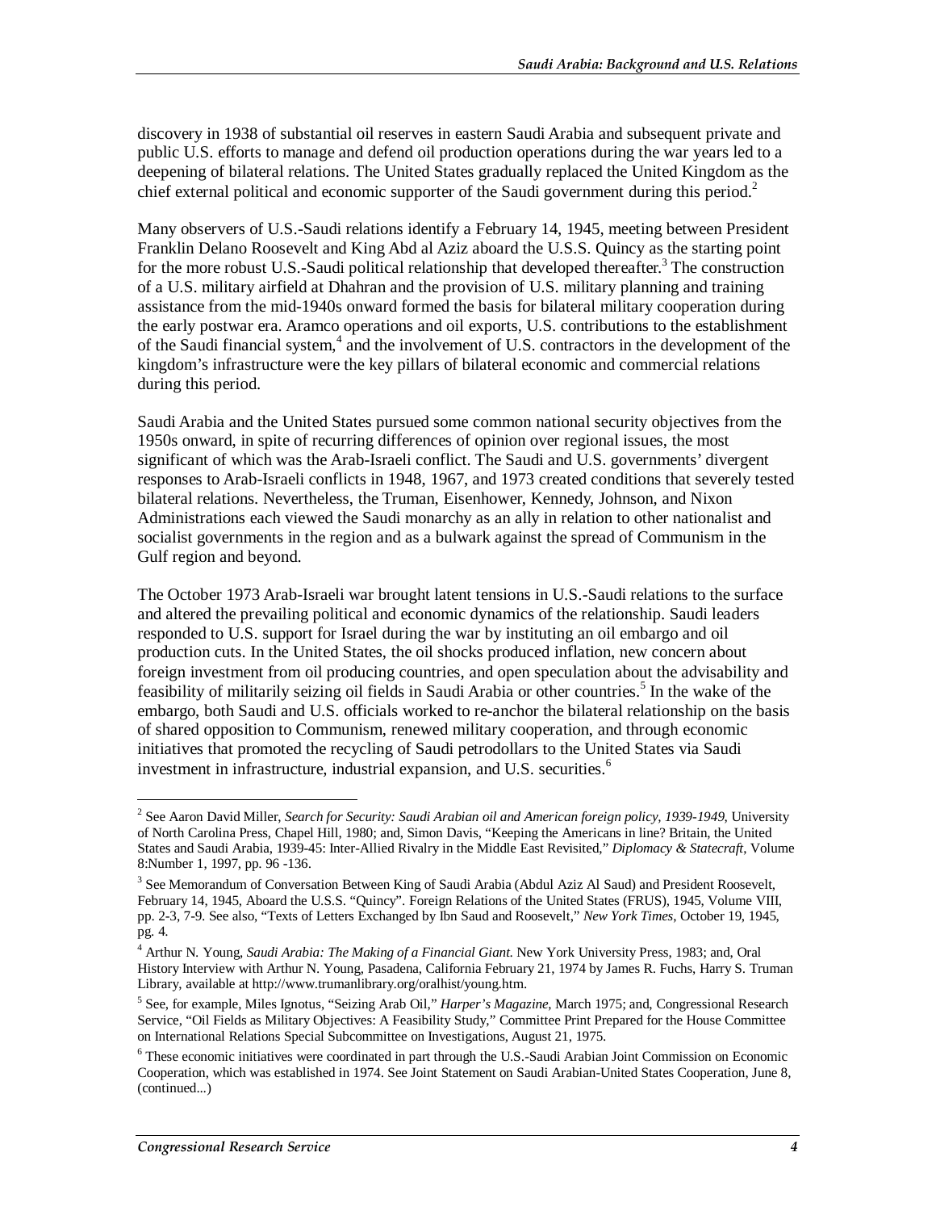discovery in 1938 of substantial oil reserves in eastern Saudi Arabia and subsequent private and public U.S. efforts to manage and defend oil production operations during the war years led to a deepening of bilateral relations. The United States gradually replaced the United Kingdom as the chief external political and economic supporter of the Saudi government during this period.[2]

Many observers of U.S.-Saudi relations identify a February 14, 1945, meeting between President Franklin Delano Roosevelt and King Abd al Aziz aboard the U.S.S. Quincy as the starting point for the more robust U.S.-Saudi political relationship that developed thereafter.[3] The construction of a U.S. military airfield at Dhahran and the provision of U.S. military planning and training assistance from the mid-1940s onward formed the basis for bilateral military cooperation during the early postwar era. Aramco operations and oil exports, U.S. contributions to the establishment of the Saudi financial system,[4] and the involvement of U.S. contractors in the development of the kingdom's infrastructure were the key pillars of bilateral economic and commercial relations during this period.

Saudi Arabia and the United States pursued some common national security objectives from the 1950s onward, in spite of recurring differences of opinion over regional issues, the most significant of which was the Arab-Israeli conflict. The Saudi and U.S. governments' divergent responses to Arab-Israeli conflicts in 1948, 1967, and 1973 created conditions that severely tested bilateral relations. Nevertheless, the Truman, Eisenhower, Kennedy, Johnson, and Nixon Administrations each viewed the Saudi monarchy as an ally in relation to other nationalist and socialist governments in the region and as a bulwark against the spread of Communism in the Gulf region and beyond.

The October 1973 Arab-Israeli war brought latent tensions in U.S.-Saudi relations to the surface and altered the prevailing political and economic dynamics of the relationship. Saudi leaders responded to U.S. support for Israel during the war by instituting an oil embargo and oil production cuts. In the United States, the oil shocks produced inflation, new concern about foreign investment from oil producing countries, and open speculation about the advisability and feasibility of militarily seizing oil fields in Saudi Arabia or other countries.[5] In the wake of the embargo, both Saudi and U.S. officials worked to re-anchor the bilateral relationship on the basis of shared opposition to Communism, renewed military cooperation, and through economic initiatives that promoted the recycling of Saudi petrodollars to the United States via Saudi investment in infrastructure, industrial expansion, and U.S. securities.[6]

---

[2] See Aaron David Miller, *Search for Security: Saudi Arabian oil and American foreign policy, 1939-1949*, University of North Carolina Press, Chapel Hill, 1980; and, Simon Davis, "Keeping the Americans in line? Britain, the United States and Saudi Arabia, 1939-45: Inter-Allied Rivalry in the Middle East Revisited," *Diplomacy & Statecraft*, Volume 8:Number 1, 1997, pp. 96 -136.

[3] See Memorandum of Conversation Between King of Saudi Arabia (Abdul Aziz Al Saud) and President Roosevelt, February 14, 1945, Aboard the U.S.S. "Quincy". Foreign Relations of the United States (FRUS), 1945, Volume VIII, pp. 2-3, 7-9. See also, "Texts of Letters Exchanged by Ibn Saud and Roosevelt," *New York Times*, October 19, 1945, pg. 4.

[4] Arthur N. Young, *Saudi Arabia: The Making of a Financial Giant.* New York University Press, 1983; and, Oral History Interview with Arthur N. Young, Pasadena, California February 21, 1974 by James R. Fuchs, Harry S. Truman Library, available at http://www.trumanlibrary.org/oralhist/young.htm.

[5] See, for example, Miles Ignotus, "Seizing Arab Oil," *Harper's Magazine*, March 1975; and, Congressional Research Service, "Oil Fields as Military Objectives: A Feasibility Study," Committee Print Prepared for the House Committee on International Relations Special Subcommittee on Investigations, August 21, 1975.

[6] These economic initiatives were coordinated in part through the U.S.-Saudi Arabian Joint Commission on Economic Cooperation, which was established in 1974. See Joint Statement on Saudi Arabian-United States Cooperation, June 8, (continued...)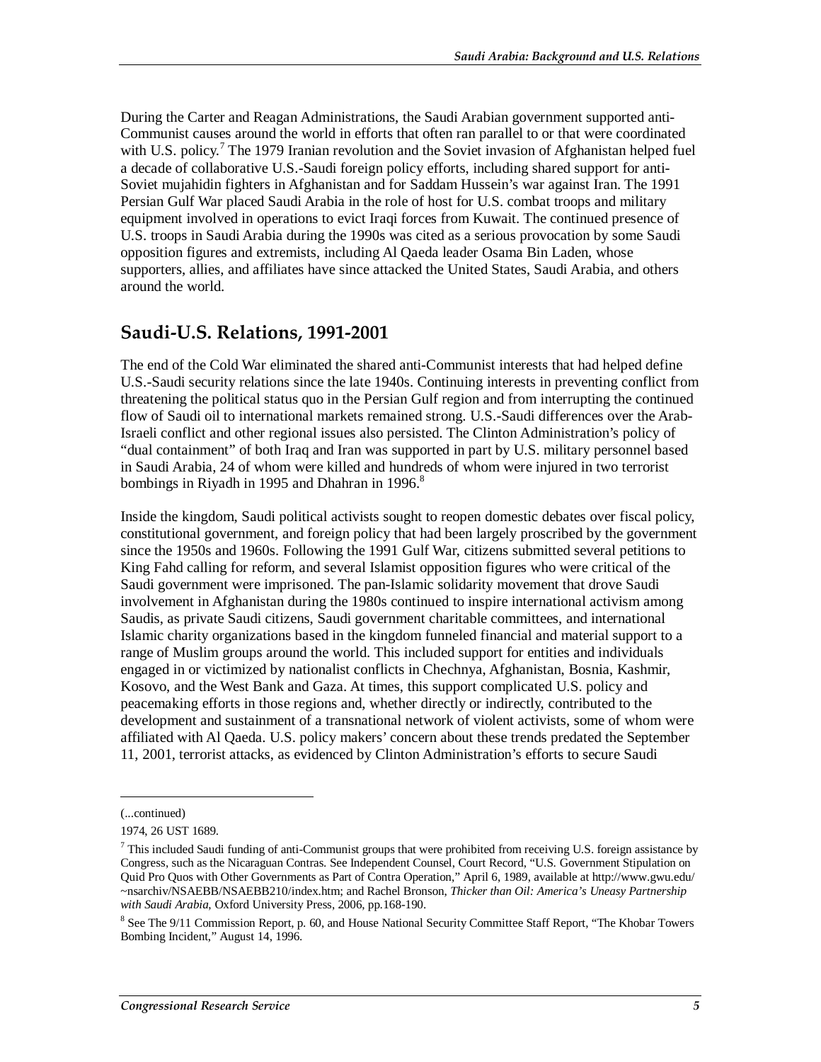During the Carter and Reagan Administrations, the Saudi Arabian government supported anti-Communist causes around the world in efforts that often ran parallel to or that were coordinated with U.S. policy.[7] The 1979 Iranian revolution and the Soviet invasion of Afghanistan helped fuel a decade of collaborative U.S.-Saudi foreign policy efforts, including shared support for anti-Soviet mujahidin fighters in Afghanistan and for Saddam Hussein's war against Iran. The 1991 Persian Gulf War placed Saudi Arabia in the role of host for U.S. combat troops and military equipment involved in operations to evict Iraqi forces from Kuwait. The continued presence of U.S. troops in Saudi Arabia during the 1990s was cited as a serious provocation by some Saudi opposition figures and extremists, including Al Qaeda leader Osama Bin Laden, whose supporters, allies, and affiliates have since attacked the United States, Saudi Arabia, and others around the world.

## Saudi-U.S. Relations, 1991-2001

The end of the Cold War eliminated the shared anti-Communist interests that had helped define U.S.-Saudi security relations since the late 1940s. Continuing interests in preventing conflict from threatening the political status quo in the Persian Gulf region and from interrupting the continued flow of Saudi oil to international markets remained strong. U.S.-Saudi differences over the Arab-Israeli conflict and other regional issues also persisted. The Clinton Administration's policy of "dual containment" of both Iraq and Iran was supported in part by U.S. military personnel based in Saudi Arabia, 24 of whom were killed and hundreds of whom were injured in two terrorist bombings in Riyadh in 1995 and Dhahran in 1996.[8]

Inside the kingdom, Saudi political activists sought to reopen domestic debates over fiscal policy, constitutional government, and foreign policy that had been largely proscribed by the government since the 1950s and 1960s. Following the 1991 Gulf War, citizens submitted several petitions to King Fahd calling for reform, and several Islamist opposition figures who were critical of the Saudi government were imprisoned. The pan-Islamic solidarity movement that drove Saudi involvement in Afghanistan during the 1980s continued to inspire international activism among Saudis, as private Saudi citizens, Saudi government charitable committees, and international Islamic charity organizations based in the kingdom funneled financial and material support to a range of Muslim groups around the world. This included support for entities and individuals engaged in or victimized by nationalist conflicts in Chechnya, Afghanistan, Bosnia, Kashmir, Kosovo, and the West Bank and Gaza. At times, this support complicated U.S. policy and peacemaking efforts in those regions and, whether directly or indirectly, contributed to the development and sustainment of a transnational network of violent activists, some of whom were affiliated with Al Qaeda. U.S. policy makers' concern about these trends predated the September 11, 2001, terrorist attacks, as evidenced by Clinton Administration's efforts to secure Saudi

---

(...continued)

1974, 26 UST 1689.

[7] This included Saudi funding of anti-Communist groups that were prohibited from receiving U.S. foreign assistance by Congress, such as the Nicaraguan Contras. See Independent Counsel, Court Record, "U.S. Government Stipulation on Quid Pro Quos with Other Governments as Part of Contra Operation," April 6, 1989, available at http://www.gwu.edu/~nsarchiv/NSAEBB/NSAEBB210/index.htm; and Rachel Bronson, *Thicker than Oil: America's Uneasy Partnership with Saudi Arabia*, Oxford University Press, 2006, pp.168-190.

[8] See The 9/11 Commission Report, p. 60, and House National Security Committee Staff Report, "The Khobar Towers Bombing Incident," August 14, 1996.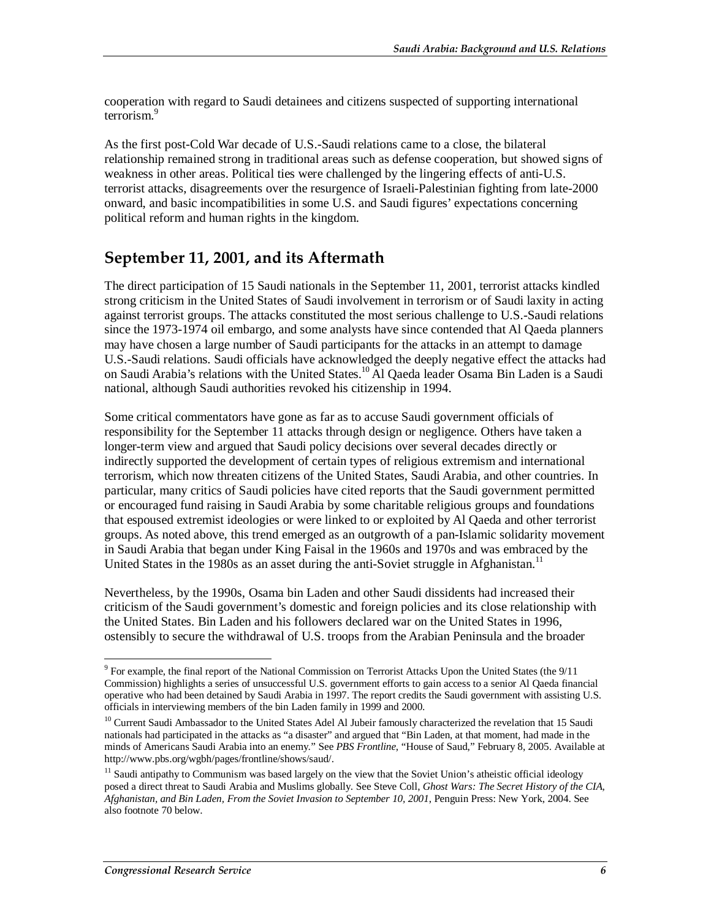cooperation with regard to Saudi detainees and citizens suspected of supporting international terrorism.[9]

As the first post-Cold War decade of U.S.-Saudi relations came to a close, the bilateral relationship remained strong in traditional areas such as defense cooperation, but showed signs of weakness in other areas. Political ties were challenged by the lingering effects of anti-U.S. terrorist attacks, disagreements over the resurgence of Israeli-Palestinian fighting from late-2000 onward, and basic incompatibilities in some U.S. and Saudi figures' expectations concerning political reform and human rights in the kingdom.

## September 11, 2001, and its Aftermath

The direct participation of 15 Saudi nationals in the September 11, 2001, terrorist attacks kindled strong criticism in the United States of Saudi involvement in terrorism or of Saudi laxity in acting against terrorist groups. The attacks constituted the most serious challenge to U.S.-Saudi relations since the 1973-1974 oil embargo, and some analysts have since contended that Al Qaeda planners may have chosen a large number of Saudi participants for the attacks in an attempt to damage U.S.-Saudi relations. Saudi officials have acknowledged the deeply negative effect the attacks had on Saudi Arabia's relations with the United States.[10] Al Qaeda leader Osama Bin Laden is a Saudi national, although Saudi authorities revoked his citizenship in 1994.

Some critical commentators have gone as far as to accuse Saudi government officials of responsibility for the September 11 attacks through design or negligence. Others have taken a longer-term view and argued that Saudi policy decisions over several decades directly or indirectly supported the development of certain types of religious extremism and international terrorism, which now threaten citizens of the United States, Saudi Arabia, and other countries. In particular, many critics of Saudi policies have cited reports that the Saudi government permitted or encouraged fund raising in Saudi Arabia by some charitable religious groups and foundations that espoused extremist ideologies or were linked to or exploited by Al Qaeda and other terrorist groups. As noted above, this trend emerged as an outgrowth of a pan-Islamic solidarity movement in Saudi Arabia that began under King Faisal in the 1960s and 1970s and was embraced by the United States in the 1980s as an asset during the anti-Soviet struggle in Afghanistan.[11]

Nevertheless, by the 1990s, Osama bin Laden and other Saudi dissidents had increased their criticism of the Saudi government's domestic and foreign policies and its close relationship with the United States. Bin Laden and his followers declared war on the United States in 1996, ostensibly to secure the withdrawal of U.S. troops from the Arabian Peninsula and the broader

---

[9] For example, the final report of the National Commission on Terrorist Attacks Upon the United States (the 9/11 Commission) highlights a series of unsuccessful U.S. government efforts to gain access to a senior Al Qaeda financial operative who had been detained by Saudi Arabia in 1997. The report credits the Saudi government with assisting U.S. officials in interviewing members of the bin Laden family in 1999 and 2000.

[10] Current Saudi Ambassador to the United States Adel Al Jubeir famously characterized the revelation that 15 Saudi nationals had participated in the attacks as "a disaster" and argued that "Bin Laden, at that moment, had made in the minds of Americans Saudi Arabia into an enemy." See *PBS Frontline*, "House of Saud," February 8, 2005. Available at http://www.pbs.org/wgbh/pages/frontline/shows/saud/.

[11] Saudi antipathy to Communism was based largely on the view that the Soviet Union's atheistic official ideology posed a direct threat to Saudi Arabia and Muslims globally. See Steve Coll, *Ghost Wars: The Secret History of the CIA, Afghanistan, and Bin Laden, From the Soviet Invasion to September 10, 2001*, Penguin Press: New York, 2004. See also footnote 70 below.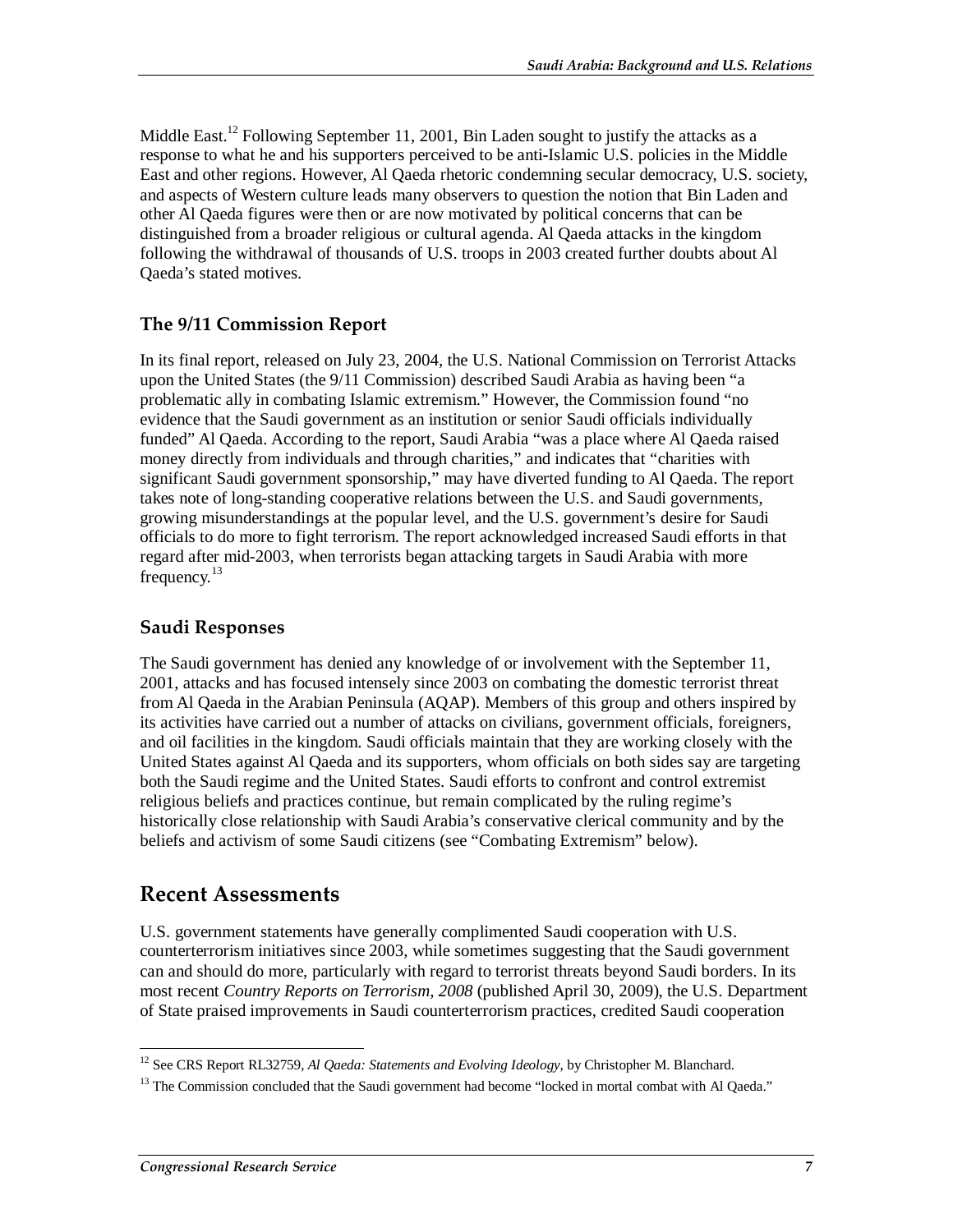Middle East.[12] Following September 11, 2001, Bin Laden sought to justify the attacks as a response to what he and his supporters perceived to be anti-Islamic U.S. policies in the Middle East and other regions. However, Al Qaeda rhetoric condemning secular democracy, U.S. society, and aspects of Western culture leads many observers to question the notion that Bin Laden and other Al Qaeda figures were then or are now motivated by political concerns that can be distinguished from a broader religious or cultural agenda. Al Qaeda attacks in the kingdom following the withdrawal of thousands of U.S. troops in 2003 created further doubts about Al Qaeda's stated motives.

### The 9/11 Commission Report

In its final report, released on July 23, 2004, the U.S. National Commission on Terrorist Attacks upon the United States (the 9/11 Commission) described Saudi Arabia as having been "a problematic ally in combating Islamic extremism." However, the Commission found "no evidence that the Saudi government as an institution or senior Saudi officials individually funded" Al Qaeda. According to the report, Saudi Arabia "was a place where Al Qaeda raised money directly from individuals and through charities," and indicates that "charities with significant Saudi government sponsorship," may have diverted funding to Al Qaeda. The report takes note of long-standing cooperative relations between the U.S. and Saudi governments, growing misunderstandings at the popular level, and the U.S. government's desire for Saudi officials to do more to fight terrorism. The report acknowledged increased Saudi efforts in that regard after mid-2003, when terrorists began attacking targets in Saudi Arabia with more frequency.[13]

### Saudi Responses

The Saudi government has denied any knowledge of or involvement with the September 11, 2001, attacks and has focused intensely since 2003 on combating the domestic terrorist threat from Al Qaeda in the Arabian Peninsula (AQAP). Members of this group and others inspired by its activities have carried out a number of attacks on civilians, government officials, foreigners, and oil facilities in the kingdom. Saudi officials maintain that they are working closely with the United States against Al Qaeda and its supporters, whom officials on both sides say are targeting both the Saudi regime and the United States. Saudi efforts to confront and control extremist religious beliefs and practices continue, but remain complicated by the ruling regime's historically close relationship with Saudi Arabia's conservative clerical community and by the beliefs and activism of some Saudi citizens (see "Combating Extremism" below).

## Recent Assessments

U.S. government statements have generally complimented Saudi cooperation with U.S. counterterrorism initiatives since 2003, while sometimes suggesting that the Saudi government can and should do more, particularly with regard to terrorist threats beyond Saudi borders. In its most recent *Country Reports on Terrorism, 2008* (published April 30, 2009), the U.S. Department of State praised improvements in Saudi counterterrorism practices, credited Saudi cooperation

---

[12] See CRS Report RL32759, *Al Qaeda: Statements and Evolving Ideology*, by Christopher M. Blanchard.

[13] The Commission concluded that the Saudi government had become "locked in mortal combat with Al Qaeda."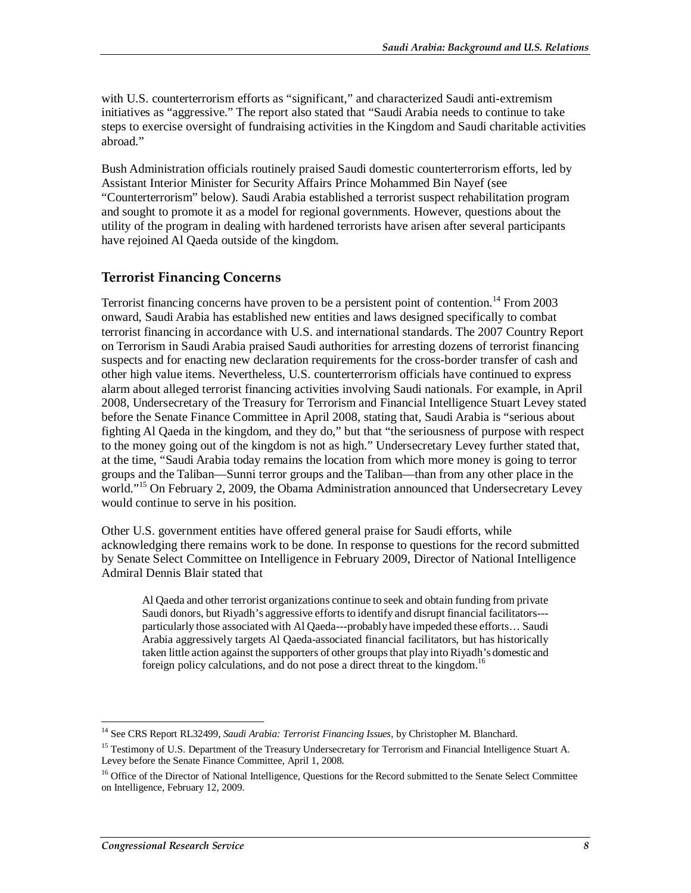with U.S. counterterrorism efforts as "significant," and characterized Saudi anti-extremism initiatives as "aggressive." The report also stated that "Saudi Arabia needs to continue to take steps to exercise oversight of fundraising activities in the Kingdom and Saudi charitable activities abroad."

Bush Administration officials routinely praised Saudi domestic counterterrorism efforts, led by Assistant Interior Minister for Security Affairs Prince Mohammed Bin Nayef (see "Counterterrorism" below). Saudi Arabia established a terrorist suspect rehabilitation program and sought to promote it as a model for regional governments. However, questions about the utility of the program in dealing with hardened terrorists have arisen after several participants have rejoined Al Qaeda outside of the kingdom.

## Terrorist Financing Concerns

Terrorist financing concerns have proven to be a persistent point of contention.[14] From 2003 onward, Saudi Arabia has established new entities and laws designed specifically to combat terrorist financing in accordance with U.S. and international standards. The 2007 Country Report on Terrorism in Saudi Arabia praised Saudi authorities for arresting dozens of terrorist financing suspects and for enacting new declaration requirements for the cross-border transfer of cash and other high value items. Nevertheless, U.S. counterterrorism officials have continued to express alarm about alleged terrorist financing activities involving Saudi nationals. For example, in April 2008, Undersecretary of the Treasury for Terrorism and Financial Intelligence Stuart Levey stated before the Senate Finance Committee in April 2008, stating that, Saudi Arabia is "serious about fighting Al Qaeda in the kingdom, and they do," but that "the seriousness of purpose with respect to the money going out of the kingdom is not as high." Undersecretary Levey further stated that, at the time, "Saudi Arabia today remains the location from which more money is going to terror groups and the Taliban—Sunni terror groups and the Taliban—than from any other place in the world."[15] On February 2, 2009, the Obama Administration announced that Undersecretary Levey would continue to serve in his position.

Other U.S. government entities have offered general praise for Saudi efforts, while acknowledging there remains work to be done. In response to questions for the record submitted by Senate Select Committee on Intelligence in February 2009, Director of National Intelligence Admiral Dennis Blair stated that

> Al Qaeda and other terrorist organizations continue to seek and obtain funding from private Saudi donors, but Riyadh's aggressive efforts to identify and disrupt financial facilitators---particularly those associated with Al Qaeda---probably have impeded these efforts… Saudi Arabia aggressively targets Al Qaeda-associated financial facilitators, but has historically taken little action against the supporters of other groups that play into Riyadh's domestic and foreign policy calculations, and do not pose a direct threat to the kingdom.[16]

---

[14] See CRS Report RL32499, *Saudi Arabia: Terrorist Financing Issues*, by Christopher M. Blanchard.

[15] Testimony of U.S. Department of the Treasury Undersecretary for Terrorism and Financial Intelligence Stuart A. Levey before the Senate Finance Committee, April 1, 2008.

[16] Office of the Director of National Intelligence, Questions for the Record submitted to the Senate Select Committee on Intelligence, February 12, 2009.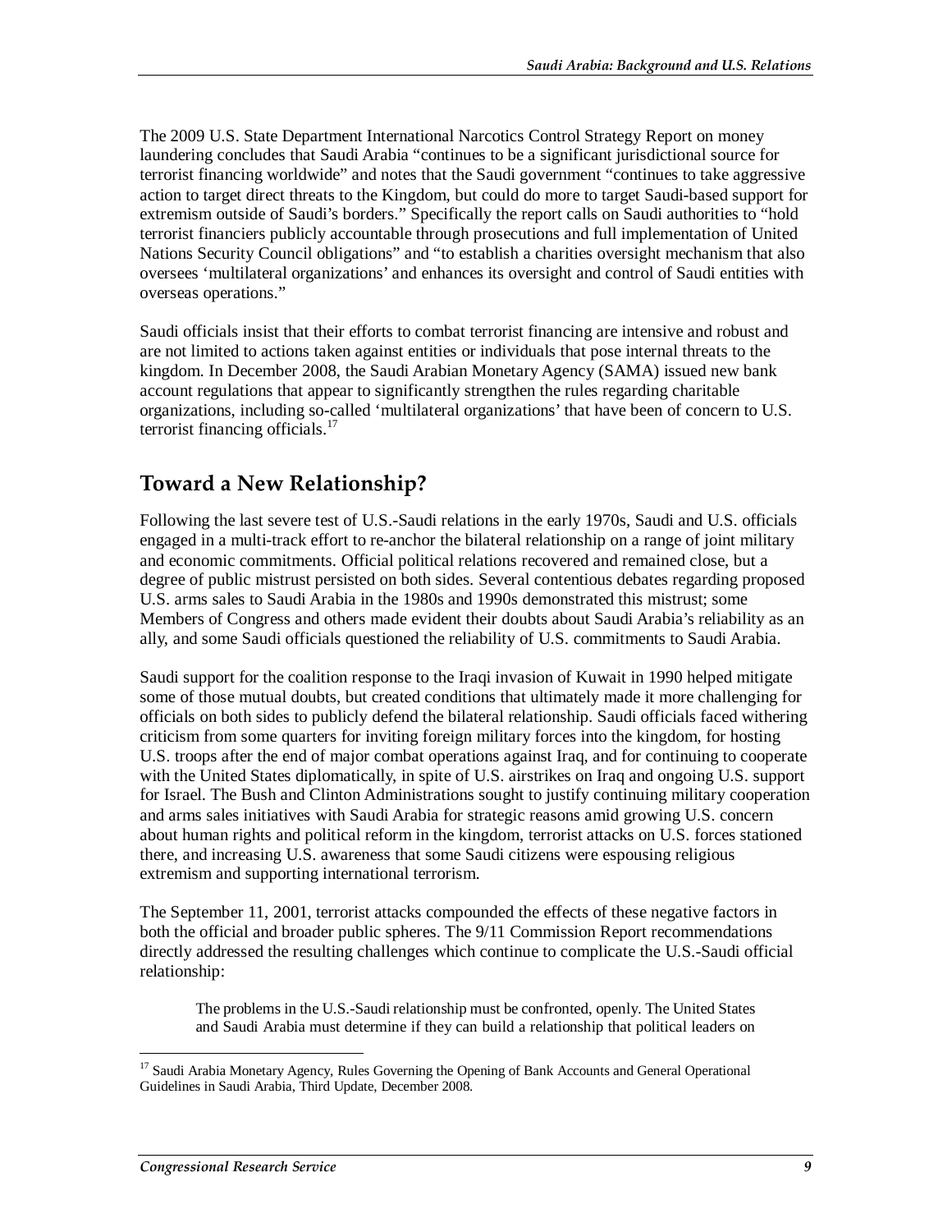The 2009 U.S. State Department International Narcotics Control Strategy Report on money laundering concludes that Saudi Arabia "continues to be a significant jurisdictional source for terrorist financing worldwide" and notes that the Saudi government "continues to take aggressive action to target direct threats to the Kingdom, but could do more to target Saudi-based support for extremism outside of Saudi's borders." Specifically the report calls on Saudi authorities to "hold terrorist financiers publicly accountable through prosecutions and full implementation of United Nations Security Council obligations" and "to establish a charities oversight mechanism that also oversees 'multilateral organizations' and enhances its oversight and control of Saudi entities with overseas operations."

Saudi officials insist that their efforts to combat terrorist financing are intensive and robust and are not limited to actions taken against entities or individuals that pose internal threats to the kingdom. In December 2008, the Saudi Arabian Monetary Agency (SAMA) issued new bank account regulations that appear to significantly strengthen the rules regarding charitable organizations, including so-called 'multilateral organizations' that have been of concern to U.S. terrorist financing officials.[17]

## Toward a New Relationship?

Following the last severe test of U.S.-Saudi relations in the early 1970s, Saudi and U.S. officials engaged in a multi-track effort to re-anchor the bilateral relationship on a range of joint military and economic commitments. Official political relations recovered and remained close, but a degree of public mistrust persisted on both sides. Several contentious debates regarding proposed U.S. arms sales to Saudi Arabia in the 1980s and 1990s demonstrated this mistrust; some Members of Congress and others made evident their doubts about Saudi Arabia's reliability as an ally, and some Saudi officials questioned the reliability of U.S. commitments to Saudi Arabia.

Saudi support for the coalition response to the Iraqi invasion of Kuwait in 1990 helped mitigate some of those mutual doubts, but created conditions that ultimately made it more challenging for officials on both sides to publicly defend the bilateral relationship. Saudi officials faced withering criticism from some quarters for inviting foreign military forces into the kingdom, for hosting U.S. troops after the end of major combat operations against Iraq, and for continuing to cooperate with the United States diplomatically, in spite of U.S. airstrikes on Iraq and ongoing U.S. support for Israel. The Bush and Clinton Administrations sought to justify continuing military cooperation and arms sales initiatives with Saudi Arabia for strategic reasons amid growing U.S. concern about human rights and political reform in the kingdom, terrorist attacks on U.S. forces stationed there, and increasing U.S. awareness that some Saudi citizens were espousing religious extremism and supporting international terrorism.

The September 11, 2001, terrorist attacks compounded the effects of these negative factors in both the official and broader public spheres. The 9/11 Commission Report recommendations directly addressed the resulting challenges which continue to complicate the U.S.-Saudi official relationship:

> The problems in the U.S.-Saudi relationship must be confronted, openly. The United States and Saudi Arabia must determine if they can build a relationship that political leaders on

---

[17] Saudi Arabia Monetary Agency, Rules Governing the Opening of Bank Accounts and General Operational Guidelines in Saudi Arabia, Third Update, December 2008.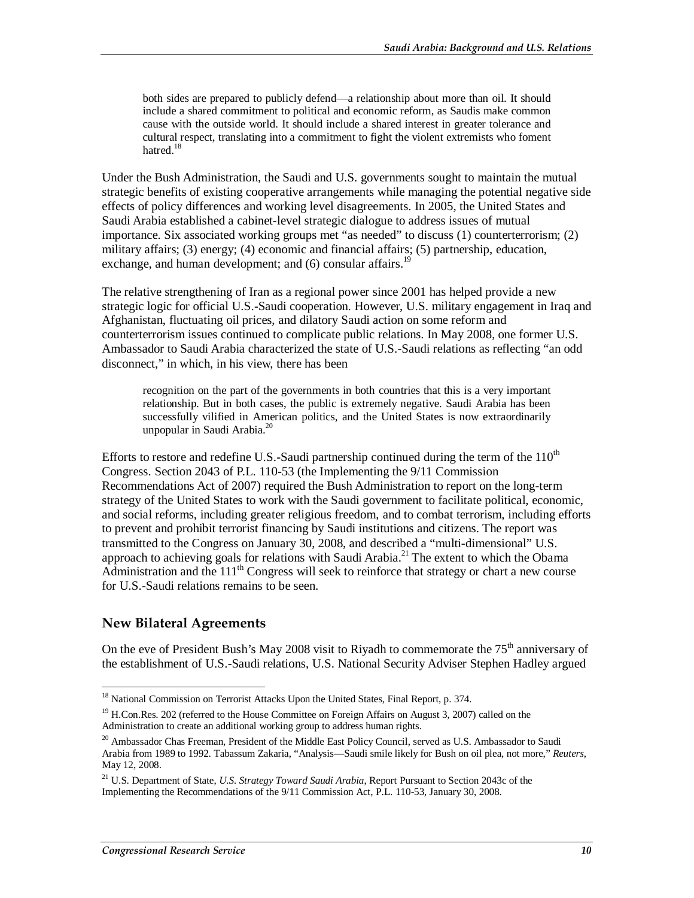> both sides are prepared to publicly defend—a relationship about more than oil. It should include a shared commitment to political and economic reform, as Saudis make common cause with the outside world. It should include a shared interest in greater tolerance and cultural respect, translating into a commitment to fight the violent extremists who foment hatred.[18]

Under the Bush Administration, the Saudi and U.S. governments sought to maintain the mutual strategic benefits of existing cooperative arrangements while managing the potential negative side effects of policy differences and working level disagreements. In 2005, the United States and Saudi Arabia established a cabinet-level strategic dialogue to address issues of mutual importance. Six associated working groups met "as needed" to discuss (1) counterterrorism; (2) military affairs; (3) energy; (4) economic and financial affairs; (5) partnership, education, exchange, and human development; and (6) consular affairs.[19]

The relative strengthening of Iran as a regional power since 2001 has helped provide a new strategic logic for official U.S.-Saudi cooperation. However, U.S. military engagement in Iraq and Afghanistan, fluctuating oil prices, and dilatory Saudi action on some reform and counterterrorism issues continued to complicate public relations. In May 2008, one former U.S. Ambassador to Saudi Arabia characterized the state of U.S.-Saudi relations as reflecting "an odd disconnect," in which, in his view, there has been

> recognition on the part of the governments in both countries that this is a very important relationship. But in both cases, the public is extremely negative. Saudi Arabia has been successfully vilified in American politics, and the United States is now extraordinarily unpopular in Saudi Arabia.[20]

Efforts to restore and redefine U.S.-Saudi partnership continued during the term of the 110th Congress. Section 2043 of P.L. 110-53 (the Implementing the 9/11 Commission Recommendations Act of 2007) required the Bush Administration to report on the long-term strategy of the United States to work with the Saudi government to facilitate political, economic, and social reforms, including greater religious freedom, and to combat terrorism, including efforts to prevent and prohibit terrorist financing by Saudi institutions and citizens. The report was transmitted to the Congress on January 30, 2008, and described a "multi-dimensional" U.S. approach to achieving goals for relations with Saudi Arabia.[21] The extent to which the Obama Administration and the 111th Congress will seek to reinforce that strategy or chart a new course for U.S.-Saudi relations remains to be seen.

## New Bilateral Agreements

On the eve of President Bush's May 2008 visit to Riyadh to commemorate the 75th anniversary of the establishment of U.S.-Saudi relations, U.S. National Security Adviser Stephen Hadley argued

---

[18] National Commission on Terrorist Attacks Upon the United States, Final Report, p. 374.

[19] H.Con.Res. 202 (referred to the House Committee on Foreign Affairs on August 3, 2007) called on the Administration to create an additional working group to address human rights.

[20] Ambassador Chas Freeman, President of the Middle East Policy Council, served as U.S. Ambassador to Saudi Arabia from 1989 to 1992. Tabassum Zakaria, "Analysis—Saudi smile likely for Bush on oil plea, not more," *Reuters*, May 12, 2008.

[21] U.S. Department of State, *U.S. Strategy Toward Saudi Arabia*, Report Pursuant to Section 2043c of the Implementing the Recommendations of the 9/11 Commission Act, P.L. 110-53, January 30, 2008.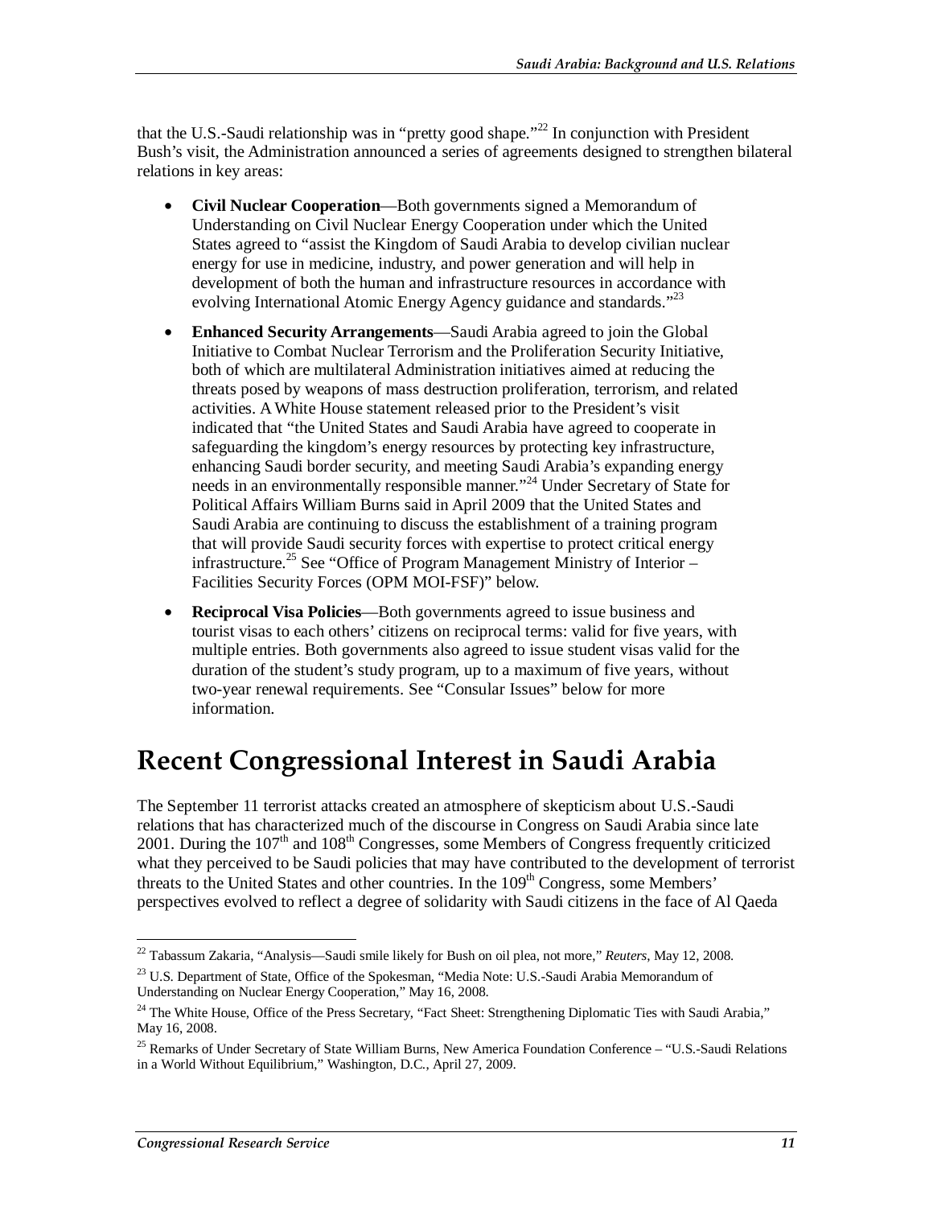that the U.S.-Saudi relationship was in "pretty good shape."[22] In conjunction with President Bush's visit, the Administration announced a series of agreements designed to strengthen bilateral relations in key areas:

- **Civil Nuclear Cooperation**—Both governments signed a Memorandum of Understanding on Civil Nuclear Energy Cooperation under which the United States agreed to "assist the Kingdom of Saudi Arabia to develop civilian nuclear energy for use in medicine, industry, and power generation and will help in development of both the human and infrastructure resources in accordance with evolving International Atomic Energy Agency guidance and standards."[23]
- **Enhanced Security Arrangements**—Saudi Arabia agreed to join the Global Initiative to Combat Nuclear Terrorism and the Proliferation Security Initiative, both of which are multilateral Administration initiatives aimed at reducing the threats posed by weapons of mass destruction proliferation, terrorism, and related activities. A White House statement released prior to the President's visit indicated that "the United States and Saudi Arabia have agreed to cooperate in safeguarding the kingdom's energy resources by protecting key infrastructure, enhancing Saudi border security, and meeting Saudi Arabia's expanding energy needs in an environmentally responsible manner."[24] Under Secretary of State for Political Affairs William Burns said in April 2009 that the United States and Saudi Arabia are continuing to discuss the establishment of a training program that will provide Saudi security forces with expertise to protect critical energy infrastructure.[25] See "Office of Program Management Ministry of Interior – Facilities Security Forces (OPM MOI-FSF)" below.
- **Reciprocal Visa Policies**—Both governments agreed to issue business and tourist visas to each others' citizens on reciprocal terms: valid for five years, with multiple entries. Both governments also agreed to issue student visas valid for the duration of the student's study program, up to a maximum of five years, without two-year renewal requirements. See "Consular Issues" below for more information.

# Recent Congressional Interest in Saudi Arabia

The September 11 terrorist attacks created an atmosphere of skepticism about U.S.-Saudi relations that has characterized much of the discourse in Congress on Saudi Arabia since late 2001. During the 107th and 108th Congresses, some Members of Congress frequently criticized what they perceived to be Saudi policies that may have contributed to the development of terrorist threats to the United States and other countries. In the 109th Congress, some Members' perspectives evolved to reflect a degree of solidarity with Saudi citizens in the face of Al Qaeda

---

[22] Tabassum Zakaria, "Analysis—Saudi smile likely for Bush on oil plea, not more," *Reuters*, May 12, 2008.

[23] U.S. Department of State, Office of the Spokesman, "Media Note: U.S.-Saudi Arabia Memorandum of Understanding on Nuclear Energy Cooperation," May 16, 2008.

[24] The White House, Office of the Press Secretary, "Fact Sheet: Strengthening Diplomatic Ties with Saudi Arabia," May 16, 2008.

[25] Remarks of Under Secretary of State William Burns, New America Foundation Conference – "U.S.-Saudi Relations in a World Without Equilibrium," Washington, D.C., April 27, 2009.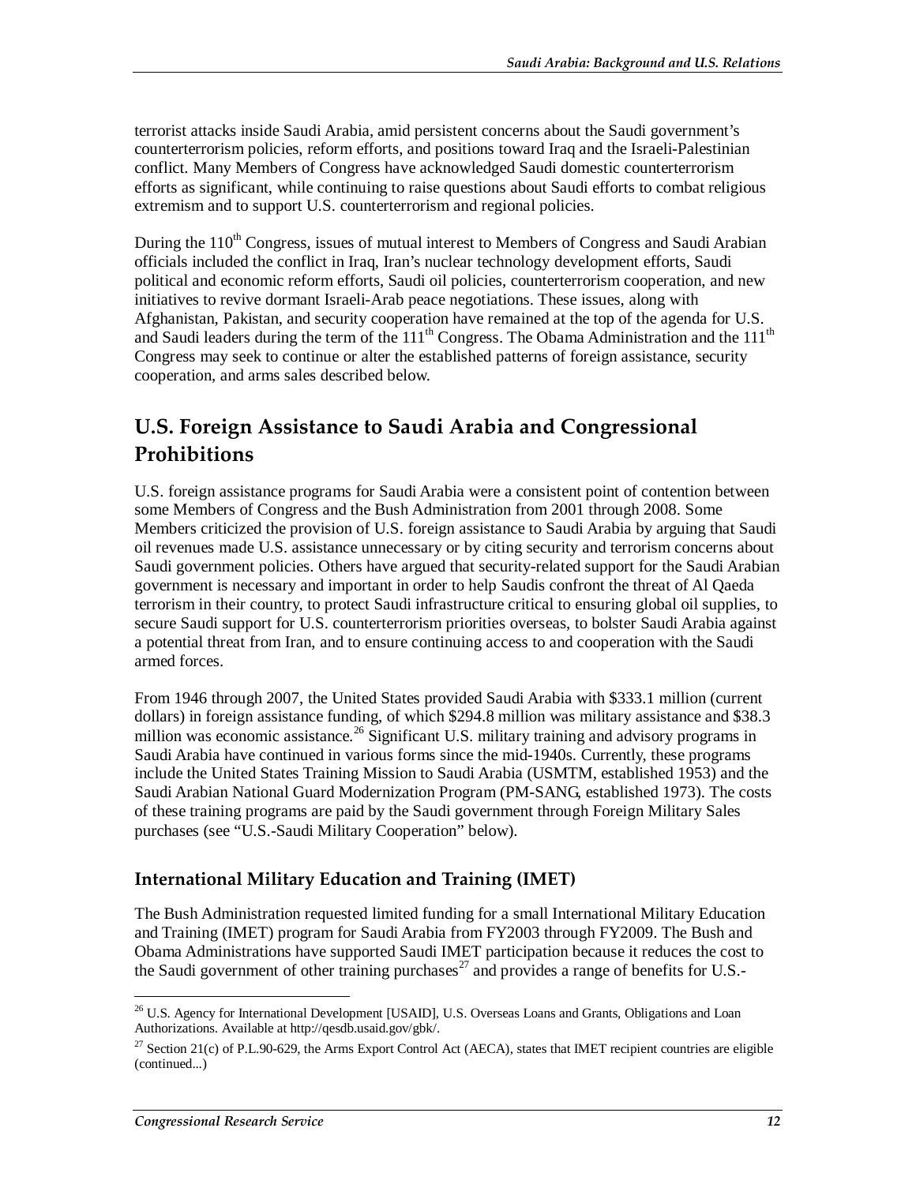terrorist attacks inside Saudi Arabia, amid persistent concerns about the Saudi government's counterterrorism policies, reform efforts, and positions toward Iraq and the Israeli-Palestinian conflict. Many Members of Congress have acknowledged Saudi domestic counterterrorism efforts as significant, while continuing to raise questions about Saudi efforts to combat religious extremism and to support U.S. counterterrorism and regional policies.

During the 110th Congress, issues of mutual interest to Members of Congress and Saudi Arabian officials included the conflict in Iraq, Iran's nuclear technology development efforts, Saudi political and economic reform efforts, Saudi oil policies, counterterrorism cooperation, and new initiatives to revive dormant Israeli-Arab peace negotiations. These issues, along with Afghanistan, Pakistan, and security cooperation have remained at the top of the agenda for U.S. and Saudi leaders during the term of the 111th Congress. The Obama Administration and the 111th Congress may seek to continue or alter the established patterns of foreign assistance, security cooperation, and arms sales described below.

## U.S. Foreign Assistance to Saudi Arabia and Congressional Prohibitions

U.S. foreign assistance programs for Saudi Arabia were a consistent point of contention between some Members of Congress and the Bush Administration from 2001 through 2008. Some Members criticized the provision of U.S. foreign assistance to Saudi Arabia by arguing that Saudi oil revenues made U.S. assistance unnecessary or by citing security and terrorism concerns about Saudi government policies. Others have argued that security-related support for the Saudi Arabian government is necessary and important in order to help Saudis confront the threat of Al Qaeda terrorism in their country, to protect Saudi infrastructure critical to ensuring global oil supplies, to secure Saudi support for U.S. counterterrorism priorities overseas, to bolster Saudi Arabia against a potential threat from Iran, and to ensure continuing access to and cooperation with the Saudi armed forces.

From 1946 through 2007, the United States provided Saudi Arabia with $333.1 million (current dollars) in foreign assistance funding, of which $294.8 million was military assistance and $38.3 million was economic assistance.[26] Significant U.S. military training and advisory programs in Saudi Arabia have continued in various forms since the mid-1940s. Currently, these programs include the United States Training Mission to Saudi Arabia (USMTM, established 1953) and the Saudi Arabian National Guard Modernization Program (PM-SANG, established 1973). The costs of these training programs are paid by the Saudi government through Foreign Military Sales purchases (see "U.S.-Saudi Military Cooperation" below).

### International Military Education and Training (IMET)

The Bush Administration requested limited funding for a small International Military Education and Training (IMET) program for Saudi Arabia from FY2003 through FY2009. The Bush and Obama Administrations have supported Saudi IMET participation because it reduces the cost to the Saudi government of other training purchases[27] and provides a range of benefits for U.S.-

---

[26] U.S. Agency for International Development [USAID], U.S. Overseas Loans and Grants, Obligations and Loan Authorizations. Available at http://qesdb.usaid.gov/gbk/.

[27] Section 21(c) of P.L.90-629, the Arms Export Control Act (AECA), states that IMET recipient countries are eligible (continued...)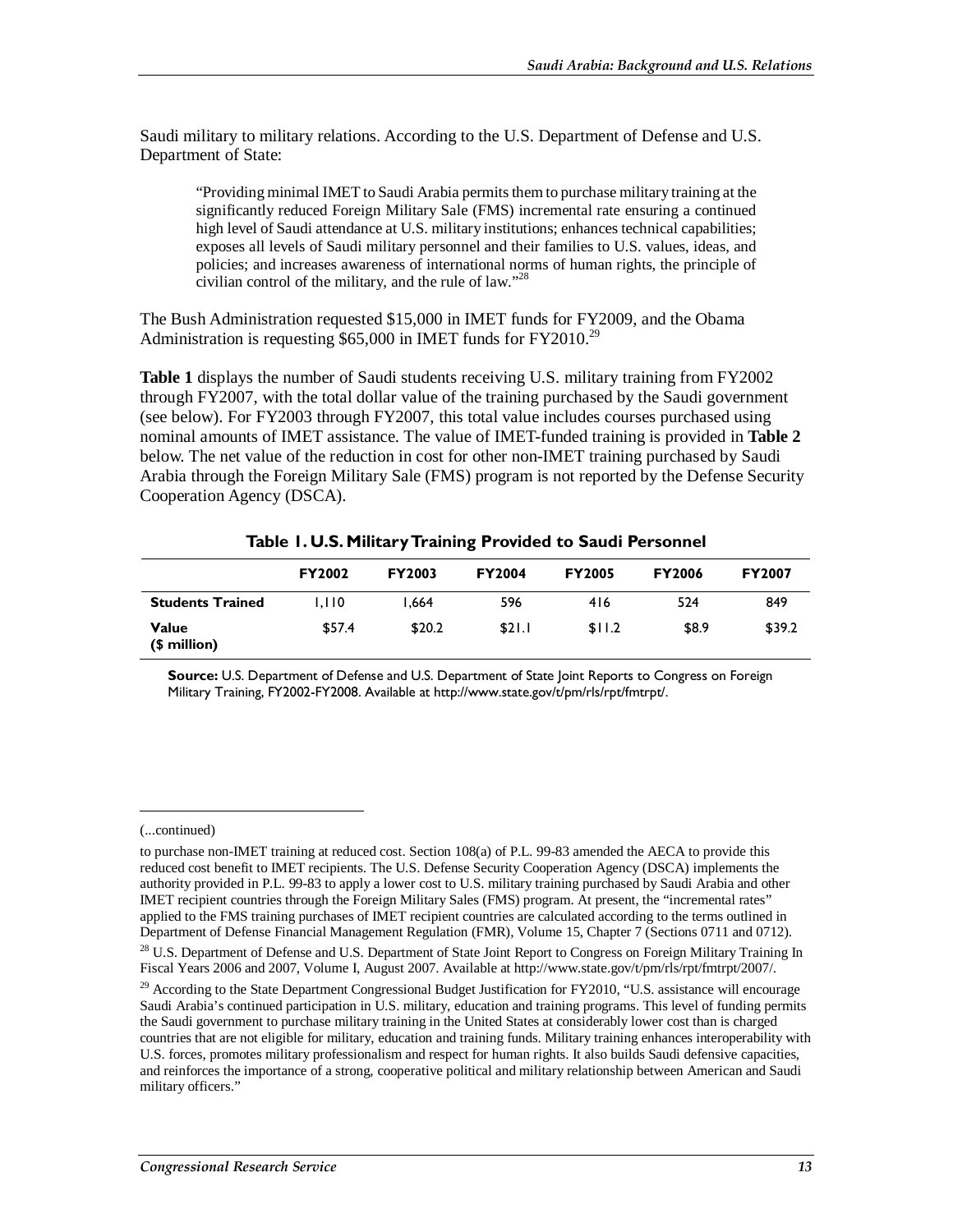Saudi military to military relations. According to the U.S. Department of Defense and U.S. Department of State:

> "Providing minimal IMET to Saudi Arabia permits them to purchase military training at the significantly reduced Foreign Military Sale (FMS) incremental rate ensuring a continued high level of Saudi attendance at U.S. military institutions; enhances technical capabilities; exposes all levels of Saudi military personnel and their families to U.S. values, ideas, and policies; and increases awareness of international norms of human rights, the principle of civilian control of the military, and the rule of law."[28]

The Bush Administration requested $15,000 in IMET funds for FY2009, and the Obama Administration is requesting $65,000 in IMET funds for FY2010.[29]

**Table 1** displays the number of Saudi students receiving U.S. military training from FY2002 through FY2007, with the total dollar value of the training purchased by the Saudi government (see below). For FY2003 through FY2007, this total value includes courses purchased using nominal amounts of IMET assistance. The value of IMET-funded training is provided in **Table 2** below. The net value of the reduction in cost for other non-IMET training purchased by Saudi Arabia through the Foreign Military Sale (FMS) program is not reported by the Defense Security Cooperation Agency (DSCA).

**Table 1. U.S. Military Training Provided to Saudi Personnel**

| | FY2002 | FY2003 | FY2004 | FY2005 | FY2006 | FY2007 |
|---|---|---|---|---|---|---|
| **Students Trained** | 1,110 | 1,664 | 596 | 416 | 524 | 849 |
| **Value ($ million)** | $57.4 | $20.2 | $21.1 | $11.2 | $8.9 | $39.2 |

**Source:** U.S. Department of Defense and U.S. Department of State Joint Reports to Congress on Foreign Military Training, FY2002-FY2008. Available at http://www.state.gov/t/pm/rls/rpt/fmtrpt/.

---

(...continued)

to purchase non-IMET training at reduced cost. Section 108(a) of P.L. 99-83 amended the AECA to provide this reduced cost benefit to IMET recipients. The U.S. Defense Security Cooperation Agency (DSCA) implements the authority provided in P.L. 99-83 to apply a lower cost to U.S. military training purchased by Saudi Arabia and other IMET recipient countries through the Foreign Military Sales (FMS) program. At present, the "incremental rates" applied to the FMS training purchases of IMET recipient countries are calculated according to the terms outlined in Department of Defense Financial Management Regulation (FMR), Volume 15, Chapter 7 (Sections 0711 and 0712).

[28] U.S. Department of Defense and U.S. Department of State Joint Report to Congress on Foreign Military Training In Fiscal Years 2006 and 2007, Volume I, August 2007. Available at http://www.state.gov/t/pm/rls/rpt/fmtrpt/2007/.

[29] According to the State Department Congressional Budget Justification for FY2010, "U.S. assistance will encourage Saudi Arabia's continued participation in U.S. military, education and training programs. This level of funding permits the Saudi government to purchase military training in the United States at considerably lower cost than is charged countries that are not eligible for military, education and training funds. Military training enhances interoperability with U.S. forces, promotes military professionalism and respect for human rights. It also builds Saudi defensive capacities, and reinforces the importance of a strong, cooperative political and military relationship between American and Saudi military officers."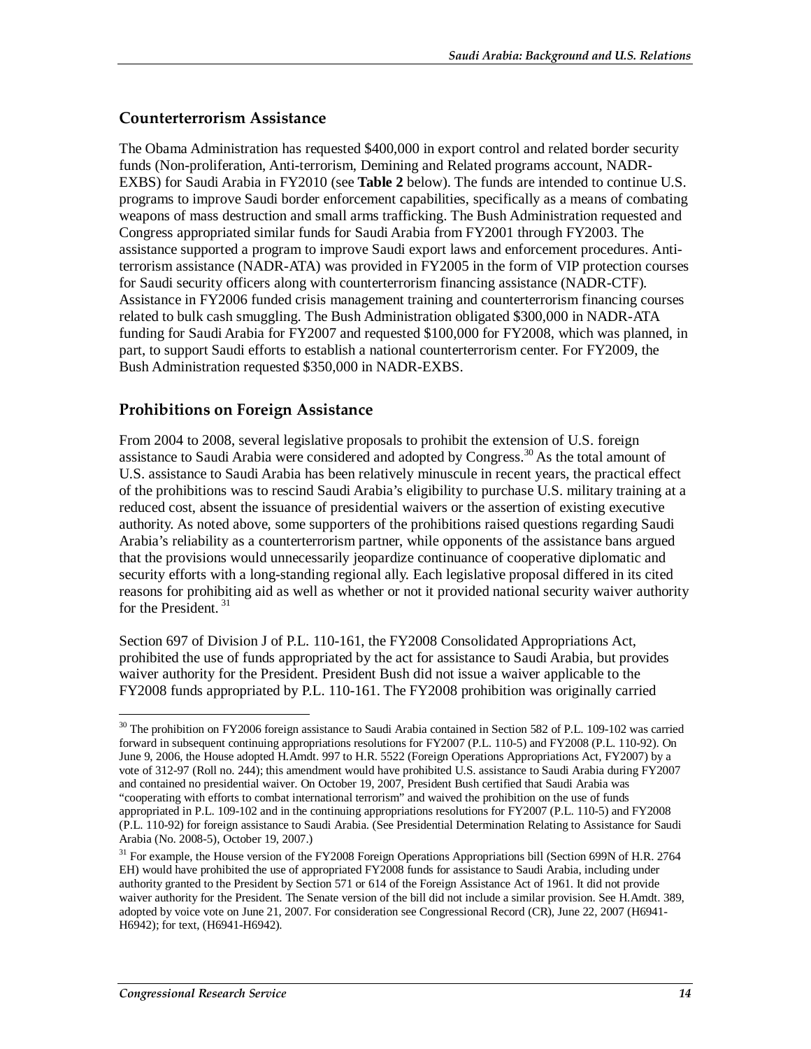## Counterterrorism Assistance

The Obama Administration has requested $400,000 in export control and related border security funds (Non-proliferation, Anti-terrorism, Demining and Related programs account, NADR-EXBS) for Saudi Arabia in FY2010 (see **Table 2** below). The funds are intended to continue U.S. programs to improve Saudi border enforcement capabilities, specifically as a means of combating weapons of mass destruction and small arms trafficking. The Bush Administration requested and Congress appropriated similar funds for Saudi Arabia from FY2001 through FY2003. The assistance supported a program to improve Saudi export laws and enforcement procedures. Anti-terrorism assistance (NADR-ATA) was provided in FY2005 in the form of VIP protection courses for Saudi security officers along with counterterrorism financing assistance (NADR-CTF). Assistance in FY2006 funded crisis management training and counterterrorism financing courses related to bulk cash smuggling. The Bush Administration obligated $300,000 in NADR-ATA funding for Saudi Arabia for FY2007 and requested $100,000 for FY2008, which was planned, in part, to support Saudi efforts to establish a national counterterrorism center. For FY2009, the Bush Administration requested $350,000 in NADR-EXBS.

## Prohibitions on Foreign Assistance

From 2004 to 2008, several legislative proposals to prohibit the extension of U.S. foreign assistance to Saudi Arabia were considered and adopted by Congress.[30] As the total amount of U.S. assistance to Saudi Arabia has been relatively minuscule in recent years, the practical effect of the prohibitions was to rescind Saudi Arabia's eligibility to purchase U.S. military training at a reduced cost, absent the issuance of presidential waivers or the assertion of existing executive authority. As noted above, some supporters of the prohibitions raised questions regarding Saudi Arabia's reliability as a counterterrorism partner, while opponents of the assistance bans argued that the provisions would unnecessarily jeopardize continuance of cooperative diplomatic and security efforts with a long-standing regional ally. Each legislative proposal differed in its cited reasons for prohibiting aid as well as whether or not it provided national security waiver authority for the President.[31]

Section 697 of Division J of P.L. 110-161, the FY2008 Consolidated Appropriations Act, prohibited the use of funds appropriated by the act for assistance to Saudi Arabia, but provides waiver authority for the President. President Bush did not issue a waiver applicable to the FY2008 funds appropriated by P.L. 110-161. The FY2008 prohibition was originally carried

---

[30] The prohibition on FY2006 foreign assistance to Saudi Arabia contained in Section 582 of P.L. 109-102 was carried forward in subsequent continuing appropriations resolutions for FY2007 (P.L. 110-5) and FY2008 (P.L. 110-92). On June 9, 2006, the House adopted H.Amdt. 997 to H.R. 5522 (Foreign Operations Appropriations Act, FY2007) by a vote of 312-97 (Roll no. 244); this amendment would have prohibited U.S. assistance to Saudi Arabia during FY2007 and contained no presidential waiver. On October 19, 2007, President Bush certified that Saudi Arabia was "cooperating with efforts to combat international terrorism" and waived the prohibition on the use of funds appropriated in P.L. 109-102 and in the continuing appropriations resolutions for FY2007 (P.L. 110-5) and FY2008 (P.L. 110-92) for foreign assistance to Saudi Arabia. (See Presidential Determination Relating to Assistance for Saudi Arabia (No. 2008-5), October 19, 2007.)

[31] For example, the House version of the FY2008 Foreign Operations Appropriations bill (Section 699N of H.R. 2764 EH) would have prohibited the use of appropriated FY2008 funds for assistance to Saudi Arabia, including under authority granted to the President by Section 571 or 614 of the Foreign Assistance Act of 1961. It did not provide waiver authority for the President. The Senate version of the bill did not include a similar provision. See H.Amdt. 389, adopted by voice vote on June 21, 2007. For consideration see Congressional Record (CR), June 22, 2007 (H6941-H6942); for text, (H6941-H6942).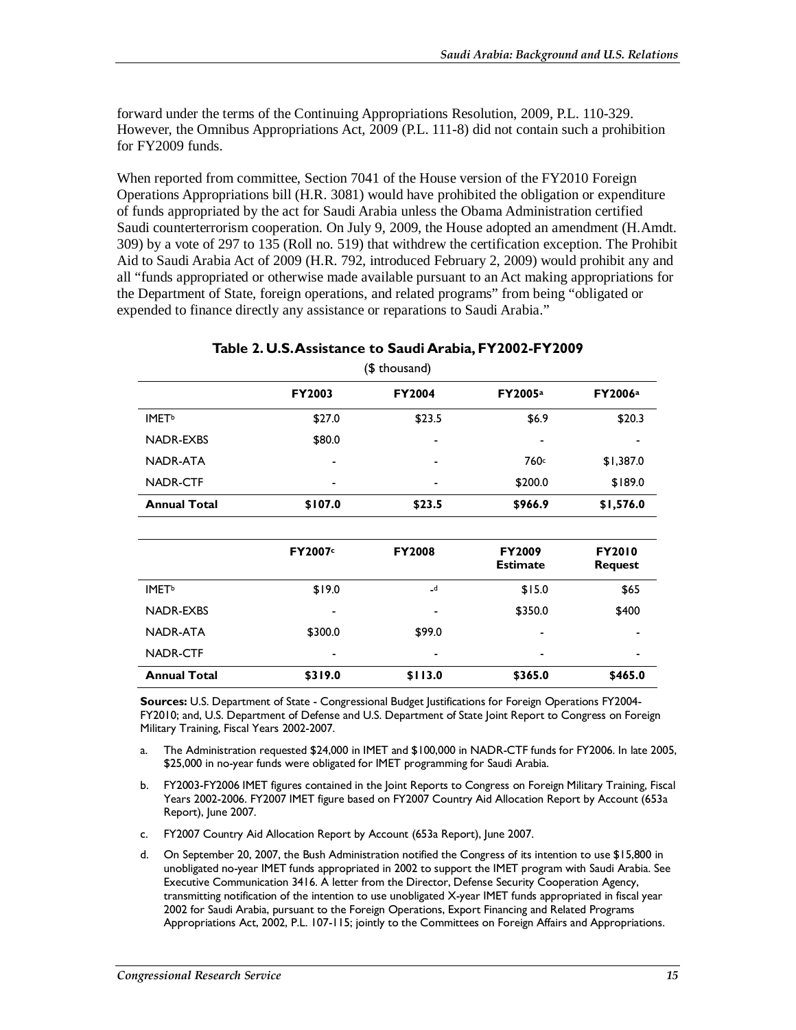forward under the terms of the Continuing Appropriations Resolution, 2009, P.L. 110-329. However, the Omnibus Appropriations Act, 2009 (P.L. 111-8) did not contain such a prohibition for FY2009 funds.

When reported from committee, Section 7041 of the House version of the FY2010 Foreign Operations Appropriations bill (H.R. 3081) would have prohibited the obligation or expenditure of funds appropriated by the act for Saudi Arabia unless the Obama Administration certified Saudi counterterrorism cooperation. On July 9, 2009, the House adopted an amendment (H.Amdt. 309) by a vote of 297 to 135 (Roll no. 519) that withdrew the certification exception. The Prohibit Aid to Saudi Arabia Act of 2009 (H.R. 792, introduced February 2, 2009) would prohibit any and all "funds appropriated or otherwise made available pursuant to an Act making appropriations for the Department of State, foreign operations, and related programs" from being "obligated or expended to finance directly any assistance or reparations to Saudi Arabia."

**Table 2. U.S. Assistance to Saudi Arabia, FY2002-FY2009**

($ thousand)

| | FY2003 | FY2004 | FY2005[a] | FY2006[a] |
|---|---|---|---|---|
| IMET[b] | $27.0 | $23.5 | $6.9 | $20.3 |
| NADR-EXBS | $80.0 | - | - | - |
| NADR-ATA | - | - | 760[c] | $1,387.0 |
| NADR-CTF | - | - | $200.0 | $189.0 |
| **Annual Total** | **$107.0** | **$23.5** | **$966.9** | **$1,576.0** |

| | FY2007[c] | FY2008 | FY2009 Estimate | FY2010 Request |
|---|---|---|---|---|
| IMET[b] | $19.0 | -[d] | $15.0 | $65 |
| NADR-EXBS | - | - | $350.0 | $400 |
| NADR-ATA | $300.0 | $99.0 | - | - |
| NADR-CTF | - | - | - | - |
| **Annual Total** | **$319.0** | **$113.0** | **$365.0** | **$465.0** |

**Sources:** U.S. Department of State - Congressional Budget Justifications for Foreign Operations FY2004-FY2010; and, U.S. Department of Defense and U.S. Department of State Joint Report to Congress on Foreign Military Training, Fiscal Years 2002-2007.

a. The Administration requested $24,000 in IMET and $100,000 in NADR-CTF funds for FY2006. In late 2005, $25,000 in no-year funds were obligated for IMET programming for Saudi Arabia.

b. FY2003-FY2006 IMET figures contained in the Joint Reports to Congress on Foreign Military Training, Fiscal Years 2002-2006. FY2007 IMET figure based on FY2007 Country Aid Allocation Report by Account (653a Report), June 2007.

c. FY2007 Country Aid Allocation Report by Account (653a Report), June 2007.

d. On September 20, 2007, the Bush Administration notified the Congress of its intention to use $15,800 in unobligated no-year IMET funds appropriated in 2002 to support the IMET program with Saudi Arabia. See Executive Communication 3416. A letter from the Director, Defense Security Cooperation Agency, transmitting notification of the intention to use unobligated X-year IMET funds appropriated in fiscal year 2002 for Saudi Arabia, pursuant to the Foreign Operations, Export Financing and Related Programs Appropriations Act, 2002, P.L. 107-115; jointly to the Committees on Foreign Affairs and Appropriations.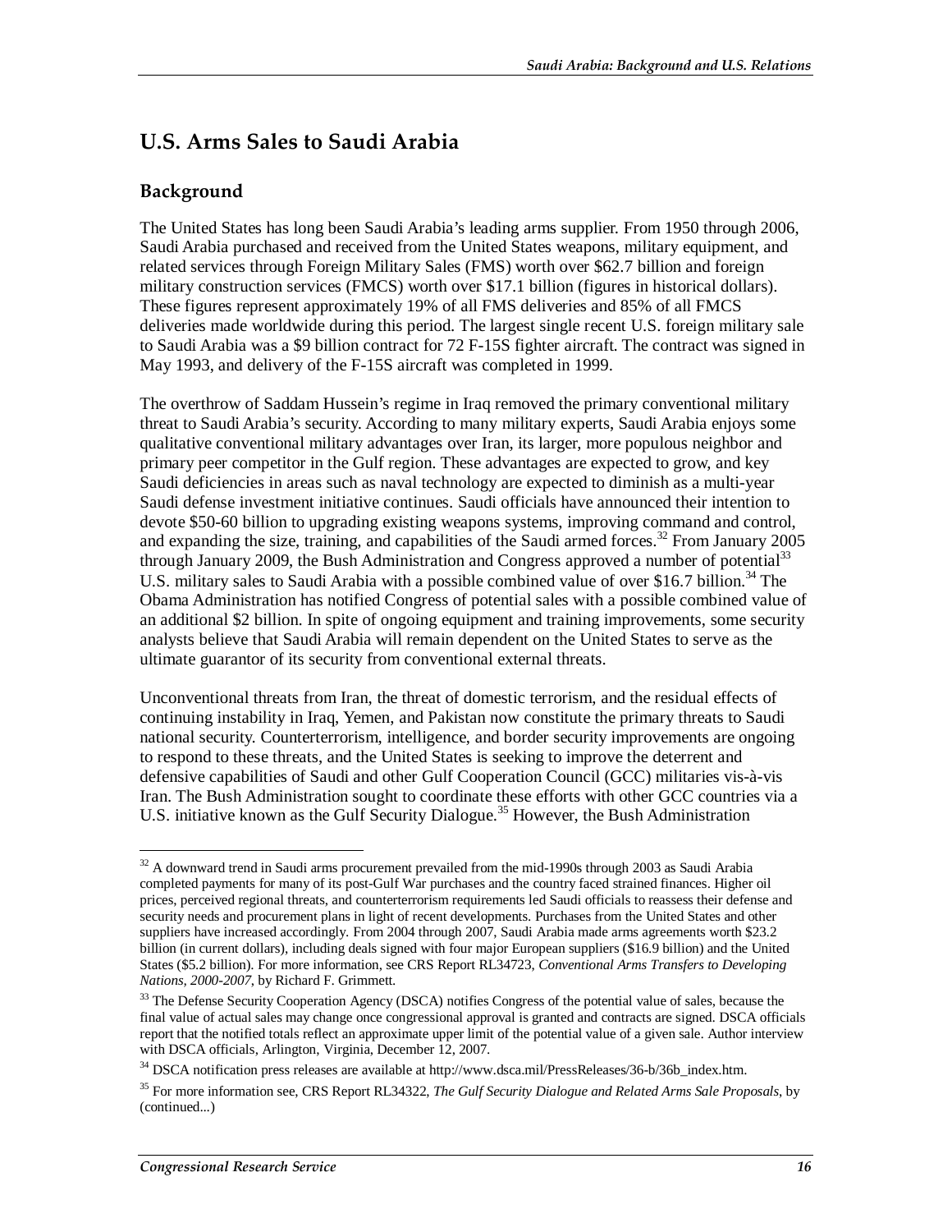## U.S. Arms Sales to Saudi Arabia

### Background

The United States has long been Saudi Arabia's leading arms supplier. From 1950 through 2006, Saudi Arabia purchased and received from the United States weapons, military equipment, and related services through Foreign Military Sales (FMS) worth over $62.7 billion and foreign military construction services (FMCS) worth over $17.1 billion (figures in historical dollars). These figures represent approximately 19% of all FMS deliveries and 85% of all FMCS deliveries made worldwide during this period. The largest single recent U.S. foreign military sale to Saudi Arabia was a $9 billion contract for 72 F-15S fighter aircraft. The contract was signed in May 1993, and delivery of the F-15S aircraft was completed in 1999.

The overthrow of Saddam Hussein's regime in Iraq removed the primary conventional military threat to Saudi Arabia's security. According to many military experts, Saudi Arabia enjoys some qualitative conventional military advantages over Iran, its larger, more populous neighbor and primary peer competitor in the Gulf region. These advantages are expected to grow, and key Saudi deficiencies in areas such as naval technology are expected to diminish as a multi-year Saudi defense investment initiative continues. Saudi officials have announced their intention to devote $50-60 billion to upgrading existing weapons systems, improving command and control, and expanding the size, training, and capabilities of the Saudi armed forces.[32] From January 2005 through January 2009, the Bush Administration and Congress approved a number of potential[33] U.S. military sales to Saudi Arabia with a possible combined value of over $16.7 billion.[34] The Obama Administration has notified Congress of potential sales with a possible combined value of an additional $2 billion. In spite of ongoing equipment and training improvements, some security analysts believe that Saudi Arabia will remain dependent on the United States to serve as the ultimate guarantor of its security from conventional external threats.

Unconventional threats from Iran, the threat of domestic terrorism, and the residual effects of continuing instability in Iraq, Yemen, and Pakistan now constitute the primary threats to Saudi national security. Counterterrorism, intelligence, and border security improvements are ongoing to respond to these threats, and the United States is seeking to improve the deterrent and defensive capabilities of Saudi and other Gulf Cooperation Council (GCC) militaries vis-à-vis Iran. The Bush Administration sought to coordinate these efforts with other GCC countries via a U.S. initiative known as the Gulf Security Dialogue.[35] However, the Bush Administration

---

[32] A downward trend in Saudi arms procurement prevailed from the mid-1990s through 2003 as Saudi Arabia completed payments for many of its post-Gulf War purchases and the country faced strained finances. Higher oil prices, perceived regional threats, and counterterrorism requirements led Saudi officials to reassess their defense and security needs and procurement plans in light of recent developments. Purchases from the United States and other suppliers have increased accordingly. From 2004 through 2007, Saudi Arabia made arms agreements worth $23.2 billion (in current dollars), including deals signed with four major European suppliers ($16.9 billion) and the United States ($5.2 billion). For more information, see CRS Report RL34723, *Conventional Arms Transfers to Developing Nations, 2000-2007*, by Richard F. Grimmett.

[33] The Defense Security Cooperation Agency (DSCA) notifies Congress of the potential value of sales, because the final value of actual sales may change once congressional approval is granted and contracts are signed. DSCA officials report that the notified totals reflect an approximate upper limit of the potential value of a given sale. Author interview with DSCA officials, Arlington, Virginia, December 12, 2007.

[34] DSCA notification press releases are available at http://www.dsca.mil/PressReleases/36-b/36b_index.htm.

[35] For more information see, CRS Report RL34322, *The Gulf Security Dialogue and Related Arms Sale Proposals*, by (continued...)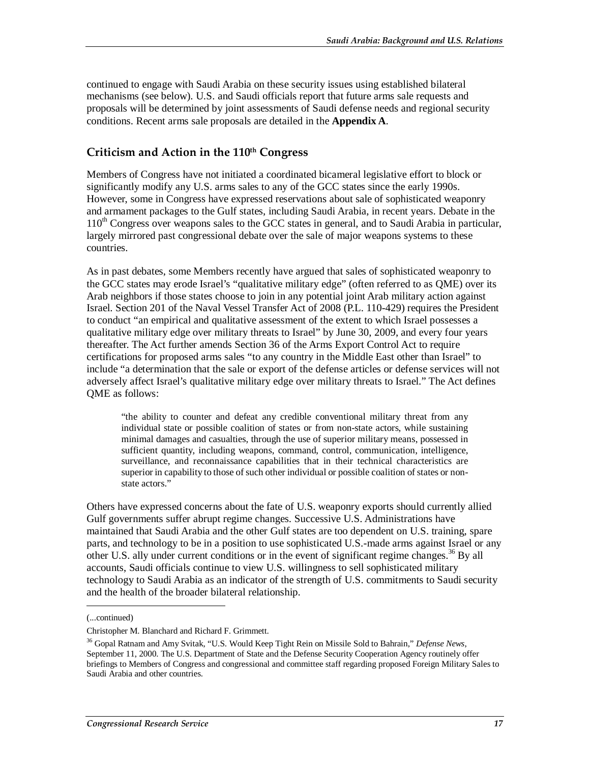continued to engage with Saudi Arabia on these security issues using established bilateral mechanisms (see below). U.S. and Saudi officials report that future arms sale requests and proposals will be determined by joint assessments of Saudi defense needs and regional security conditions. Recent arms sale proposals are detailed in the **Appendix A**.

## Criticism and Action in the 110th Congress

Members of Congress have not initiated a coordinated bicameral legislative effort to block or significantly modify any U.S. arms sales to any of the GCC states since the early 1990s. However, some in Congress have expressed reservations about sale of sophisticated weaponry and armament packages to the Gulf states, including Saudi Arabia, in recent years. Debate in the 110th Congress over weapons sales to the GCC states in general, and to Saudi Arabia in particular, largely mirrored past congressional debate over the sale of major weapons systems to these countries.

As in past debates, some Members recently have argued that sales of sophisticated weaponry to the GCC states may erode Israel's "qualitative military edge" (often referred to as QME) over its Arab neighbors if those states choose to join in any potential joint Arab military action against Israel. Section 201 of the Naval Vessel Transfer Act of 2008 (P.L. 110-429) requires the President to conduct "an empirical and qualitative assessment of the extent to which Israel possesses a qualitative military edge over military threats to Israel" by June 30, 2009, and every four years thereafter. The Act further amends Section 36 of the Arms Export Control Act to require certifications for proposed arms sales "to any country in the Middle East other than Israel" to include "a determination that the sale or export of the defense articles or defense services will not adversely affect Israel's qualitative military edge over military threats to Israel." The Act defines QME as follows:

> "the ability to counter and defeat any credible conventional military threat from any individual state or possible coalition of states or from non-state actors, while sustaining minimal damages and casualties, through the use of superior military means, possessed in sufficient quantity, including weapons, command, control, communication, intelligence, surveillance, and reconnaissance capabilities that in their technical characteristics are superior in capability to those of such other individual or possible coalition of states or non-state actors."

Others have expressed concerns about the fate of U.S. weaponry exports should currently allied Gulf governments suffer abrupt regime changes. Successive U.S. Administrations have maintained that Saudi Arabia and the other Gulf states are too dependent on U.S. training, spare parts, and technology to be in a position to use sophisticated U.S.-made arms against Israel or any other U.S. ally under current conditions or in the event of significant regime changes.[36] By all accounts, Saudi officials continue to view U.S. willingness to sell sophisticated military technology to Saudi Arabia as an indicator of the strength of U.S. commitments to Saudi security and the health of the broader bilateral relationship.

---

(...continued)

Christopher M. Blanchard and Richard F. Grimmett.

[36] Gopal Ratnam and Amy Svitak, "U.S. Would Keep Tight Rein on Missile Sold to Bahrain," *Defense News*, September 11, 2000. The U.S. Department of State and the Defense Security Cooperation Agency routinely offer briefings to Members of Congress and congressional and committee staff regarding proposed Foreign Military Sales to Saudi Arabia and other countries.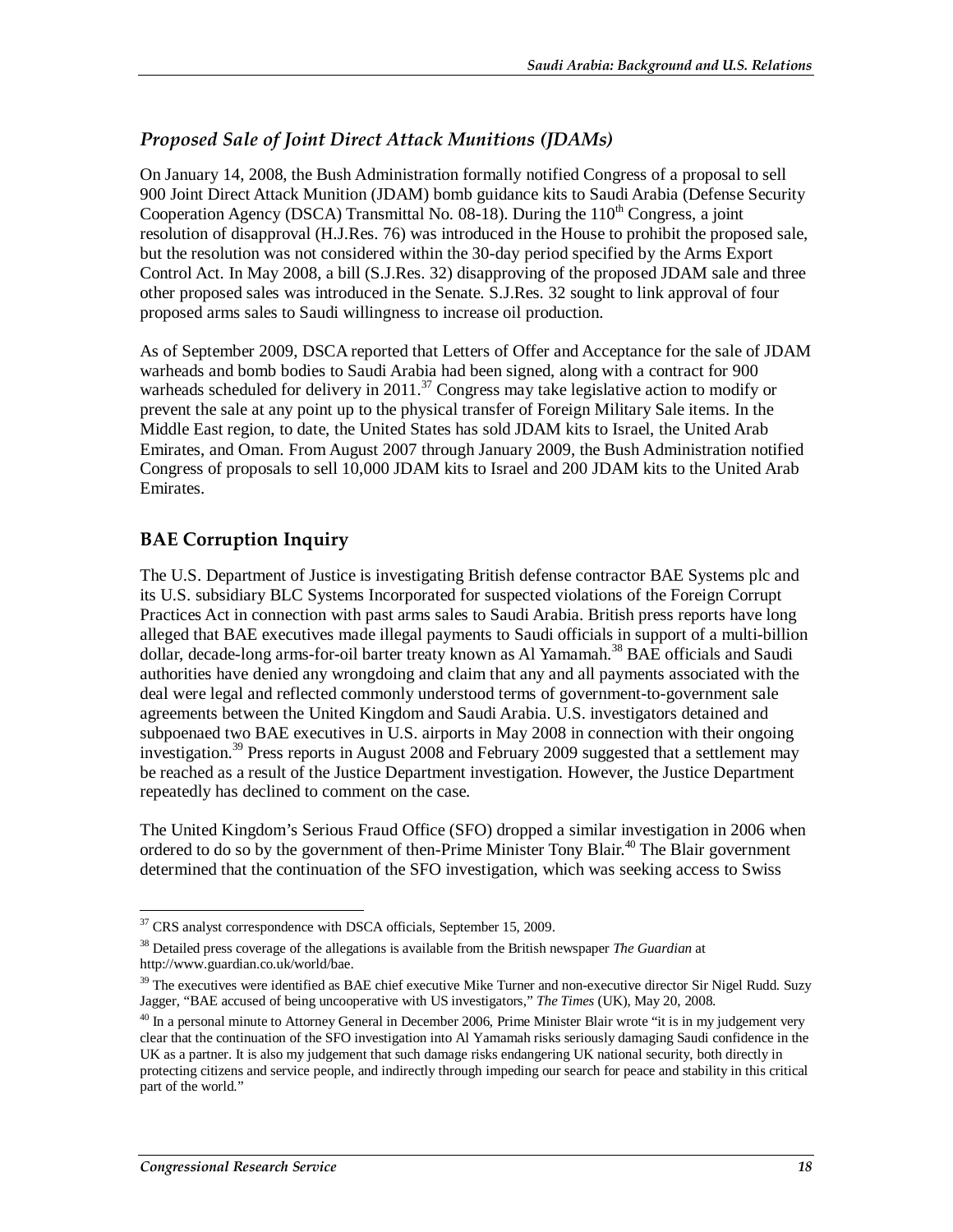### *Proposed Sale of Joint Direct Attack Munitions (JDAMs)*

On January 14, 2008, the Bush Administration formally notified Congress of a proposal to sell 900 Joint Direct Attack Munition (JDAM) bomb guidance kits to Saudi Arabia (Defense Security Cooperation Agency (DSCA) Transmittal No. 08-18). During the 110th Congress, a joint resolution of disapproval (H.J.Res. 76) was introduced in the House to prohibit the proposed sale, but the resolution was not considered within the 30-day period specified by the Arms Export Control Act. In May 2008, a bill (S.J.Res. 32) disapproving of the proposed JDAM sale and three other proposed sales was introduced in the Senate. S.J.Res. 32 sought to link approval of four proposed arms sales to Saudi willingness to increase oil production.

As of September 2009, DSCA reported that Letters of Offer and Acceptance for the sale of JDAM warheads and bomb bodies to Saudi Arabia had been signed, along with a contract for 900 warheads scheduled for delivery in 2011.[37] Congress may take legislative action to modify or prevent the sale at any point up to the physical transfer of Foreign Military Sale items. In the Middle East region, to date, the United States has sold JDAM kits to Israel, the United Arab Emirates, and Oman. From August 2007 through January 2009, the Bush Administration notified Congress of proposals to sell 10,000 JDAM kits to Israel and 200 JDAM kits to the United Arab Emirates.

## BAE Corruption Inquiry

The U.S. Department of Justice is investigating British defense contractor BAE Systems plc and its U.S. subsidiary BLC Systems Incorporated for suspected violations of the Foreign Corrupt Practices Act in connection with past arms sales to Saudi Arabia. British press reports have long alleged that BAE executives made illegal payments to Saudi officials in support of a multi-billion dollar, decade-long arms-for-oil barter treaty known as Al Yamamah.[38] BAE officials and Saudi authorities have denied any wrongdoing and claim that any and all payments associated with the deal were legal and reflected commonly understood terms of government-to-government sale agreements between the United Kingdom and Saudi Arabia. U.S. investigators detained and subpoenaed two BAE executives in U.S. airports in May 2008 in connection with their ongoing investigation.[39] Press reports in August 2008 and February 2009 suggested that a settlement may be reached as a result of the Justice Department investigation. However, the Justice Department repeatedly has declined to comment on the case.

The United Kingdom's Serious Fraud Office (SFO) dropped a similar investigation in 2006 when ordered to do so by the government of then-Prime Minister Tony Blair.[40] The Blair government determined that the continuation of the SFO investigation, which was seeking access to Swiss

---

[37] CRS analyst correspondence with DSCA officials, September 15, 2009.

[38] Detailed press coverage of the allegations is available from the British newspaper *The Guardian* at http://www.guardian.co.uk/world/bae.

[39] The executives were identified as BAE chief executive Mike Turner and non-executive director Sir Nigel Rudd. Suzy Jagger, "BAE accused of being uncooperative with US investigators," *The Times* (UK), May 20, 2008.

[40] In a personal minute to Attorney General in December 2006, Prime Minister Blair wrote "it is in my judgement very clear that the continuation of the SFO investigation into Al Yamamah risks seriously damaging Saudi confidence in the UK as a partner. It is also my judgement that such damage risks endangering UK national security, both directly in protecting citizens and service people, and indirectly through impeding our search for peace and stability in this critical part of the world."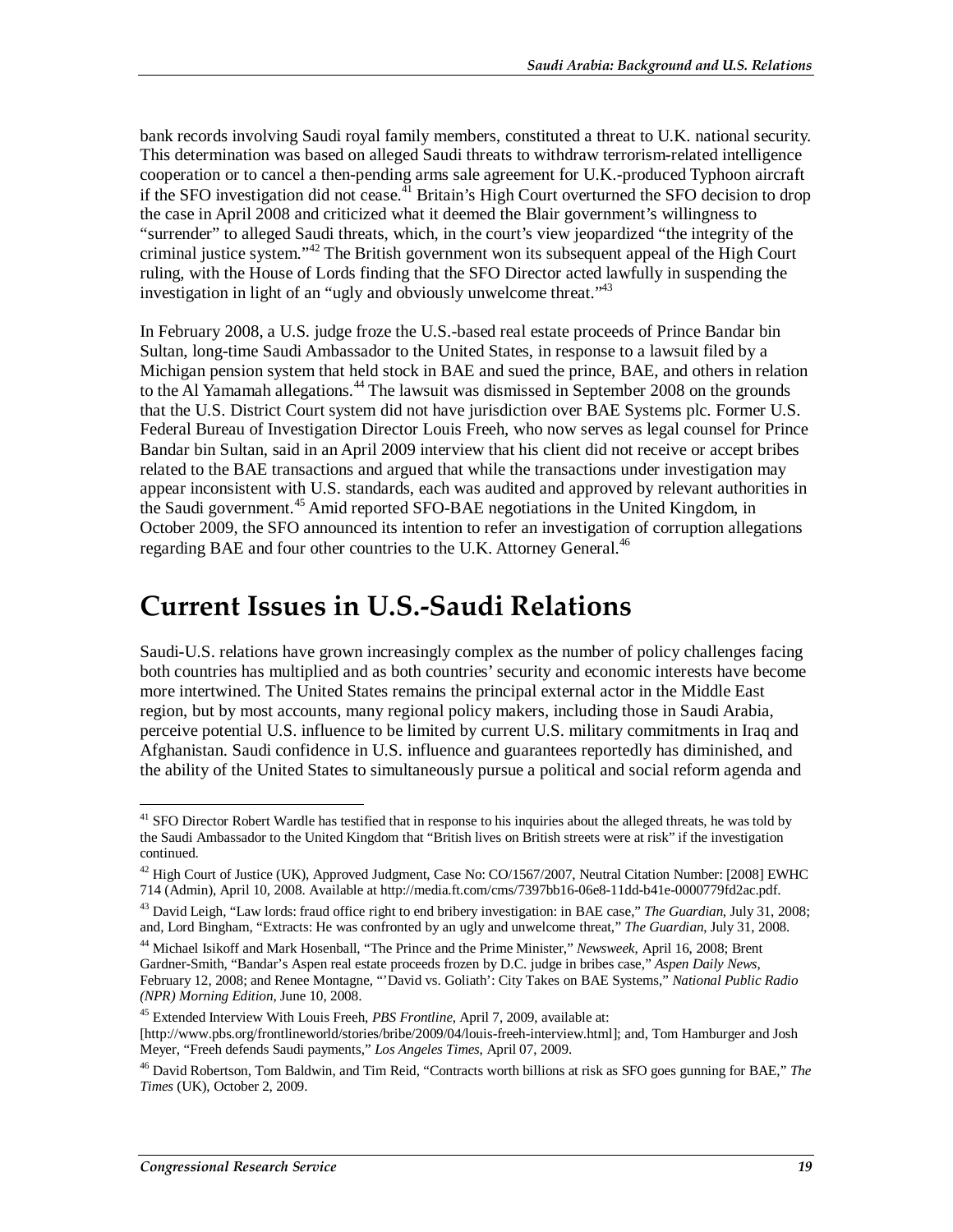bank records involving Saudi royal family members, constituted a threat to U.K. national security. This determination was based on alleged Saudi threats to withdraw terrorism-related intelligence cooperation or to cancel a then-pending arms sale agreement for U.K.-produced Typhoon aircraft if the SFO investigation did not cease.[41] Britain's High Court overturned the SFO decision to drop the case in April 2008 and criticized what it deemed the Blair government's willingness to "surrender" to alleged Saudi threats, which, in the court's view jeopardized "the integrity of the criminal justice system."[42] The British government won its subsequent appeal of the High Court ruling, with the House of Lords finding that the SFO Director acted lawfully in suspending the investigation in light of an "ugly and obviously unwelcome threat."[43]

In February 2008, a U.S. judge froze the U.S.-based real estate proceeds of Prince Bandar bin Sultan, long-time Saudi Ambassador to the United States, in response to a lawsuit filed by a Michigan pension system that held stock in BAE and sued the prince, BAE, and others in relation to the Al Yamamah allegations.[44] The lawsuit was dismissed in September 2008 on the grounds that the U.S. District Court system did not have jurisdiction over BAE Systems plc. Former U.S. Federal Bureau of Investigation Director Louis Freeh, who now serves as legal counsel for Prince Bandar bin Sultan, said in an April 2009 interview that his client did not receive or accept bribes related to the BAE transactions and argued that while the transactions under investigation may appear inconsistent with U.S. standards, each was audited and approved by relevant authorities in the Saudi government.[45] Amid reported SFO-BAE negotiations in the United Kingdom, in October 2009, the SFO announced its intention to refer an investigation of corruption allegations regarding BAE and four other countries to the U.K. Attorney General.[46]

# Current Issues in U.S.-Saudi Relations

Saudi-U.S. relations have grown increasingly complex as the number of policy challenges facing both countries has multiplied and as both countries' security and economic interests have become more intertwined. The United States remains the principal external actor in the Middle East region, but by most accounts, many regional policy makers, including those in Saudi Arabia, perceive potential U.S. influence to be limited by current U.S. military commitments in Iraq and Afghanistan. Saudi confidence in U.S. influence and guarantees reportedly has diminished, and the ability of the United States to simultaneously pursue a political and social reform agenda and

---

[41] SFO Director Robert Wardle has testified that in response to his inquiries about the alleged threats, he was told by the Saudi Ambassador to the United Kingdom that "British lives on British streets were at risk" if the investigation continued.

[42] High Court of Justice (UK), Approved Judgment, Case No: CO/1567/2007, Neutral Citation Number: [2008] EWHC 714 (Admin), April 10, 2008. Available at http://media.ft.com/cms/7397bb16-06e8-11dd-b41e-0000779fd2ac.pdf.

[43] David Leigh, "Law lords: fraud office right to end bribery investigation: in BAE case," *The Guardian*, July 31, 2008; and, Lord Bingham, "Extracts: He was confronted by an ugly and unwelcome threat," *The Guardian*, July 31, 2008.

[44] Michael Isikoff and Mark Hosenball, "The Prince and the Prime Minister," *Newsweek*, April 16, 2008; Brent Gardner-Smith, "Bandar's Aspen real estate proceeds frozen by D.C. judge in bribes case," *Aspen Daily News*, February 12, 2008; and Renee Montagne, "'David vs. Goliath': City Takes on BAE Systems," *National Public Radio (NPR) Morning Edition*, June 10, 2008.

[45] Extended Interview With Louis Freeh, *PBS Frontline*, April 7, 2009, available at: [http://www.pbs.org/frontlineworld/stories/bribe/2009/04/louis-freeh-interview.html]; and, Tom Hamburger and Josh Meyer, "Freeh defends Saudi payments," *Los Angeles Times*, April 07, 2009.

[46] David Robertson, Tom Baldwin, and Tim Reid, "Contracts worth billions at risk as SFO goes gunning for BAE," *The Times* (UK), October 2, 2009.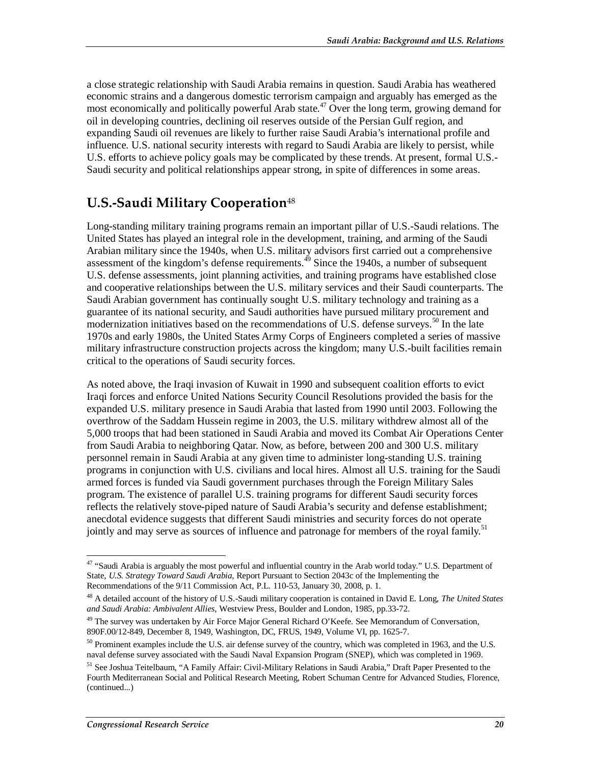a close strategic relationship with Saudi Arabia remains in question. Saudi Arabia has weathered economic strains and a dangerous domestic terrorism campaign and arguably has emerged as the most economically and politically powerful Arab state.[47] Over the long term, growing demand for oil in developing countries, declining oil reserves outside of the Persian Gulf region, and expanding Saudi oil revenues are likely to further raise Saudi Arabia's international profile and influence. U.S. national security interests with regard to Saudi Arabia are likely to persist, while U.S. efforts to achieve policy goals may be complicated by these trends. At present, formal U.S.-Saudi security and political relationships appear strong, in spite of differences in some areas.

## U.S.-Saudi Military Cooperation[48]

Long-standing military training programs remain an important pillar of U.S.-Saudi relations. The United States has played an integral role in the development, training, and arming of the Saudi Arabian military since the 1940s, when U.S. military advisors first carried out a comprehensive assessment of the kingdom's defense requirements.[49] Since the 1940s, a number of subsequent U.S. defense assessments, joint planning activities, and training programs have established close and cooperative relationships between the U.S. military services and their Saudi counterparts. The Saudi Arabian government has continually sought U.S. military technology and training as a guarantee of its national security, and Saudi authorities have pursued military procurement and modernization initiatives based on the recommendations of U.S. defense surveys.[50] In the late 1970s and early 1980s, the United States Army Corps of Engineers completed a series of massive military infrastructure construction projects across the kingdom; many U.S.-built facilities remain critical to the operations of Saudi security forces.

As noted above, the Iraqi invasion of Kuwait in 1990 and subsequent coalition efforts to evict Iraqi forces and enforce United Nations Security Council Resolutions provided the basis for the expanded U.S. military presence in Saudi Arabia that lasted from 1990 until 2003. Following the overthrow of the Saddam Hussein regime in 2003, the U.S. military withdrew almost all of the 5,000 troops that had been stationed in Saudi Arabia and moved its Combat Air Operations Center from Saudi Arabia to neighboring Qatar. Now, as before, between 200 and 300 U.S. military personnel remain in Saudi Arabia at any given time to administer long-standing U.S. training programs in conjunction with U.S. civilians and local hires. Almost all U.S. training for the Saudi armed forces is funded via Saudi government purchases through the Foreign Military Sales program. The existence of parallel U.S. training programs for different Saudi security forces reflects the relatively stove-piped nature of Saudi Arabia's security and defense establishment; anecdotal evidence suggests that different Saudi ministries and security forces do not operate jointly and may serve as sources of influence and patronage for members of the royal family.[51]

---

[47] "Saudi Arabia is arguably the most powerful and influential country in the Arab world today." U.S. Department of State, *U.S. Strategy Toward Saudi Arabia*, Report Pursuant to Section 2043c of the Implementing the Recommendations of the 9/11 Commission Act, P.L. 110-53, January 30, 2008, p. 1.

[48] A detailed account of the history of U.S.-Saudi military cooperation is contained in David E. Long, *The United States and Saudi Arabia: Ambivalent Allies*, Westview Press, Boulder and London, 1985, pp.33-72.

[49] The survey was undertaken by Air Force Major General Richard O'Keefe. See Memorandum of Conversation, 890F.00/12-849, December 8, 1949, Washington, DC, FRUS, 1949, Volume VI, pp. 1625-7.

[50] Prominent examples include the U.S. air defense survey of the country, which was completed in 1963, and the U.S. naval defense survey associated with the Saudi Naval Expansion Program (SNEP), which was completed in 1969.

[51] See Joshua Teitelbaum, "A Family Affair: Civil-Military Relations in Saudi Arabia," Draft Paper Presented to the Fourth Mediterranean Social and Political Research Meeting, Robert Schuman Centre for Advanced Studies, Florence, (continued...)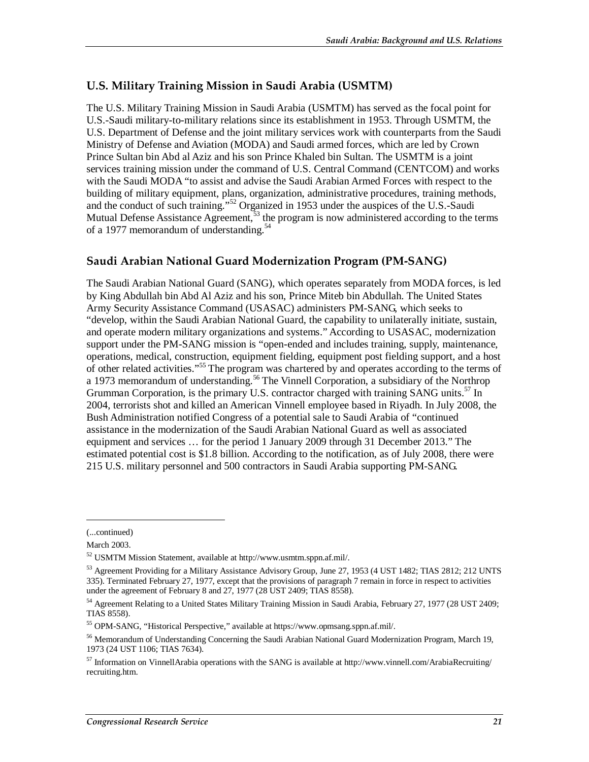## U.S. Military Training Mission in Saudi Arabia (USMTM)

The U.S. Military Training Mission in Saudi Arabia (USMTM) has served as the focal point for U.S.-Saudi military-to-military relations since its establishment in 1953. Through USMTM, the U.S. Department of Defense and the joint military services work with counterparts from the Saudi Ministry of Defense and Aviation (MODA) and Saudi armed forces, which are led by Crown Prince Sultan bin Abd al Aziz and his son Prince Khaled bin Sultan. The USMTM is a joint services training mission under the command of U.S. Central Command (CENTCOM) and works with the Saudi MODA "to assist and advise the Saudi Arabian Armed Forces with respect to the building of military equipment, plans, organization, administrative procedures, training methods, and the conduct of such training."[52] Organized in 1953 under the auspices of the U.S.-Saudi Mutual Defense Assistance Agreement,[53] the program is now administered according to the terms of a 1977 memorandum of understanding.[54]

## Saudi Arabian National Guard Modernization Program (PM-SANG)

The Saudi Arabian National Guard (SANG), which operates separately from MODA forces, is led by King Abdullah bin Abd Al Aziz and his son, Prince Miteb bin Abdullah. The United States Army Security Assistance Command (USASAC) administers PM-SANG, which seeks to "develop, within the Saudi Arabian National Guard, the capability to unilaterally initiate, sustain, and operate modern military organizations and systems." According to USASAC, modernization support under the PM-SANG mission is "open-ended and includes training, supply, maintenance, operations, medical, construction, equipment fielding, equipment post fielding support, and a host of other related activities."[55] The program was chartered by and operates according to the terms of a 1973 memorandum of understanding.[56] The Vinnell Corporation, a subsidiary of the Northrop Grumman Corporation, is the primary U.S. contractor charged with training SANG units.[57] In 2004, terrorists shot and killed an American Vinnell employee based in Riyadh. In July 2008, the Bush Administration notified Congress of a potential sale to Saudi Arabia of "continued assistance in the modernization of the Saudi Arabian National Guard as well as associated equipment and services … for the period 1 January 2009 through 31 December 2013." The estimated potential cost is $1.8 billion. According to the notification, as of July 2008, there were 215 U.S. military personnel and 500 contractors in Saudi Arabia supporting PM-SANG.

---

(...continued)

March 2003.

[52] USMTM Mission Statement, available at http://www.usmtm.sppn.af.mil/.

[53] Agreement Providing for a Military Assistance Advisory Group, June 27, 1953 (4 UST 1482; TIAS 2812; 212 UNTS 335). Terminated February 27, 1977, except that the provisions of paragraph 7 remain in force in respect to activities under the agreement of February 8 and 27, 1977 (28 UST 2409; TIAS 8558).

[54] Agreement Relating to a United States Military Training Mission in Saudi Arabia, February 27, 1977 (28 UST 2409; TIAS 8558).

[55] OPM-SANG, "Historical Perspective," available at https://www.opmsang.sppn.af.mil/.

[56] Memorandum of Understanding Concerning the Saudi Arabian National Guard Modernization Program, March 19, 1973 (24 UST 1106; TIAS 7634).

[57] Information on VinnellArabia operations with the SANG is available at http://www.vinnell.com/ArabiaRecruiting/recruiting.htm.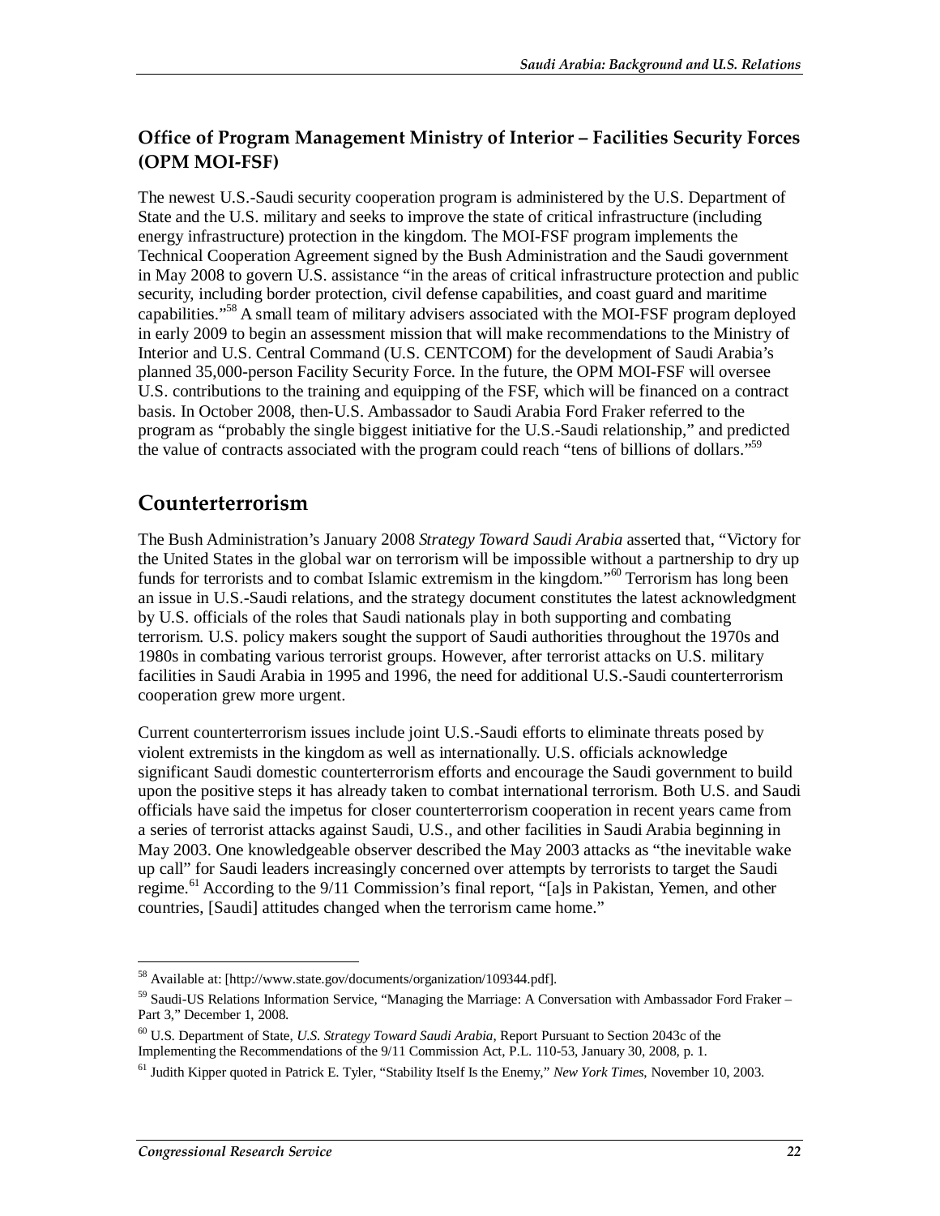### Office of Program Management Ministry of Interior – Facilities Security Forces (OPM MOI-FSF)

The newest U.S.-Saudi security cooperation program is administered by the U.S. Department of State and the U.S. military and seeks to improve the state of critical infrastructure (including energy infrastructure) protection in the kingdom. The MOI-FSF program implements the Technical Cooperation Agreement signed by the Bush Administration and the Saudi government in May 2008 to govern U.S. assistance "in the areas of critical infrastructure protection and public security, including border protection, civil defense capabilities, and coast guard and maritime capabilities."[58] A small team of military advisers associated with the MOI-FSF program deployed in early 2009 to begin an assessment mission that will make recommendations to the Ministry of Interior and U.S. Central Command (U.S. CENTCOM) for the development of Saudi Arabia's planned 35,000-person Facility Security Force. In the future, the OPM MOI-FSF will oversee U.S. contributions to the training and equipping of the FSF, which will be financed on a contract basis. In October 2008, then-U.S. Ambassador to Saudi Arabia Ford Fraker referred to the program as "probably the single biggest initiative for the U.S.-Saudi relationship," and predicted the value of contracts associated with the program could reach "tens of billions of dollars."[59]

## Counterterrorism

The Bush Administration's January 2008 *Strategy Toward Saudi Arabia* asserted that, "Victory for the United States in the global war on terrorism will be impossible without a partnership to dry up funds for terrorists and to combat Islamic extremism in the kingdom."[60] Terrorism has long been an issue in U.S.-Saudi relations, and the strategy document constitutes the latest acknowledgment by U.S. officials of the roles that Saudi nationals play in both supporting and combating terrorism. U.S. policy makers sought the support of Saudi authorities throughout the 1970s and 1980s in combating various terrorist groups. However, after terrorist attacks on U.S. military facilities in Saudi Arabia in 1995 and 1996, the need for additional U.S.-Saudi counterterrorism cooperation grew more urgent.

Current counterterrorism issues include joint U.S.-Saudi efforts to eliminate threats posed by violent extremists in the kingdom as well as internationally. U.S. officials acknowledge significant Saudi domestic counterterrorism efforts and encourage the Saudi government to build upon the positive steps it has already taken to combat international terrorism. Both U.S. and Saudi officials have said the impetus for closer counterterrorism cooperation in recent years came from a series of terrorist attacks against Saudi, U.S., and other facilities in Saudi Arabia beginning in May 2003. One knowledgeable observer described the May 2003 attacks as "the inevitable wake up call" for Saudi leaders increasingly concerned over attempts by terrorists to target the Saudi regime.[61] According to the 9/11 Commission's final report, "[a]s in Pakistan, Yemen, and other countries, [Saudi] attitudes changed when the terrorism came home."

---

[58] Available at: [http://www.state.gov/documents/organization/109344.pdf].

[59] Saudi-US Relations Information Service, "Managing the Marriage: A Conversation with Ambassador Ford Fraker – Part 3," December 1, 2008.

[60] U.S. Department of State, *U.S. Strategy Toward Saudi Arabia*, Report Pursuant to Section 2043c of the Implementing the Recommendations of the 9/11 Commission Act, P.L. 110-53, January 30, 2008, p. 1.

[61] Judith Kipper quoted in Patrick E. Tyler, "Stability Itself Is the Enemy," *New York Times*, November 10, 2003.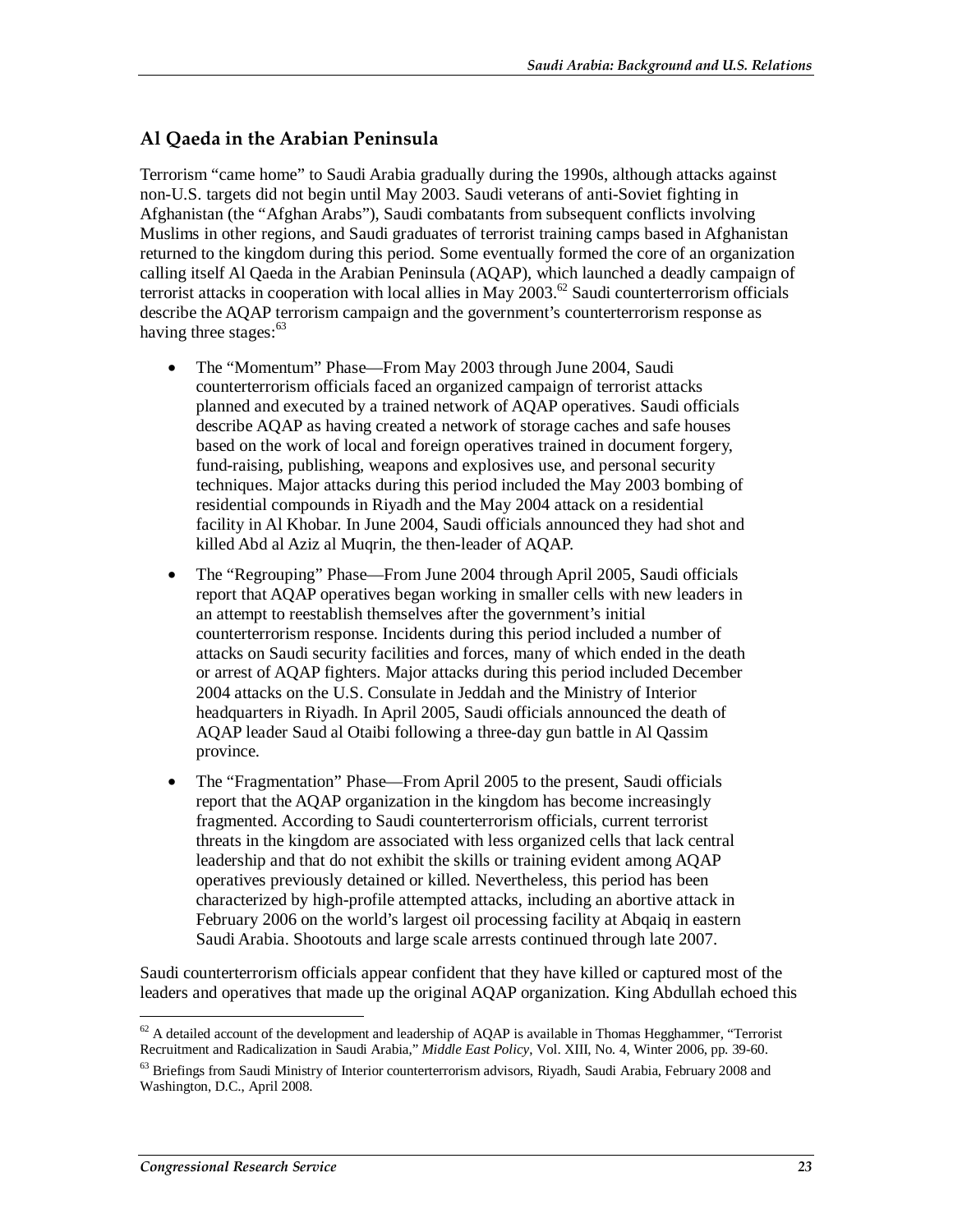## Al Qaeda in the Arabian Peninsula

Terrorism "came home" to Saudi Arabia gradually during the 1990s, although attacks against non-U.S. targets did not begin until May 2003. Saudi veterans of anti-Soviet fighting in Afghanistan (the "Afghan Arabs"), Saudi combatants from subsequent conflicts involving Muslims in other regions, and Saudi graduates of terrorist training camps based in Afghanistan returned to the kingdom during this period. Some eventually formed the core of an organization calling itself Al Qaeda in the Arabian Peninsula (AQAP), which launched a deadly campaign of terrorist attacks in cooperation with local allies in May 2003.[62] Saudi counterterrorism officials describe the AQAP terrorism campaign and the government's counterterrorism response as having three stages:[63]

- The "Momentum" Phase—From May 2003 through June 2004, Saudi counterterrorism officials faced an organized campaign of terrorist attacks planned and executed by a trained network of AQAP operatives. Saudi officials describe AQAP as having created a network of storage caches and safe houses based on the work of local and foreign operatives trained in document forgery, fund-raising, publishing, weapons and explosives use, and personal security techniques. Major attacks during this period included the May 2003 bombing of residential compounds in Riyadh and the May 2004 attack on a residential facility in Al Khobar. In June 2004, Saudi officials announced they had shot and killed Abd al Aziz al Muqrin, the then-leader of AQAP.
- The "Regrouping" Phase—From June 2004 through April 2005, Saudi officials report that AQAP operatives began working in smaller cells with new leaders in an attempt to reestablish themselves after the government's initial counterterrorism response. Incidents during this period included a number of attacks on Saudi security facilities and forces, many of which ended in the death or arrest of AQAP fighters. Major attacks during this period included December 2004 attacks on the U.S. Consulate in Jeddah and the Ministry of Interior headquarters in Riyadh. In April 2005, Saudi officials announced the death of AQAP leader Saud al Otaibi following a three-day gun battle in Al Qassim province.
- The "Fragmentation" Phase—From April 2005 to the present, Saudi officials report that the AQAP organization in the kingdom has become increasingly fragmented. According to Saudi counterterrorism officials, current terrorist threats in the kingdom are associated with less organized cells that lack central leadership and that do not exhibit the skills or training evident among AQAP operatives previously detained or killed. Nevertheless, this period has been characterized by high-profile attempted attacks, including an abortive attack in February 2006 on the world's largest oil processing facility at Abqaiq in eastern Saudi Arabia. Shootouts and large scale arrests continued through late 2007.

Saudi counterterrorism officials appear confident that they have killed or captured most of the leaders and operatives that made up the original AQAP organization. King Abdullah echoed this

---

[62] A detailed account of the development and leadership of AQAP is available in Thomas Hegghammer, "Terrorist Recruitment and Radicalization in Saudi Arabia," *Middle East Policy*, Vol. XIII, No. 4, Winter 2006, pp. 39-60.

[63] Briefings from Saudi Ministry of Interior counterterrorism advisors, Riyadh, Saudi Arabia, February 2008 and Washington, D.C., April 2008.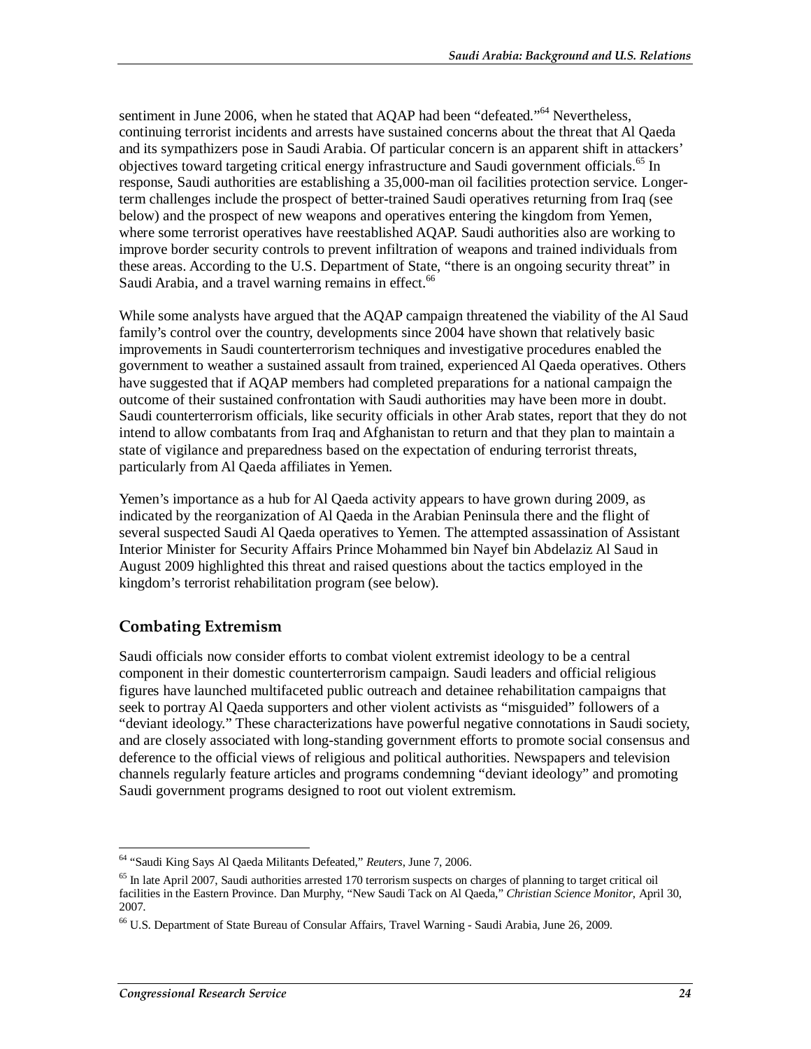sentiment in June 2006, when he stated that AQAP had been "defeated."[64] Nevertheless, continuing terrorist incidents and arrests have sustained concerns about the threat that Al Qaeda and its sympathizers pose in Saudi Arabia. Of particular concern is an apparent shift in attackers' objectives toward targeting critical energy infrastructure and Saudi government officials.[65] In response, Saudi authorities are establishing a 35,000-man oil facilities protection service. Longer-term challenges include the prospect of better-trained Saudi operatives returning from Iraq (see below) and the prospect of new weapons and operatives entering the kingdom from Yemen, where some terrorist operatives have reestablished AQAP. Saudi authorities also are working to improve border security controls to prevent infiltration of weapons and trained individuals from these areas. According to the U.S. Department of State, "there is an ongoing security threat" in Saudi Arabia, and a travel warning remains in effect.[66]

While some analysts have argued that the AQAP campaign threatened the viability of the Al Saud family's control over the country, developments since 2004 have shown that relatively basic improvements in Saudi counterterrorism techniques and investigative procedures enabled the government to weather a sustained assault from trained, experienced Al Qaeda operatives. Others have suggested that if AQAP members had completed preparations for a national campaign the outcome of their sustained confrontation with Saudi authorities may have been more in doubt. Saudi counterterrorism officials, like security officials in other Arab states, report that they do not intend to allow combatants from Iraq and Afghanistan to return and that they plan to maintain a state of vigilance and preparedness based on the expectation of enduring terrorist threats, particularly from Al Qaeda affiliates in Yemen.

Yemen's importance as a hub for Al Qaeda activity appears to have grown during 2009, as indicated by the reorganization of Al Qaeda in the Arabian Peninsula there and the flight of several suspected Saudi Al Qaeda operatives to Yemen. The attempted assassination of Assistant Interior Minister for Security Affairs Prince Mohammed bin Nayef bin Abdelaziz Al Saud in August 2009 highlighted this threat and raised questions about the tactics employed in the kingdom's terrorist rehabilitation program (see below).

## Combating Extremism

Saudi officials now consider efforts to combat violent extremist ideology to be a central component in their domestic counterterrorism campaign. Saudi leaders and official religious figures have launched multifaceted public outreach and detainee rehabilitation campaigns that seek to portray Al Qaeda supporters and other violent activists as "misguided" followers of a "deviant ideology." These characterizations have powerful negative connotations in Saudi society, and are closely associated with long-standing government efforts to promote social consensus and deference to the official views of religious and political authorities. Newspapers and television channels regularly feature articles and programs condemning "deviant ideology" and promoting Saudi government programs designed to root out violent extremism.

---

[64] "Saudi King Says Al Qaeda Militants Defeated," *Reuters*, June 7, 2006.

[65] In late April 2007, Saudi authorities arrested 170 terrorism suspects on charges of planning to target critical oil facilities in the Eastern Province. Dan Murphy, "New Saudi Tack on Al Qaeda," *Christian Science Monitor*, April 30, 2007.

[66] U.S. Department of State Bureau of Consular Affairs, Travel Warning - Saudi Arabia, June 26, 2009.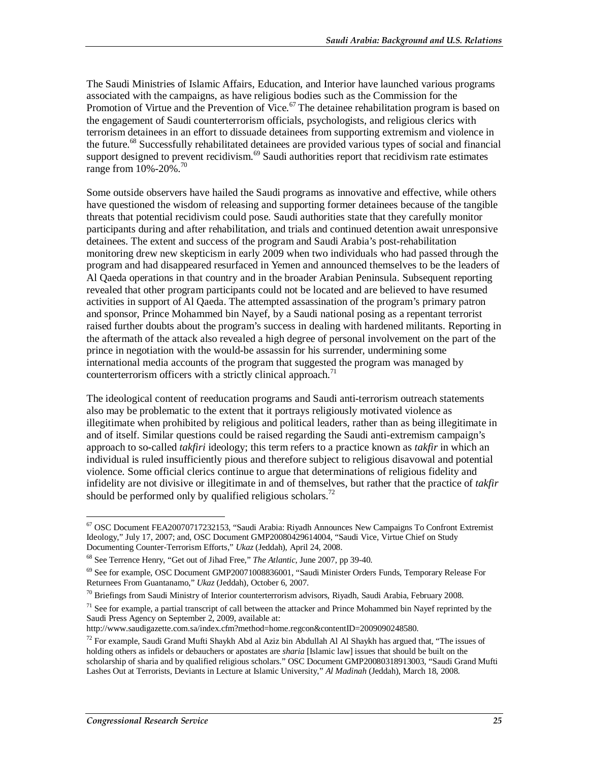The Saudi Ministries of Islamic Affairs, Education, and Interior have launched various programs associated with the campaigns, as have religious bodies such as the Commission for the Promotion of Virtue and the Prevention of Vice.[67] The detainee rehabilitation program is based on the engagement of Saudi counterterrorism officials, psychologists, and religious clerics with terrorism detainees in an effort to dissuade detainees from supporting extremism and violence in the future.[68] Successfully rehabilitated detainees are provided various types of social and financial support designed to prevent recidivism.[69] Saudi authorities report that recidivism rate estimates range from 10%-20%.[70]

Some outside observers have hailed the Saudi programs as innovative and effective, while others have questioned the wisdom of releasing and supporting former detainees because of the tangible threats that potential recidivism could pose. Saudi authorities state that they carefully monitor participants during and after rehabilitation, and trials and continued detention await unresponsive detainees. The extent and success of the program and Saudi Arabia's post-rehabilitation monitoring drew new skepticism in early 2009 when two individuals who had passed through the program and had disappeared resurfaced in Yemen and announced themselves to be the leaders of Al Qaeda operations in that country and in the broader Arabian Peninsula. Subsequent reporting revealed that other program participants could not be located and are believed to have resumed activities in support of Al Qaeda. The attempted assassination of the program's primary patron and sponsor, Prince Mohammed bin Nayef, by a Saudi national posing as a repentant terrorist raised further doubts about the program's success in dealing with hardened militants. Reporting in the aftermath of the attack also revealed a high degree of personal involvement on the part of the prince in negotiation with the would-be assassin for his surrender, undermining some international media accounts of the program that suggested the program was managed by counterterrorism officers with a strictly clinical approach.[71]

The ideological content of reeducation programs and Saudi anti-terrorism outreach statements also may be problematic to the extent that it portrays religiously motivated violence as illegitimate when prohibited by religious and political leaders, rather than as being illegitimate in and of itself. Similar questions could be raised regarding the Saudi anti-extremism campaign's approach to so-called *takfiri* ideology; this term refers to a practice known as *takfir* in which an individual is ruled insufficiently pious and therefore subject to religious disavowal and potential violence. Some official clerics continue to argue that determinations of religious fidelity and infidelity are not divisive or illegitimate in and of themselves, but rather that the practice of *takfir* should be performed only by qualified religious scholars.[72]

---

[67] OSC Document FEA20070717232153, "Saudi Arabia: Riyadh Announces New Campaigns To Confront Extremist Ideology," July 17, 2007; and, OSC Document GMP20080429614004, "Saudi Vice, Virtue Chief on Study Documenting Counter-Terrorism Efforts," *Ukaz* (Jeddah), April 24, 2008.

[68] See Terrence Henry, "Get out of Jihad Free," *The Atlantic*, June 2007, pp 39-40.

[69] See for example, OSC Document GMP20071008836001, "Saudi Minister Orders Funds, Temporary Release For Returnees From Guantanamo," *Ukaz* (Jeddah), October 6, 2007.

[70] Briefings from Saudi Ministry of Interior counterterrorism advisors, Riyadh, Saudi Arabia, February 2008.

[71] See for example, a partial transcript of call between the attacker and Prince Mohammed bin Nayef reprinted by the Saudi Press Agency on September 2, 2009, available at: http://www.saudigazette.com.sa/index.cfm?method=home.regcon&contentID=2009090248580.

[72] For example, Saudi Grand Mufti Shaykh Abd al Aziz bin Abdullah Al Al Shaykh has argued that, "The issues of holding others as infidels or debauchers or apostates are *sharia* [Islamic law] issues that should be built on the scholarship of sharia and by qualified religious scholars." OSC Document GMP20080318913003, "Saudi Grand Mufti Lashes Out at Terrorists, Deviants in Lecture at Islamic University," *Al Madinah* (Jeddah), March 18, 2008.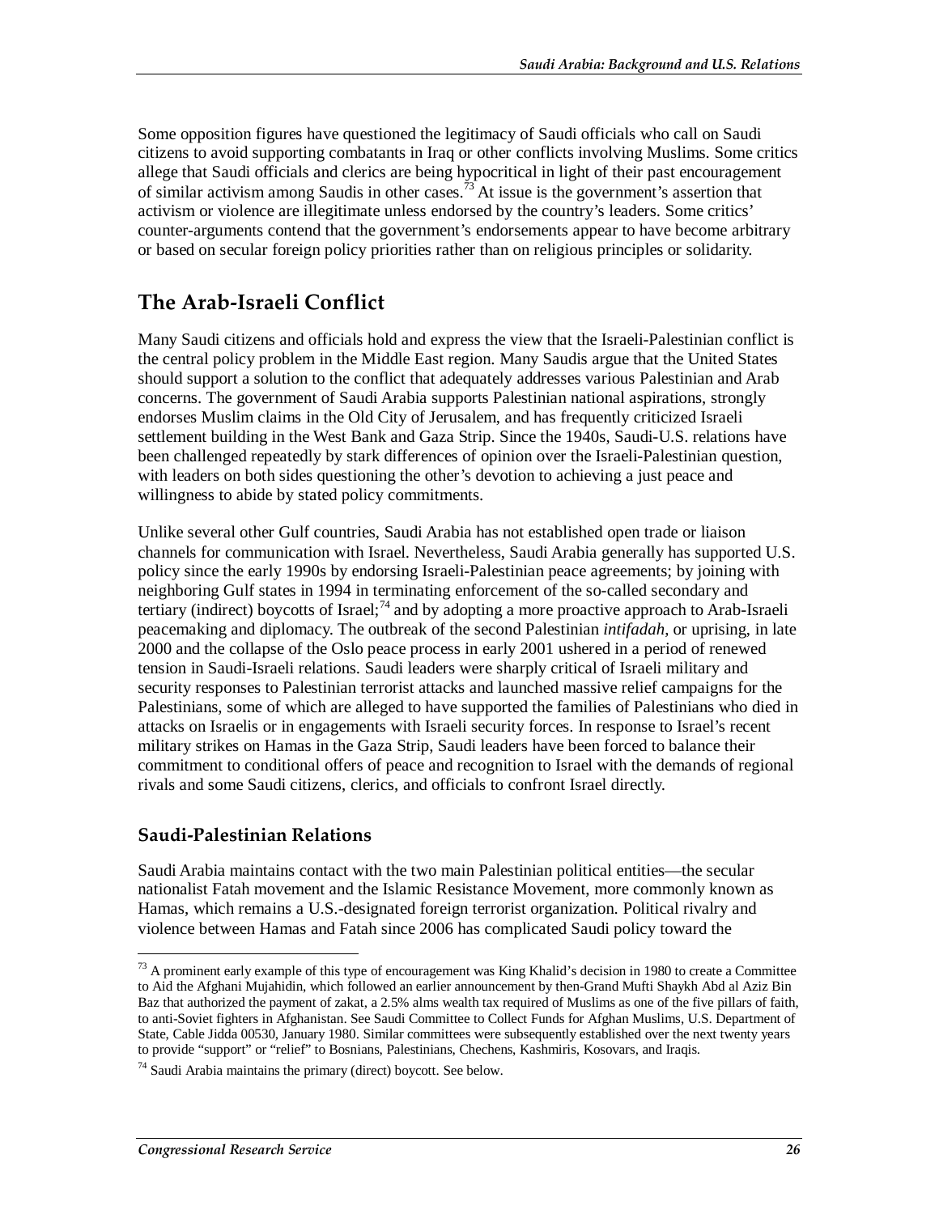Some opposition figures have questioned the legitimacy of Saudi officials who call on Saudi citizens to avoid supporting combatants in Iraq or other conflicts involving Muslims. Some critics allege that Saudi officials and clerics are being hypocritical in light of their past encouragement of similar activism among Saudis in other cases.[73] At issue is the government's assertion that activism or violence are illegitimate unless endorsed by the country's leaders. Some critics' counter-arguments contend that the government's endorsements appear to have become arbitrary or based on secular foreign policy priorities rather than on religious principles or solidarity.

## The Arab-Israeli Conflict

Many Saudi citizens and officials hold and express the view that the Israeli-Palestinian conflict is the central policy problem in the Middle East region. Many Saudis argue that the United States should support a solution to the conflict that adequately addresses various Palestinian and Arab concerns. The government of Saudi Arabia supports Palestinian national aspirations, strongly endorses Muslim claims in the Old City of Jerusalem, and has frequently criticized Israeli settlement building in the West Bank and Gaza Strip. Since the 1940s, Saudi-U.S. relations have been challenged repeatedly by stark differences of opinion over the Israeli-Palestinian question, with leaders on both sides questioning the other's devotion to achieving a just peace and willingness to abide by stated policy commitments.

Unlike several other Gulf countries, Saudi Arabia has not established open trade or liaison channels for communication with Israel. Nevertheless, Saudi Arabia generally has supported U.S. policy since the early 1990s by endorsing Israeli-Palestinian peace agreements; by joining with neighboring Gulf states in 1994 in terminating enforcement of the so-called secondary and tertiary (indirect) boycotts of Israel;[74] and by adopting a more proactive approach to Arab-Israeli peacemaking and diplomacy. The outbreak of the second Palestinian *intifadah*, or uprising, in late 2000 and the collapse of the Oslo peace process in early 2001 ushered in a period of renewed tension in Saudi-Israeli relations. Saudi leaders were sharply critical of Israeli military and security responses to Palestinian terrorist attacks and launched massive relief campaigns for the Palestinians, some of which are alleged to have supported the families of Palestinians who died in attacks on Israelis or in engagements with Israeli security forces. In response to Israel's recent military strikes on Hamas in the Gaza Strip, Saudi leaders have been forced to balance their commitment to conditional offers of peace and recognition to Israel with the demands of regional rivals and some Saudi citizens, clerics, and officials to confront Israel directly.

### Saudi-Palestinian Relations

Saudi Arabia maintains contact with the two main Palestinian political entities—the secular nationalist Fatah movement and the Islamic Resistance Movement, more commonly known as Hamas, which remains a U.S.-designated foreign terrorist organization. Political rivalry and violence between Hamas and Fatah since 2006 has complicated Saudi policy toward the

---

[73] A prominent early example of this type of encouragement was King Khalid's decision in 1980 to create a Committee to Aid the Afghani Mujahidin, which followed an earlier announcement by then-Grand Mufti Shaykh Abd al Aziz Bin Baz that authorized the payment of zakat, a 2.5% alms wealth tax required of Muslims as one of the five pillars of faith, to anti-Soviet fighters in Afghanistan. See Saudi Committee to Collect Funds for Afghan Muslims, U.S. Department of State, Cable Jidda 00530, January 1980. Similar committees were subsequently established over the next twenty years to provide "support" or "relief" to Bosnians, Palestinians, Chechens, Kashmiris, Kosovars, and Iraqis.

[74] Saudi Arabia maintains the primary (direct) boycott. See below.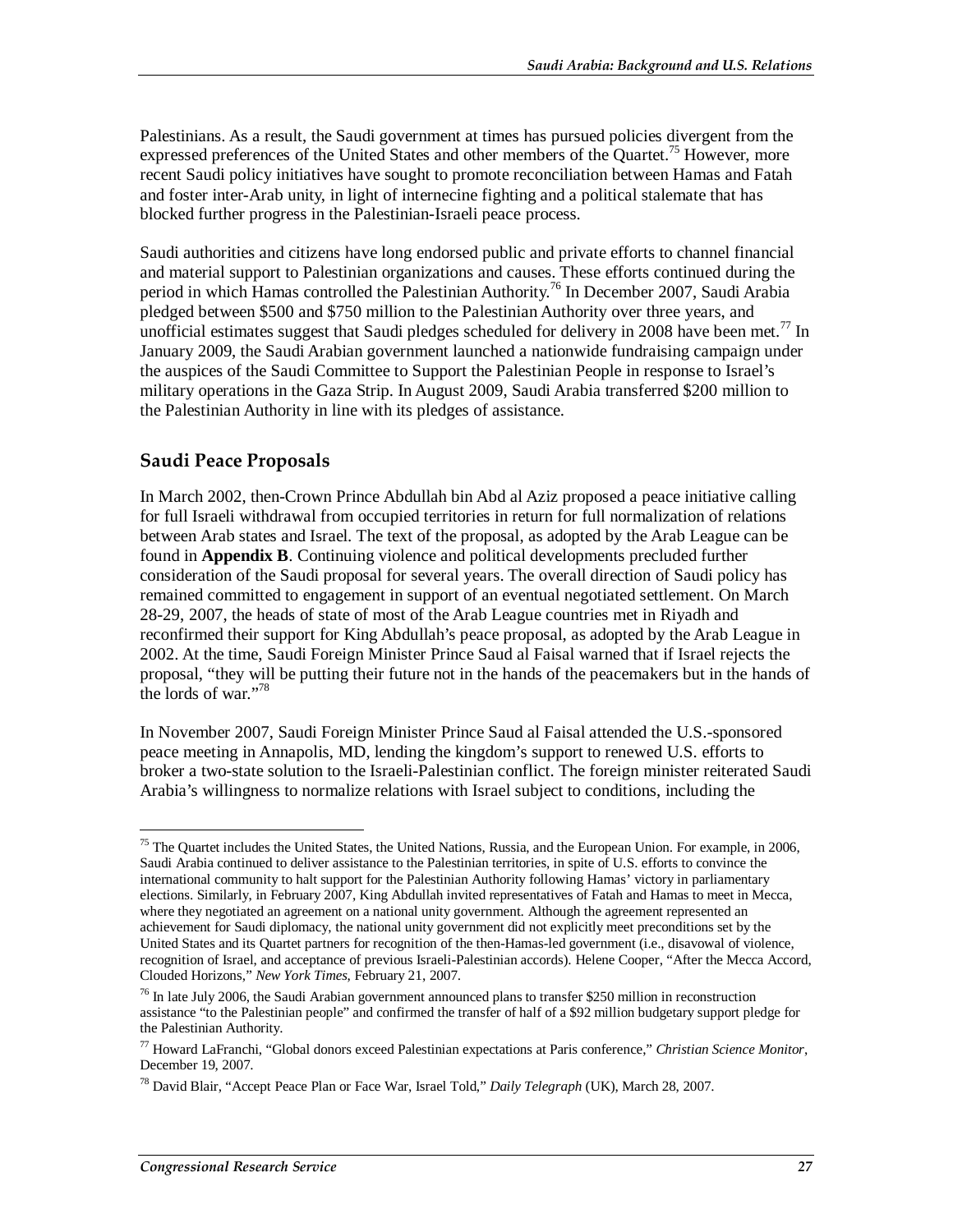Palestinians. As a result, the Saudi government at times has pursued policies divergent from the expressed preferences of the United States and other members of the Quartet.[75] However, more recent Saudi policy initiatives have sought to promote reconciliation between Hamas and Fatah and foster inter-Arab unity, in light of internecine fighting and a political stalemate that has blocked further progress in the Palestinian-Israeli peace process.

Saudi authorities and citizens have long endorsed public and private efforts to channel financial and material support to Palestinian organizations and causes. These efforts continued during the period in which Hamas controlled the Palestinian Authority.[76] In December 2007, Saudi Arabia pledged between $500 and $750 million to the Palestinian Authority over three years, and unofficial estimates suggest that Saudi pledges scheduled for delivery in 2008 have been met.[77] In January 2009, the Saudi Arabian government launched a nationwide fundraising campaign under the auspices of the Saudi Committee to Support the Palestinian People in response to Israel's military operations in the Gaza Strip. In August 2009, Saudi Arabia transferred $200 million to the Palestinian Authority in line with its pledges of assistance.

## Saudi Peace Proposals

In March 2002, then-Crown Prince Abdullah bin Abd al Aziz proposed a peace initiative calling for full Israeli withdrawal from occupied territories in return for full normalization of relations between Arab states and Israel. The text of the proposal, as adopted by the Arab League can be found in **Appendix B**. Continuing violence and political developments precluded further consideration of the Saudi proposal for several years. The overall direction of Saudi policy has remained committed to engagement in support of an eventual negotiated settlement. On March 28-29, 2007, the heads of state of most of the Arab League countries met in Riyadh and reconfirmed their support for King Abdullah's peace proposal, as adopted by the Arab League in 2002. At the time, Saudi Foreign Minister Prince Saud al Faisal warned that if Israel rejects the proposal, "they will be putting their future not in the hands of the peacemakers but in the hands of the lords of war."[78]

In November 2007, Saudi Foreign Minister Prince Saud al Faisal attended the U.S.-sponsored peace meeting in Annapolis, MD, lending the kingdom's support to renewed U.S. efforts to broker a two-state solution to the Israeli-Palestinian conflict. The foreign minister reiterated Saudi Arabia's willingness to normalize relations with Israel subject to conditions, including the

---

[75] The Quartet includes the United States, the United Nations, Russia, and the European Union. For example, in 2006, Saudi Arabia continued to deliver assistance to the Palestinian territories, in spite of U.S. efforts to convince the international community to halt support for the Palestinian Authority following Hamas' victory in parliamentary elections. Similarly, in February 2007, King Abdullah invited representatives of Fatah and Hamas to meet in Mecca, where they negotiated an agreement on a national unity government. Although the agreement represented an achievement for Saudi diplomacy, the national unity government did not explicitly meet preconditions set by the United States and its Quartet partners for recognition of the then-Hamas-led government (i.e., disavowal of violence, recognition of Israel, and acceptance of previous Israeli-Palestinian accords). Helene Cooper, "After the Mecca Accord, Clouded Horizons," *New York Times*, February 21, 2007.

[76] In late July 2006, the Saudi Arabian government announced plans to transfer $250 million in reconstruction assistance "to the Palestinian people" and confirmed the transfer of half of a $92 million budgetary support pledge for the Palestinian Authority.

[77] Howard LaFranchi, "Global donors exceed Palestinian expectations at Paris conference," *Christian Science Monitor*, December 19, 2007.

[78] David Blair, "Accept Peace Plan or Face War, Israel Told," *Daily Telegraph* (UK), March 28, 2007.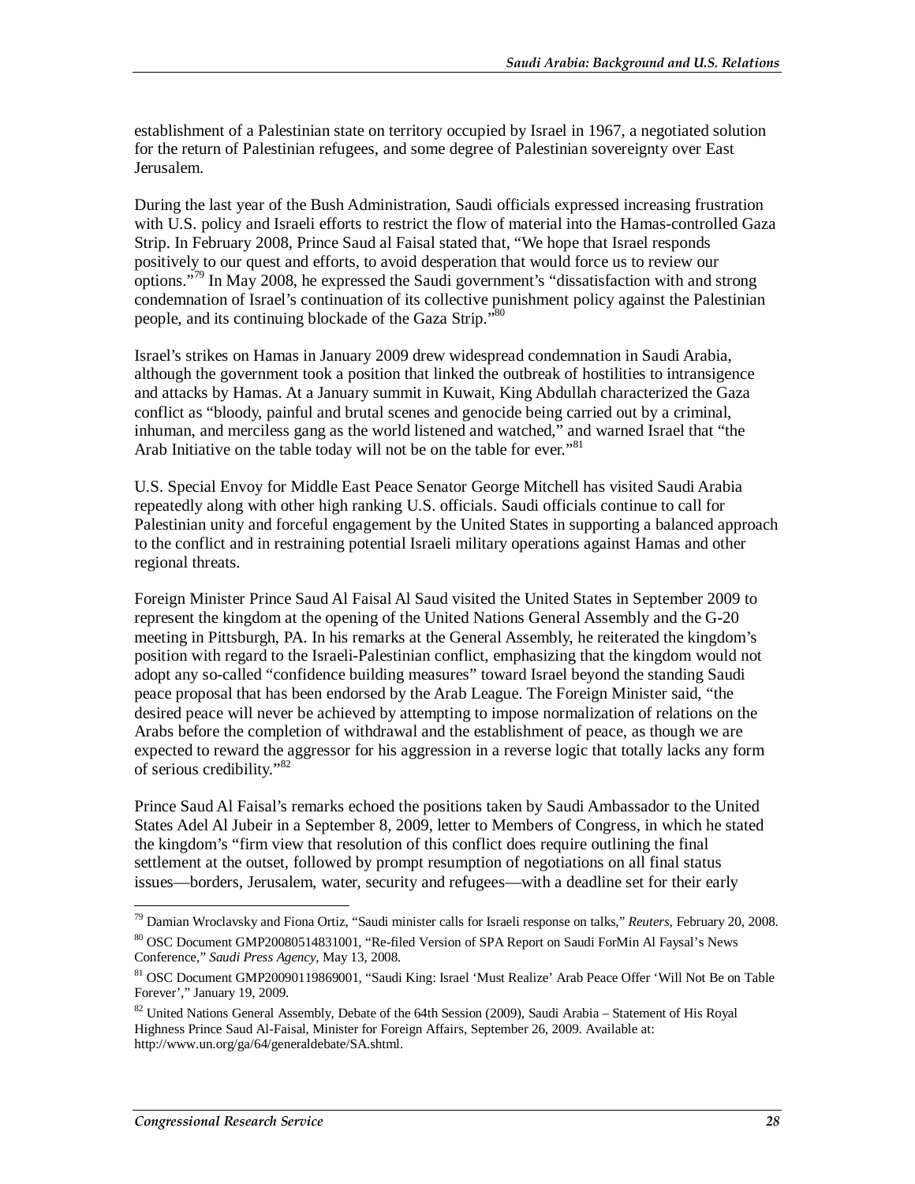establishment of a Palestinian state on territory occupied by Israel in 1967, a negotiated solution for the return of Palestinian refugees, and some degree of Palestinian sovereignty over East Jerusalem.

During the last year of the Bush Administration, Saudi officials expressed increasing frustration with U.S. policy and Israeli efforts to restrict the flow of material into the Hamas-controlled Gaza Strip. In February 2008, Prince Saud al Faisal stated that, "We hope that Israel responds positively to our quest and efforts, to avoid desperation that would force us to review our options."[79] In May 2008, he expressed the Saudi government's "dissatisfaction with and strong condemnation of Israel's continuation of its collective punishment policy against the Palestinian people, and its continuing blockade of the Gaza Strip."[80]

Israel's strikes on Hamas in January 2009 drew widespread condemnation in Saudi Arabia, although the government took a position that linked the outbreak of hostilities to intransigence and attacks by Hamas. At a January summit in Kuwait, King Abdullah characterized the Gaza conflict as "bloody, painful and brutal scenes and genocide being carried out by a criminal, inhuman, and merciless gang as the world listened and watched," and warned Israel that "the Arab Initiative on the table today will not be on the table for ever."[81]

U.S. Special Envoy for Middle East Peace Senator George Mitchell has visited Saudi Arabia repeatedly along with other high ranking U.S. officials. Saudi officials continue to call for Palestinian unity and forceful engagement by the United States in supporting a balanced approach to the conflict and in restraining potential Israeli military operations against Hamas and other regional threats.

Foreign Minister Prince Saud Al Faisal Al Saud visited the United States in September 2009 to represent the kingdom at the opening of the United Nations General Assembly and the G-20 meeting in Pittsburgh, PA. In his remarks at the General Assembly, he reiterated the kingdom's position with regard to the Israeli-Palestinian conflict, emphasizing that the kingdom would not adopt any so-called "confidence building measures" toward Israel beyond the standing Saudi peace proposal that has been endorsed by the Arab League. The Foreign Minister said, "the desired peace will never be achieved by attempting to impose normalization of relations on the Arabs before the completion of withdrawal and the establishment of peace, as though we are expected to reward the aggressor for his aggression in a reverse logic that totally lacks any form of serious credibility."[82]

Prince Saud Al Faisal's remarks echoed the positions taken by Saudi Ambassador to the United States Adel Al Jubeir in a September 8, 2009, letter to Members of Congress, in which he stated the kingdom's "firm view that resolution of this conflict does require outlining the final settlement at the outset, followed by prompt resumption of negotiations on all final status issues—borders, Jerusalem, water, security and refugees—with a deadline set for their early

[79] Damian Wroclavsky and Fiona Ortiz, "Saudi minister calls for Israeli response on talks," *Reuters*, February 20, 2008.

[80] OSC Document GMP20080514831001, "Re-filed Version of SPA Report on Saudi ForMin Al Faysal's News Conference," *Saudi Press Agency*, May 13, 2008.

[81] OSC Document GMP20090119869001, "Saudi King: Israel 'Must Realize' Arab Peace Offer 'Will Not Be on Table Forever'," January 19, 2009.

[82] United Nations General Assembly, Debate of the 64th Session (2009), Saudi Arabia – Statement of His Royal Highness Prince Saud Al-Faisal, Minister for Foreign Affairs, September 26, 2009. Available at: http://www.un.org/ga/64/generaldebate/SA.shtml.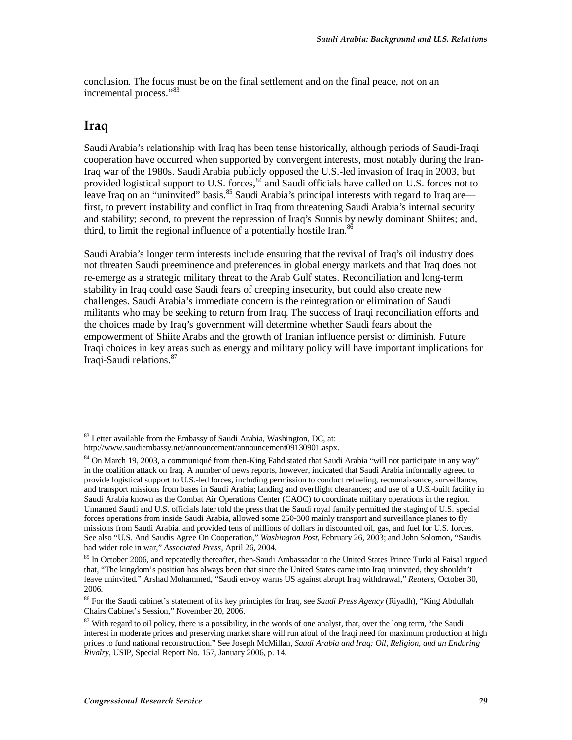conclusion. The focus must be on the final settlement and on the final peace, not on an incremental process."[83]

## Iraq

Saudi Arabia's relationship with Iraq has been tense historically, although periods of Saudi-Iraqi cooperation have occurred when supported by convergent interests, most notably during the Iran-Iraq war of the 1980s. Saudi Arabia publicly opposed the U.S.-led invasion of Iraq in 2003, but provided logistical support to U.S. forces,[84] and Saudi officials have called on U.S. forces not to leave Iraq on an "uninvited" basis.[85] Saudi Arabia's principal interests with regard to Iraq are—first, to prevent instability and conflict in Iraq from threatening Saudi Arabia's internal security and stability; second, to prevent the repression of Iraq's Sunnis by newly dominant Shiites; and, third, to limit the regional influence of a potentially hostile Iran.[86]

Saudi Arabia's longer term interests include ensuring that the revival of Iraq's oil industry does not threaten Saudi preeminence and preferences in global energy markets and that Iraq does not re-emerge as a strategic military threat to the Arab Gulf states. Reconciliation and long-term stability in Iraq could ease Saudi fears of creeping insecurity, but could also create new challenges. Saudi Arabia's immediate concern is the reintegration or elimination of Saudi militants who may be seeking to return from Iraq. The success of Iraqi reconciliation efforts and the choices made by Iraq's government will determine whether Saudi fears about the empowerment of Shiite Arabs and the growth of Iranian influence persist or diminish. Future Iraqi choices in key areas such as energy and military policy will have important implications for Iraqi-Saudi relations.[87]

---

[83] Letter available from the Embassy of Saudi Arabia, Washington, DC, at: http://www.saudiembassy.net/announcement/announcement09130901.aspx.

[84] On March 19, 2003, a communiqué from then-King Fahd stated that Saudi Arabia "will not participate in any way" in the coalition attack on Iraq. A number of news reports, however, indicated that Saudi Arabia informally agreed to provide logistical support to U.S.-led forces, including permission to conduct refueling, reconnaissance, surveillance, and transport missions from bases in Saudi Arabia; landing and overflight clearances; and use of a U.S.-built facility in Saudi Arabia known as the Combat Air Operations Center (CAOC) to coordinate military operations in the region. Unnamed Saudi and U.S. officials later told the press that the Saudi royal family permitted the staging of U.S. special forces operations from inside Saudi Arabia, allowed some 250-300 mainly transport and surveillance planes to fly missions from Saudi Arabia, and provided tens of millions of dollars in discounted oil, gas, and fuel for U.S. forces. See also "U.S. And Saudis Agree On Cooperation," *Washington Post*, February 26, 2003; and John Solomon, "Saudis had wider role in war," *Associated Press*, April 26, 2004.

[85] In October 2006, and repeatedly thereafter, then-Saudi Ambassador to the United States Prince Turki al Faisal argued that, "The kingdom's position has always been that since the United States came into Iraq uninvited, they shouldn't leave uninvited." Arshad Mohammed, "Saudi envoy warns US against abrupt Iraq withdrawal," *Reuters*, October 30, 2006.

[86] For the Saudi cabinet's statement of its key principles for Iraq, see *Saudi Press Agency* (Riyadh), "King Abdullah Chairs Cabinet's Session," November 20, 2006.

[87] With regard to oil policy, there is a possibility, in the words of one analyst, that, over the long term, "the Saudi interest in moderate prices and preserving market share will run afoul of the Iraqi need for maximum production at high prices to fund national reconstruction." See Joseph McMillan, *Saudi Arabia and Iraq: Oil, Religion, and an Enduring Rivalry*, USIP, Special Report No. 157, January 2006, p. 14.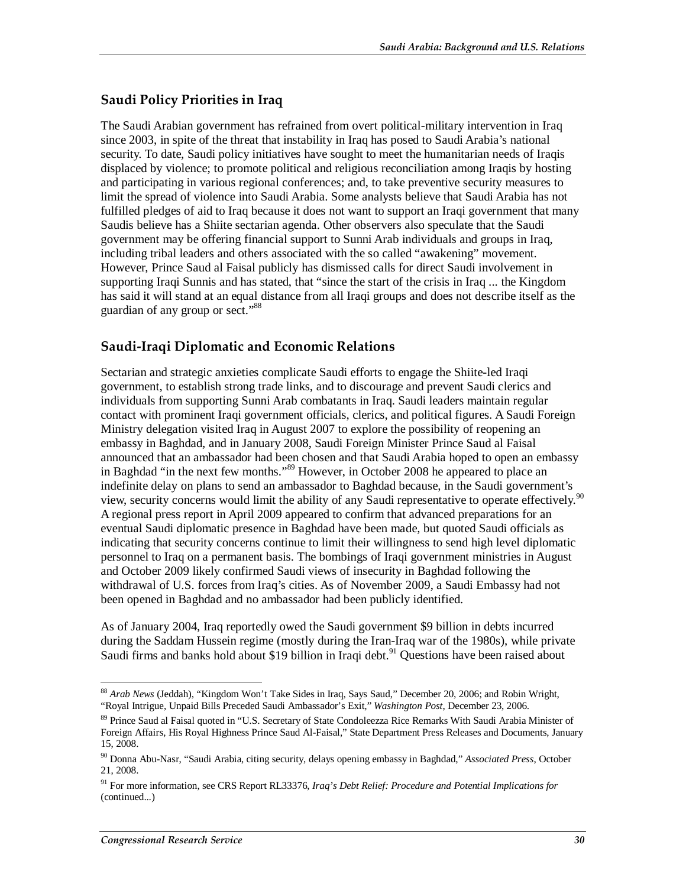## Saudi Policy Priorities in Iraq

The Saudi Arabian government has refrained from overt political-military intervention in Iraq since 2003, in spite of the threat that instability in Iraq has posed to Saudi Arabia's national security. To date, Saudi policy initiatives have sought to meet the humanitarian needs of Iraqis displaced by violence; to promote political and religious reconciliation among Iraqis by hosting and participating in various regional conferences; and, to take preventive security measures to limit the spread of violence into Saudi Arabia. Some analysts believe that Saudi Arabia has not fulfilled pledges of aid to Iraq because it does not want to support an Iraqi government that many Saudis believe has a Shiite sectarian agenda. Other observers also speculate that the Saudi government may be offering financial support to Sunni Arab individuals and groups in Iraq, including tribal leaders and others associated with the so called "awakening" movement. However, Prince Saud al Faisal publicly has dismissed calls for direct Saudi involvement in supporting Iraqi Sunnis and has stated, that "since the start of the crisis in Iraq ... the Kingdom has said it will stand at an equal distance from all Iraqi groups and does not describe itself as the guardian of any group or sect."[88]

## Saudi-Iraqi Diplomatic and Economic Relations

Sectarian and strategic anxieties complicate Saudi efforts to engage the Shiite-led Iraqi government, to establish strong trade links, and to discourage and prevent Saudi clerics and individuals from supporting Sunni Arab combatants in Iraq. Saudi leaders maintain regular contact with prominent Iraqi government officials, clerics, and political figures. A Saudi Foreign Ministry delegation visited Iraq in August 2007 to explore the possibility of reopening an embassy in Baghdad, and in January 2008, Saudi Foreign Minister Prince Saud al Faisal announced that an ambassador had been chosen and that Saudi Arabia hoped to open an embassy in Baghdad "in the next few months."[89] However, in October 2008 he appeared to place an indefinite delay on plans to send an ambassador to Baghdad because, in the Saudi government's view, security concerns would limit the ability of any Saudi representative to operate effectively.[90] A regional press report in April 2009 appeared to confirm that advanced preparations for an eventual Saudi diplomatic presence in Baghdad have been made, but quoted Saudi officials as indicating that security concerns continue to limit their willingness to send high level diplomatic personnel to Iraq on a permanent basis. The bombings of Iraqi government ministries in August and October 2009 likely confirmed Saudi views of insecurity in Baghdad following the withdrawal of U.S. forces from Iraq's cities. As of November 2009, a Saudi Embassy had not been opened in Baghdad and no ambassador had been publicly identified.

As of January 2004, Iraq reportedly owed the Saudi government $9 billion in debts incurred during the Saddam Hussein regime (mostly during the Iran-Iraq war of the 1980s), while private Saudi firms and banks hold about $19 billion in Iraqi debt.[91] Questions have been raised about

---

[88] *Arab News* (Jeddah), "Kingdom Won't Take Sides in Iraq, Says Saud," December 20, 2006; and Robin Wright, "Royal Intrigue, Unpaid Bills Preceded Saudi Ambassador's Exit," *Washington Post*, December 23, 2006.

[89] Prince Saud al Faisal quoted in "U.S. Secretary of State Condoleezza Rice Remarks With Saudi Arabia Minister of Foreign Affairs, His Royal Highness Prince Saud Al-Faisal," State Department Press Releases and Documents, January 15, 2008.

[90] Donna Abu-Nasr, "Saudi Arabia, citing security, delays opening embassy in Baghdad," *Associated Press*, October 21, 2008.

[91] For more information, see CRS Report RL33376, *Iraq's Debt Relief: Procedure and Potential Implications for* (continued...)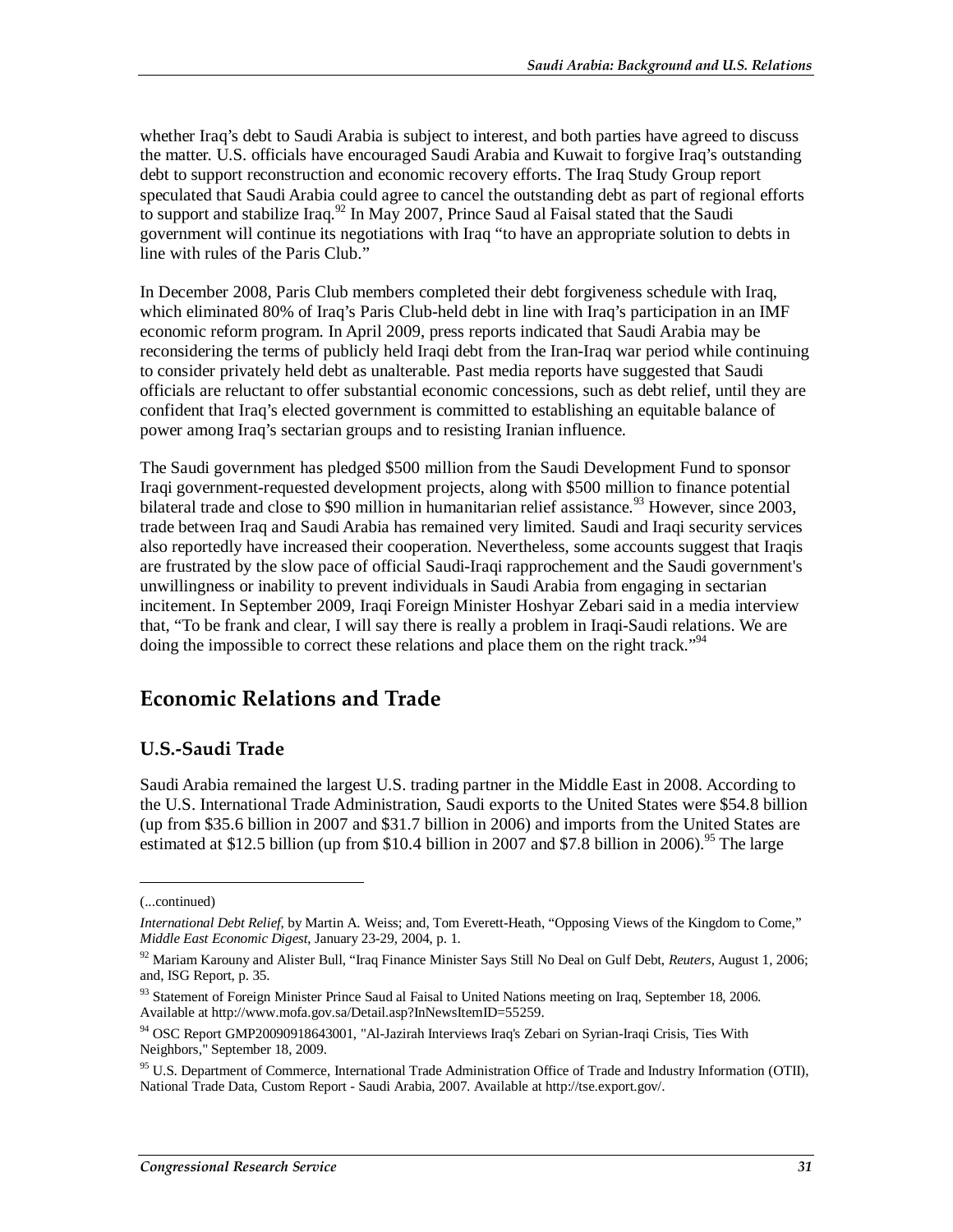whether Iraq's debt to Saudi Arabia is subject to interest, and both parties have agreed to discuss the matter. U.S. officials have encouraged Saudi Arabia and Kuwait to forgive Iraq's outstanding debt to support reconstruction and economic recovery efforts. The Iraq Study Group report speculated that Saudi Arabia could agree to cancel the outstanding debt as part of regional efforts to support and stabilize Iraq.[92] In May 2007, Prince Saud al Faisal stated that the Saudi government will continue its negotiations with Iraq "to have an appropriate solution to debts in line with rules of the Paris Club."

In December 2008, Paris Club members completed their debt forgiveness schedule with Iraq, which eliminated 80% of Iraq's Paris Club-held debt in line with Iraq's participation in an IMF economic reform program. In April 2009, press reports indicated that Saudi Arabia may be reconsidering the terms of publicly held Iraqi debt from the Iran-Iraq war period while continuing to consider privately held debt as unalterable. Past media reports have suggested that Saudi officials are reluctant to offer substantial economic concessions, such as debt relief, until they are confident that Iraq's elected government is committed to establishing an equitable balance of power among Iraq's sectarian groups and to resisting Iranian influence.

The Saudi government has pledged $500 million from the Saudi Development Fund to sponsor Iraqi government-requested development projects, along with $500 million to finance potential bilateral trade and close to $90 million in humanitarian relief assistance.[93] However, since 2003, trade between Iraq and Saudi Arabia has remained very limited. Saudi and Iraqi security services also reportedly have increased their cooperation. Nevertheless, some accounts suggest that Iraqis are frustrated by the slow pace of official Saudi-Iraqi rapprochement and the Saudi government's unwillingness or inability to prevent individuals in Saudi Arabia from engaging in sectarian incitement. In September 2009, Iraqi Foreign Minister Hoshyar Zebari said in a media interview that, "To be frank and clear, I will say there is really a problem in Iraqi-Saudi relations. We are doing the impossible to correct these relations and place them on the right track."[94]

## Economic Relations and Trade

### U.S.-Saudi Trade

Saudi Arabia remained the largest U.S. trading partner in the Middle East in 2008. According to the U.S. International Trade Administration, Saudi exports to the United States were $54.8 billion (up from $35.6 billion in 2007 and $31.7 billion in 2006) and imports from the United States are estimated at $12.5 billion (up from $10.4 billion in 2007 and $7.8 billion in 2006).[95] The large

---

(...continued)

*International Debt Relief*, by Martin A. Weiss; and, Tom Everett-Heath, "Opposing Views of the Kingdom to Come," *Middle East Economic Digest*, January 23-29, 2004, p. 1.

[92] Mariam Karouny and Alister Bull, "Iraq Finance Minister Says Still No Deal on Gulf Debt, *Reuters*, August 1, 2006; and, ISG Report, p. 35.

[93] Statement of Foreign Minister Prince Saud al Faisal to United Nations meeting on Iraq, September 18, 2006. Available at http://www.mofa.gov.sa/Detail.asp?InNewsItemID=55259.

[94] OSC Report GMP20090918643001, "Al-Jazirah Interviews Iraq's Zebari on Syrian-Iraqi Crisis, Ties With Neighbors," September 18, 2009.

[95] U.S. Department of Commerce, International Trade Administration Office of Trade and Industry Information (OTII), National Trade Data, Custom Report - Saudi Arabia, 2007. Available at http://tse.export.gov/.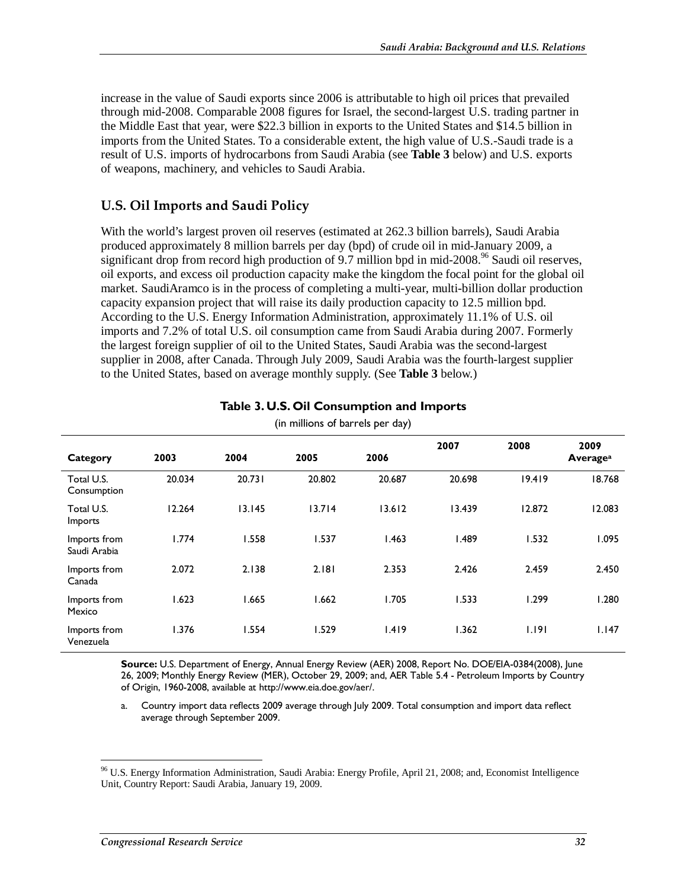increase in the value of Saudi exports since 2006 is attributable to high oil prices that prevailed through mid-2008. Comparable 2008 figures for Israel, the second-largest U.S. trading partner in the Middle East that year, were $22.3 billion in exports to the United States and $14.5 billion in imports from the United States. To a considerable extent, the high value of U.S.-Saudi trade is a result of U.S. imports of hydrocarbons from Saudi Arabia (see **Table 3** below) and U.S. exports of weapons, machinery, and vehicles to Saudi Arabia.

## U.S. Oil Imports and Saudi Policy

With the world's largest proven oil reserves (estimated at 262.3 billion barrels), Saudi Arabia produced approximately 8 million barrels per day (bpd) of crude oil in mid-January 2009, a significant drop from record high production of 9.7 million bpd in mid-2008.[96] Saudi oil reserves, oil exports, and excess oil production capacity make the kingdom the focal point for the global oil market. SaudiAramco is in the process of completing a multi-year, multi-billion dollar production capacity expansion project that will raise its daily production capacity to 12.5 million bpd. According to the U.S. Energy Information Administration, approximately 11.1% of U.S. oil imports and 7.2% of total U.S. oil consumption came from Saudi Arabia during 2007. Formerly the largest foreign supplier of oil to the United States, Saudi Arabia was the second-largest supplier in 2008, after Canada. Through July 2009, Saudi Arabia was the fourth-largest supplier to the United States, based on average monthly supply. (See **Table 3** below.)

**Table 3. U.S. Oil Consumption and Imports**

(in millions of barrels per day)

| Category | 2003 | 2004 | 2005 | 2006 | 2007 | 2008 | 2009 Average[a] |
|---|---|---|---|---|---|---|---|
| Total U.S. Consumption | 20.034 | 20.731 | 20.802 | 20.687 | 20.698 | 19.419 | 18.768 |
| Total U.S. Imports | 12.264 | 13.145 | 13.714 | 13.612 | 13.439 | 12.872 | 12.083 |
| Imports from Saudi Arabia | 1.774 | 1.558 | 1.537 | 1.463 | 1.489 | 1.532 | 1.095 |
| Imports from Canada | 2.072 | 2.138 | 2.181 | 2.353 | 2.426 | 2.459 | 2.450 |
| Imports from Mexico | 1.623 | 1.665 | 1.662 | 1.705 | 1.533 | 1.299 | 1.280 |
| Imports from Venezuela | 1.376 | 1.554 | 1.529 | 1.419 | 1.362 | 1.191 | 1.147 |

**Source:** U.S. Department of Energy, Annual Energy Review (AER) 2008, Report No. DOE/EIA-0384(2008), June 26, 2009; Monthly Energy Review (MER), October 29, 2009; and, AER Table 5.4 - Petroleum Imports by Country of Origin, 1960-2008, available at http://www.eia.doe.gov/aer/.

a. Country import data reflects 2009 average through July 2009. Total consumption and import data reflect average through September 2009.

[96] U.S. Energy Information Administration, Saudi Arabia: Energy Profile, April 21, 2008; and, Economist Intelligence Unit, Country Report: Saudi Arabia, January 19, 2009.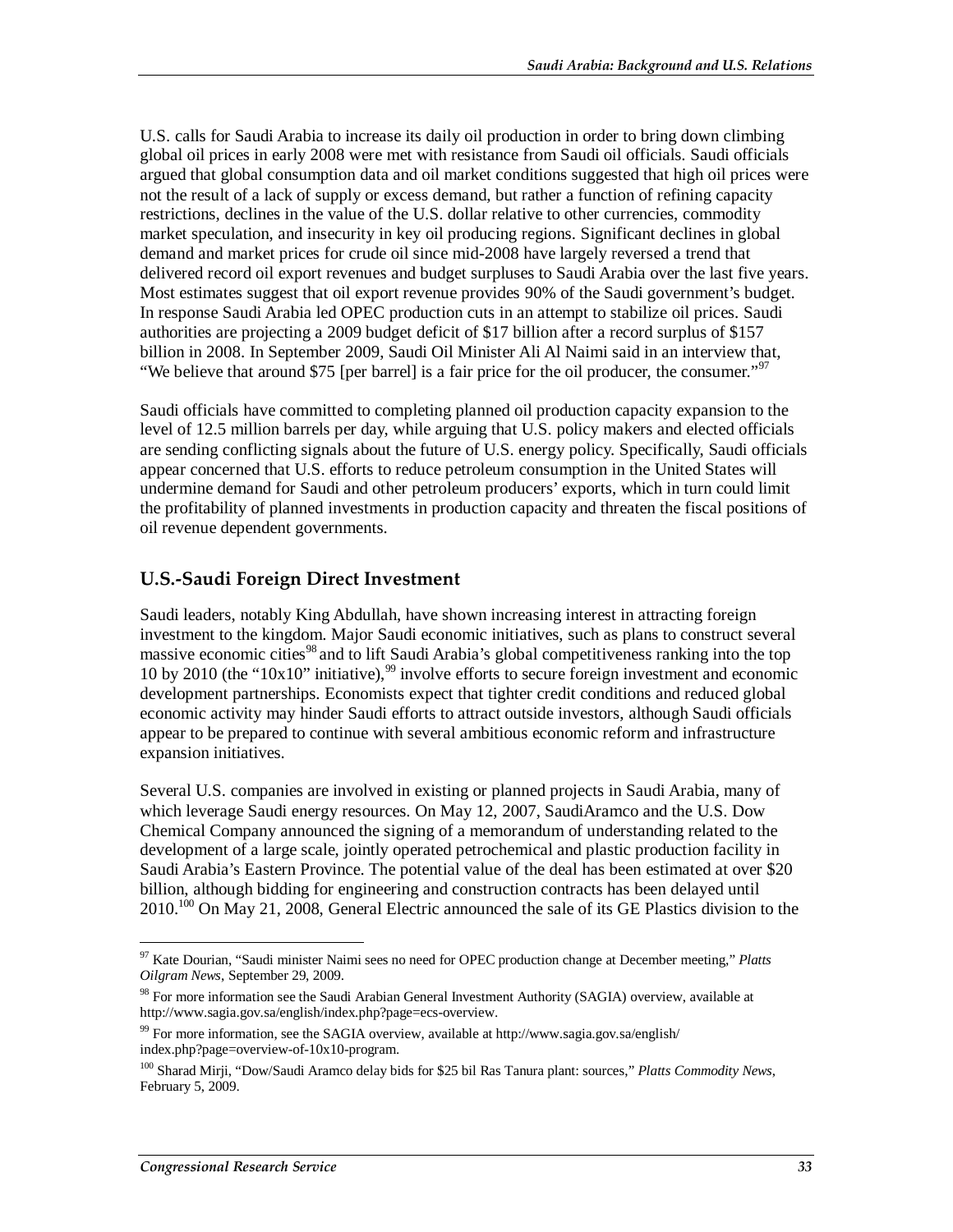U.S. calls for Saudi Arabia to increase its daily oil production in order to bring down climbing global oil prices in early 2008 were met with resistance from Saudi oil officials. Saudi officials argued that global consumption data and oil market conditions suggested that high oil prices were not the result of a lack of supply or excess demand, but rather a function of refining capacity restrictions, declines in the value of the U.S. dollar relative to other currencies, commodity market speculation, and insecurity in key oil producing regions. Significant declines in global demand and market prices for crude oil since mid-2008 have largely reversed a trend that delivered record oil export revenues and budget surpluses to Saudi Arabia over the last five years. Most estimates suggest that oil export revenue provides 90% of the Saudi government's budget. In response Saudi Arabia led OPEC production cuts in an attempt to stabilize oil prices. Saudi authorities are projecting a 2009 budget deficit of $17 billion after a record surplus of $157 billion in 2008. In September 2009, Saudi Oil Minister Ali Al Naimi said in an interview that, "We believe that around $75 [per barrel] is a fair price for the oil producer, the consumer."[97]

Saudi officials have committed to completing planned oil production capacity expansion to the level of 12.5 million barrels per day, while arguing that U.S. policy makers and elected officials are sending conflicting signals about the future of U.S. energy policy. Specifically, Saudi officials appear concerned that U.S. efforts to reduce petroleum consumption in the United States will undermine demand for Saudi and other petroleum producers' exports, which in turn could limit the profitability of planned investments in production capacity and threaten the fiscal positions of oil revenue dependent governments.

## U.S.-Saudi Foreign Direct Investment

Saudi leaders, notably King Abdullah, have shown increasing interest in attracting foreign investment to the kingdom. Major Saudi economic initiatives, such as plans to construct several massive economic cities[98] and to lift Saudi Arabia's global competitiveness ranking into the top 10 by 2010 (the "10x10" initiative),[99] involve efforts to secure foreign investment and economic development partnerships. Economists expect that tighter credit conditions and reduced global economic activity may hinder Saudi efforts to attract outside investors, although Saudi officials appear to be prepared to continue with several ambitious economic reform and infrastructure expansion initiatives.

Several U.S. companies are involved in existing or planned projects in Saudi Arabia, many of which leverage Saudi energy resources. On May 12, 2007, SaudiAramco and the U.S. Dow Chemical Company announced the signing of a memorandum of understanding related to the development of a large scale, jointly operated petrochemical and plastic production facility in Saudi Arabia's Eastern Province. The potential value of the deal has been estimated at over $20 billion, although bidding for engineering and construction contracts has been delayed until 2010.[100] On May 21, 2008, General Electric announced the sale of its GE Plastics division to the

---

[97] Kate Dourian, "Saudi minister Naimi sees no need for OPEC production change at December meeting," *Platts Oilgram News*, September 29, 2009.

[98] For more information see the Saudi Arabian General Investment Authority (SAGIA) overview, available at http://www.sagia.gov.sa/english/index.php?page=ecs-overview.

[99] For more information, see the SAGIA overview, available at http://www.sagia.gov.sa/english/index.php?page=overview-of-10x10-program.

[100] Sharad Mirji, "Dow/Saudi Aramco delay bids for $25 bil Ras Tanura plant: sources," *Platts Commodity News*, February 5, 2009.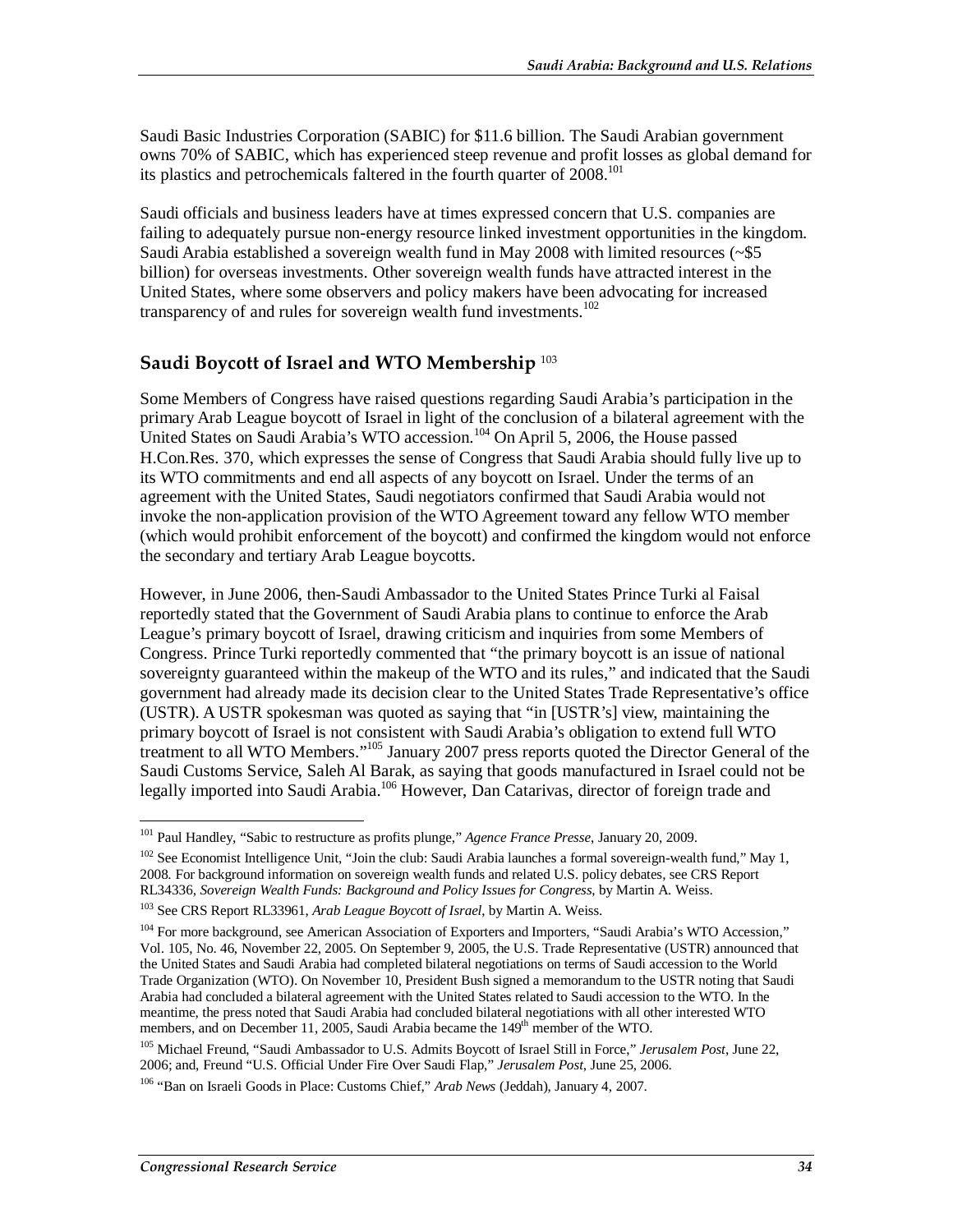Saudi Basic Industries Corporation (SABIC) for $11.6 billion. The Saudi Arabian government owns 70% of SABIC, which has experienced steep revenue and profit losses as global demand for its plastics and petrochemicals faltered in the fourth quarter of 2008.[101]

Saudi officials and business leaders have at times expressed concern that U.S. companies are failing to adequately pursue non-energy resource linked investment opportunities in the kingdom. Saudi Arabia established a sovereign wealth fund in May 2008 with limited resources (~$5 billion) for overseas investments. Other sovereign wealth funds have attracted interest in the United States, where some observers and policy makers have been advocating for increased transparency of and rules for sovereign wealth fund investments.[102]

## Saudi Boycott of Israel and WTO Membership [103]

Some Members of Congress have raised questions regarding Saudi Arabia's participation in the primary Arab League boycott of Israel in light of the conclusion of a bilateral agreement with the United States on Saudi Arabia's WTO accession.[104] On April 5, 2006, the House passed H.Con.Res. 370, which expresses the sense of Congress that Saudi Arabia should fully live up to its WTO commitments and end all aspects of any boycott on Israel. Under the terms of an agreement with the United States, Saudi negotiators confirmed that Saudi Arabia would not invoke the non-application provision of the WTO Agreement toward any fellow WTO member (which would prohibit enforcement of the boycott) and confirmed the kingdom would not enforce the secondary and tertiary Arab League boycotts.

However, in June 2006, then-Saudi Ambassador to the United States Prince Turki al Faisal reportedly stated that the Government of Saudi Arabia plans to continue to enforce the Arab League's primary boycott of Israel, drawing criticism and inquiries from some Members of Congress. Prince Turki reportedly commented that "the primary boycott is an issue of national sovereignty guaranteed within the makeup of the WTO and its rules," and indicated that the Saudi government had already made its decision clear to the United States Trade Representative's office (USTR). A USTR spokesman was quoted as saying that "in [USTR's] view, maintaining the primary boycott of Israel is not consistent with Saudi Arabia's obligation to extend full WTO treatment to all WTO Members."[105] January 2007 press reports quoted the Director General of the Saudi Customs Service, Saleh Al Barak, as saying that goods manufactured in Israel could not be legally imported into Saudi Arabia.[106] However, Dan Catarivas, director of foreign trade and

---

[101] Paul Handley, "Sabic to restructure as profits plunge," *Agence France Presse*, January 20, 2009.

[102] See Economist Intelligence Unit, "Join the club: Saudi Arabia launches a formal sovereign-wealth fund," May 1, 2008. For background information on sovereign wealth funds and related U.S. policy debates, see CRS Report RL34336, *Sovereign Wealth Funds: Background and Policy Issues for Congress*, by Martin A. Weiss.

[103] See CRS Report RL33961, *Arab League Boycott of Israel*, by Martin A. Weiss.

[104] For more background, see American Association of Exporters and Importers, "Saudi Arabia's WTO Accession," Vol. 105, No. 46, November 22, 2005. On September 9, 2005, the U.S. Trade Representative (USTR) announced that the United States and Saudi Arabia had completed bilateral negotiations on terms of Saudi accession to the World Trade Organization (WTO). On November 10, President Bush signed a memorandum to the USTR noting that Saudi Arabia had concluded a bilateral agreement with the United States related to Saudi accession to the WTO. In the meantime, the press noted that Saudi Arabia had concluded bilateral negotiations with all other interested WTO members, and on December 11, 2005, Saudi Arabia became the 149th member of the WTO.

[105] Michael Freund, "Saudi Ambassador to U.S. Admits Boycott of Israel Still in Force," *Jerusalem Post*, June 22, 2006; and, Freund "U.S. Official Under Fire Over Saudi Flap," *Jerusalem Post*, June 25, 2006.

[106] "Ban on Israeli Goods in Place: Customs Chief," *Arab News* (Jeddah), January 4, 2007.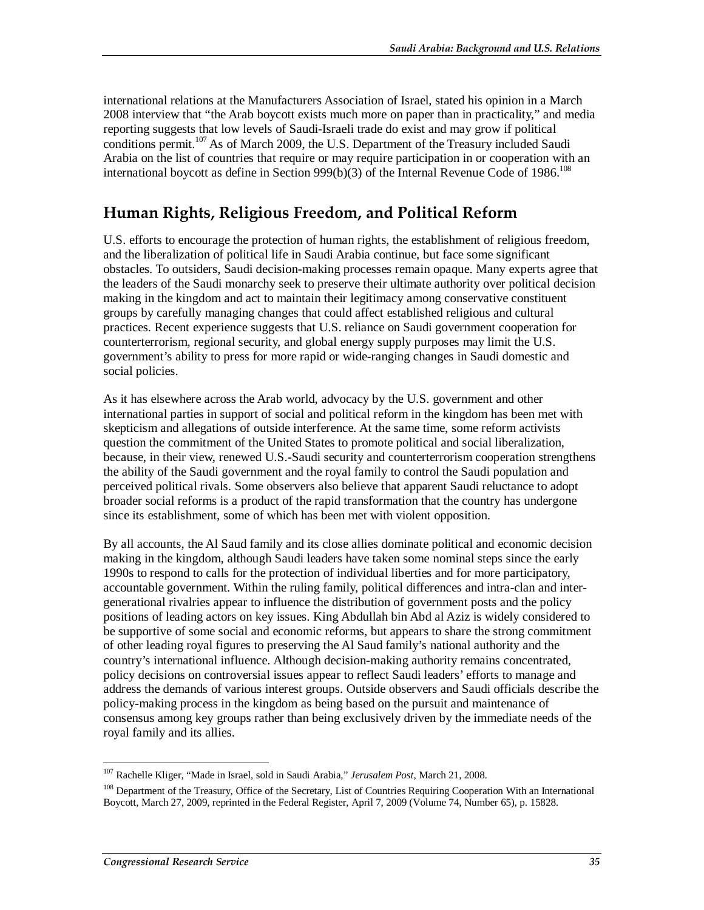international relations at the Manufacturers Association of Israel, stated his opinion in a March 2008 interview that "the Arab boycott exists much more on paper than in practicality," and media reporting suggests that low levels of Saudi-Israeli trade do exist and may grow if political conditions permit.[107] As of March 2009, the U.S. Department of the Treasury included Saudi Arabia on the list of countries that require or may require participation in or cooperation with an international boycott as define in Section 999(b)(3) of the Internal Revenue Code of 1986.[108]

## Human Rights, Religious Freedom, and Political Reform

U.S. efforts to encourage the protection of human rights, the establishment of religious freedom, and the liberalization of political life in Saudi Arabia continue, but face some significant obstacles. To outsiders, Saudi decision-making processes remain opaque. Many experts agree that the leaders of the Saudi monarchy seek to preserve their ultimate authority over political decision making in the kingdom and act to maintain their legitimacy among conservative constituent groups by carefully managing changes that could affect established religious and cultural practices. Recent experience suggests that U.S. reliance on Saudi government cooperation for counterterrorism, regional security, and global energy supply purposes may limit the U.S. government's ability to press for more rapid or wide-ranging changes in Saudi domestic and social policies.

As it has elsewhere across the Arab world, advocacy by the U.S. government and other international parties in support of social and political reform in the kingdom has been met with skepticism and allegations of outside interference. At the same time, some reform activists question the commitment of the United States to promote political and social liberalization, because, in their view, renewed U.S.-Saudi security and counterterrorism cooperation strengthens the ability of the Saudi government and the royal family to control the Saudi population and perceived political rivals. Some observers also believe that apparent Saudi reluctance to adopt broader social reforms is a product of the rapid transformation that the country has undergone since its establishment, some of which has been met with violent opposition.

By all accounts, the Al Saud family and its close allies dominate political and economic decision making in the kingdom, although Saudi leaders have taken some nominal steps since the early 1990s to respond to calls for the protection of individual liberties and for more participatory, accountable government. Within the ruling family, political differences and intra-clan and inter-generational rivalries appear to influence the distribution of government posts and the policy positions of leading actors on key issues. King Abdullah bin Abd al Aziz is widely considered to be supportive of some social and economic reforms, but appears to share the strong commitment of other leading royal figures to preserving the Al Saud family's national authority and the country's international influence. Although decision-making authority remains concentrated, policy decisions on controversial issues appear to reflect Saudi leaders' efforts to manage and address the demands of various interest groups. Outside observers and Saudi officials describe the policy-making process in the kingdom as being based on the pursuit and maintenance of consensus among key groups rather than being exclusively driven by the immediate needs of the royal family and its allies.

[107] Rachelle Kliger, "Made in Israel, sold in Saudi Arabia," *Jerusalem Post*, March 21, 2008.

[108] Department of the Treasury, Office of the Secretary, List of Countries Requiring Cooperation With an International Boycott, March 27, 2009, reprinted in the Federal Register, April 7, 2009 (Volume 74, Number 65), p. 15828.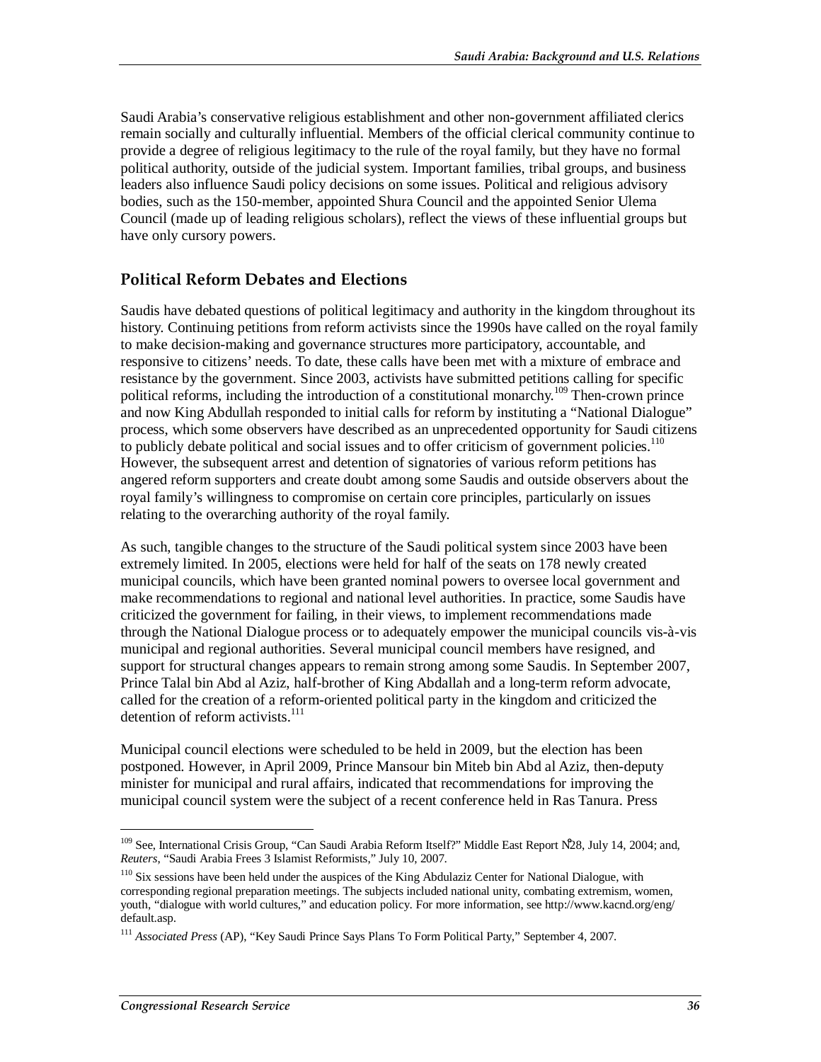Saudi Arabia's conservative religious establishment and other non-government affiliated clerics remain socially and culturally influential. Members of the official clerical community continue to provide a degree of religious legitimacy to the rule of the royal family, but they have no formal political authority, outside of the judicial system. Important families, tribal groups, and business leaders also influence Saudi policy decisions on some issues. Political and religious advisory bodies, such as the 150-member, appointed Shura Council and the appointed Senior Ulema Council (made up of leading religious scholars), reflect the views of these influential groups but have only cursory powers.

## Political Reform Debates and Elections

Saudis have debated questions of political legitimacy and authority in the kingdom throughout its history. Continuing petitions from reform activists since the 1990s have called on the royal family to make decision-making and governance structures more participatory, accountable, and responsive to citizens' needs. To date, these calls have been met with a mixture of embrace and resistance by the government. Since 2003, activists have submitted petitions calling for specific political reforms, including the introduction of a constitutional monarchy.[109] Then-crown prince and now King Abdullah responded to initial calls for reform by instituting a "National Dialogue" process, which some observers have described as an unprecedented opportunity for Saudi citizens to publicly debate political and social issues and to offer criticism of government policies.[110] However, the subsequent arrest and detention of signatories of various reform petitions has angered reform supporters and create doubt among some Saudis and outside observers about the royal family's willingness to compromise on certain core principles, particularly on issues relating to the overarching authority of the royal family.

As such, tangible changes to the structure of the Saudi political system since 2003 have been extremely limited. In 2005, elections were held for half of the seats on 178 newly created municipal councils, which have been granted nominal powers to oversee local government and make recommendations to regional and national level authorities. In practice, some Saudis have criticized the government for failing, in their views, to implement recommendations made through the National Dialogue process or to adequately empower the municipal councils vis-à-vis municipal and regional authorities. Several municipal council members have resigned, and support for structural changes appears to remain strong among some Saudis. In September 2007, Prince Talal bin Abd al Aziz, half-brother of King Abdallah and a long-term reform advocate, called for the creation of a reform-oriented political party in the kingdom and criticized the detention of reform activists.[111]

Municipal council elections were scheduled to be held in 2009, but the election has been postponed. However, in April 2009, Prince Mansour bin Miteb bin Abd al Aziz, then-deputy minister for municipal and rural affairs, indicated that recommendations for improving the municipal council system were the subject of a recent conference held in Ras Tanura. Press

---

[109] See, International Crisis Group, "Can Saudi Arabia Reform Itself?" Middle East Report N°28, July 14, 2004; and, *Reuters*, "Saudi Arabia Frees 3 Islamist Reformists," July 10, 2007.

[110] Six sessions have been held under the auspices of the King Abdulaziz Center for National Dialogue, with corresponding regional preparation meetings. The subjects included national unity, combating extremism, women, youth, "dialogue with world cultures," and education policy. For more information, see http://www.kacnd.org/eng/default.asp.

[111] *Associated Press* (AP), "Key Saudi Prince Says Plans To Form Political Party," September 4, 2007.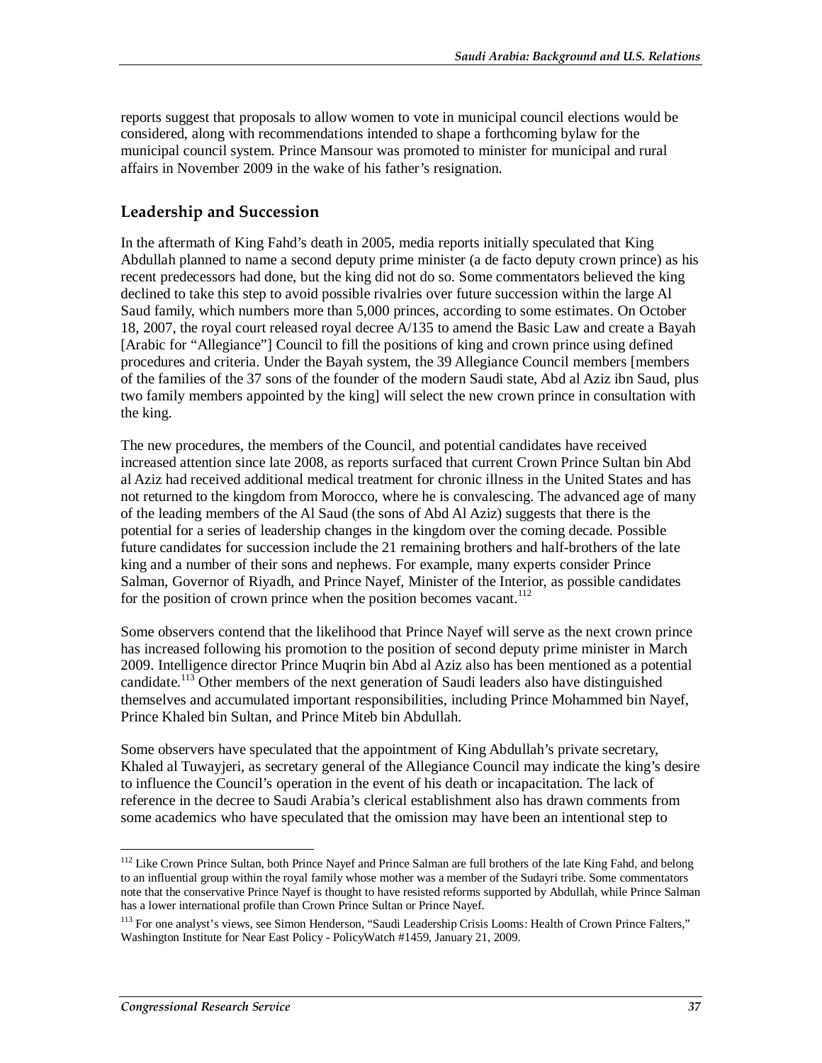reports suggest that proposals to allow women to vote in municipal council elections would be considered, along with recommendations intended to shape a forthcoming bylaw for the municipal council system. Prince Mansour was promoted to minister for municipal and rural affairs in November 2009 in the wake of his father's resignation.

## Leadership and Succession

In the aftermath of King Fahd's death in 2005, media reports initially speculated that King Abdullah planned to name a second deputy prime minister (a de facto deputy crown prince) as his recent predecessors had done, but the king did not do so. Some commentators believed the king declined to take this step to avoid possible rivalries over future succession within the large Al Saud family, which numbers more than 5,000 princes, according to some estimates. On October 18, 2007, the royal court released royal decree A/135 to amend the Basic Law and create a Bayah [Arabic for "Allegiance"] Council to fill the positions of king and crown prince using defined procedures and criteria. Under the Bayah system, the 39 Allegiance Council members [members of the families of the 37 sons of the founder of the modern Saudi state, Abd al Aziz ibn Saud, plus two family members appointed by the king] will select the new crown prince in consultation with the king.

The new procedures, the members of the Council, and potential candidates have received increased attention since late 2008, as reports surfaced that current Crown Prince Sultan bin Abd al Aziz had received additional medical treatment for chronic illness in the United States and has not returned to the kingdom from Morocco, where he is convalescing. The advanced age of many of the leading members of the Al Saud (the sons of Abd Al Aziz) suggests that there is the potential for a series of leadership changes in the kingdom over the coming decade. Possible future candidates for succession include the 21 remaining brothers and half-brothers of the late king and a number of their sons and nephews. For example, many experts consider Prince Salman, Governor of Riyadh, and Prince Nayef, Minister of the Interior, as possible candidates for the position of crown prince when the position becomes vacant.[112]

Some observers contend that the likelihood that Prince Nayef will serve as the next crown prince has increased following his promotion to the position of second deputy prime minister in March 2009. Intelligence director Prince Muqrin bin Abd al Aziz also has been mentioned as a potential candidate.[113] Other members of the next generation of Saudi leaders also have distinguished themselves and accumulated important responsibilities, including Prince Mohammed bin Nayef, Prince Khaled bin Sultan, and Prince Miteb bin Abdullah.

Some observers have speculated that the appointment of King Abdullah's private secretary, Khaled al Tuwayjeri, as secretary general of the Allegiance Council may indicate the king's desire to influence the Council's operation in the event of his death or incapacitation. The lack of reference in the decree to Saudi Arabia's clerical establishment also has drawn comments from some academics who have speculated that the omission may have been an intentional step to

---

[112] Like Crown Prince Sultan, both Prince Nayef and Prince Salman are full brothers of the late King Fahd, and belong to an influential group within the royal family whose mother was a member of the Sudayri tribe. Some commentators note that the conservative Prince Nayef is thought to have resisted reforms supported by Abdullah, while Prince Salman has a lower international profile than Crown Prince Sultan or Prince Nayef.

[113] For one analyst's views, see Simon Henderson, "Saudi Leadership Crisis Looms: Health of Crown Prince Falters," Washington Institute for Near East Policy - PolicyWatch #1459, January 21, 2009.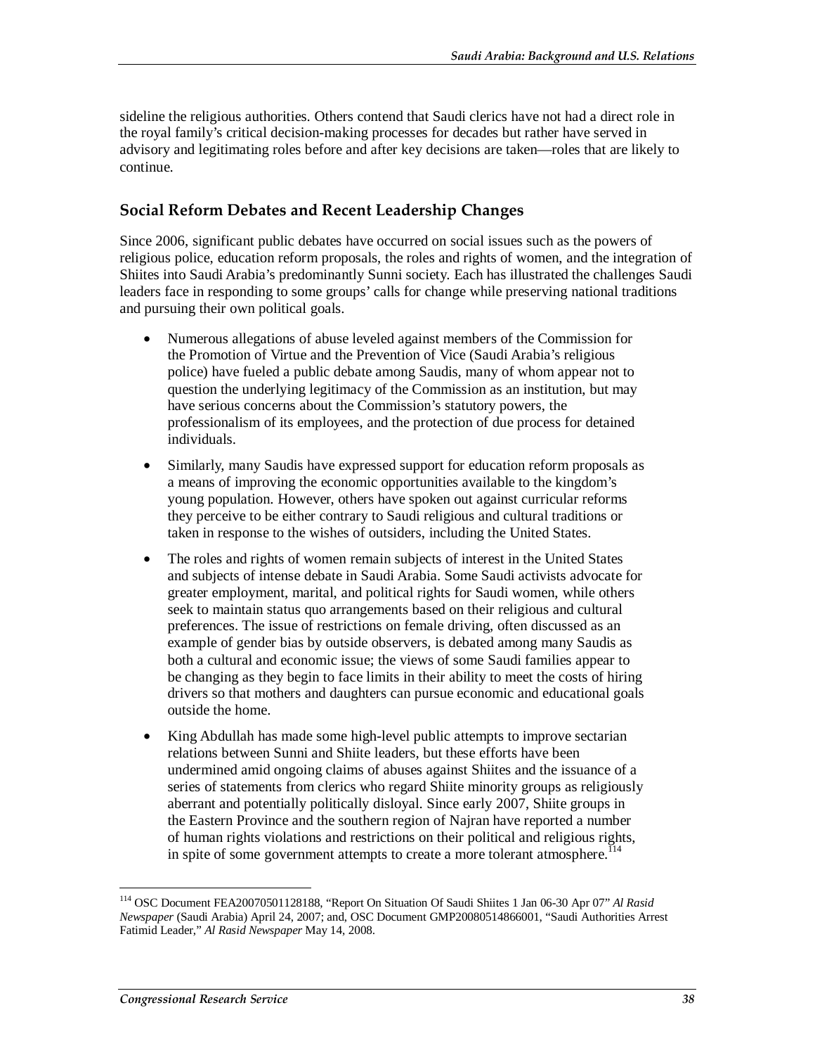sideline the religious authorities. Others contend that Saudi clerics have not had a direct role in the royal family's critical decision-making processes for decades but rather have served in advisory and legitimating roles before and after key decisions are taken—roles that are likely to continue.

## Social Reform Debates and Recent Leadership Changes

Since 2006, significant public debates have occurred on social issues such as the powers of religious police, education reform proposals, the roles and rights of women, and the integration of Shiites into Saudi Arabia's predominantly Sunni society. Each has illustrated the challenges Saudi leaders face in responding to some groups' calls for change while preserving national traditions and pursuing their own political goals.

- Numerous allegations of abuse leveled against members of the Commission for the Promotion of Virtue and the Prevention of Vice (Saudi Arabia's religious police) have fueled a public debate among Saudis, many of whom appear not to question the underlying legitimacy of the Commission as an institution, but may have serious concerns about the Commission's statutory powers, the professionalism of its employees, and the protection of due process for detained individuals.
- Similarly, many Saudis have expressed support for education reform proposals as a means of improving the economic opportunities available to the kingdom's young population. However, others have spoken out against curricular reforms they perceive to be either contrary to Saudi religious and cultural traditions or taken in response to the wishes of outsiders, including the United States.
- The roles and rights of women remain subjects of interest in the United States and subjects of intense debate in Saudi Arabia. Some Saudi activists advocate for greater employment, marital, and political rights for Saudi women, while others seek to maintain status quo arrangements based on their religious and cultural preferences. The issue of restrictions on female driving, often discussed as an example of gender bias by outside observers, is debated among many Saudis as both a cultural and economic issue; the views of some Saudi families appear to be changing as they begin to face limits in their ability to meet the costs of hiring drivers so that mothers and daughters can pursue economic and educational goals outside the home.
- King Abdullah has made some high-level public attempts to improve sectarian relations between Sunni and Shiite leaders, but these efforts have been undermined amid ongoing claims of abuses against Shiites and the issuance of a series of statements from clerics who regard Shiite minority groups as religiously aberrant and potentially politically disloyal. Since early 2007, Shiite groups in the Eastern Province and the southern region of Najran have reported a number of human rights violations and restrictions on their political and religious rights, in spite of some government attempts to create a more tolerant atmosphere.[114]

---

[114] OSC Document FEA20070501128188, "Report On Situation Of Saudi Shiites 1 Jan 06-30 Apr 07" *Al Rasid Newspaper* (Saudi Arabia) April 24, 2007; and, OSC Document GMP20080514866001, "Saudi Authorities Arrest Fatimid Leader," *Al Rasid Newspaper* May 14, 2008.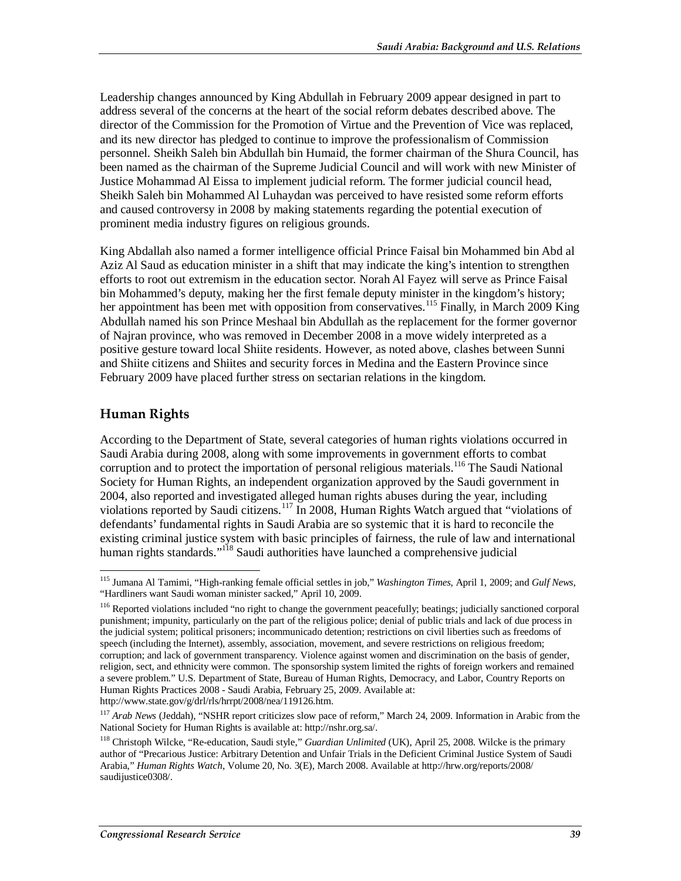Leadership changes announced by King Abdullah in February 2009 appear designed in part to address several of the concerns at the heart of the social reform debates described above. The director of the Commission for the Promotion of Virtue and the Prevention of Vice was replaced, and its new director has pledged to continue to improve the professionalism of Commission personnel. Sheikh Saleh bin Abdullah bin Humaid, the former chairman of the Shura Council, has been named as the chairman of the Supreme Judicial Council and will work with new Minister of Justice Mohammad Al Eissa to implement judicial reform. The former judicial council head, Sheikh Saleh bin Mohammed Al Luhaydan was perceived to have resisted some reform efforts and caused controversy in 2008 by making statements regarding the potential execution of prominent media industry figures on religious grounds.

King Abdallah also named a former intelligence official Prince Faisal bin Mohammed bin Abd al Aziz Al Saud as education minister in a shift that may indicate the king's intention to strengthen efforts to root out extremism in the education sector. Norah Al Fayez will serve as Prince Faisal bin Mohammed's deputy, making her the first female deputy minister in the kingdom's history; her appointment has been met with opposition from conservatives.[115] Finally, in March 2009 King Abdullah named his son Prince Meshaal bin Abdullah as the replacement for the former governor of Najran province, who was removed in December 2008 in a move widely interpreted as a positive gesture toward local Shiite residents. However, as noted above, clashes between Sunni and Shiite citizens and Shiites and security forces in Medina and the Eastern Province since February 2009 have placed further stress on sectarian relations in the kingdom.

## Human Rights

According to the Department of State, several categories of human rights violations occurred in Saudi Arabia during 2008, along with some improvements in government efforts to combat corruption and to protect the importation of personal religious materials.[116] The Saudi National Society for Human Rights, an independent organization approved by the Saudi government in 2004, also reported and investigated alleged human rights abuses during the year, including violations reported by Saudi citizens.[117] In 2008, Human Rights Watch argued that "violations of defendants' fundamental rights in Saudi Arabia are so systemic that it is hard to reconcile the existing criminal justice system with basic principles of fairness, the rule of law and international human rights standards."[118] Saudi authorities have launched a comprehensive judicial

---

[115] Jumana Al Tamimi, "High-ranking female official settles in job," *Washington Times*, April 1, 2009; and *Gulf News*, "Hardliners want Saudi woman minister sacked," April 10, 2009.

[116] Reported violations included "no right to change the government peacefully; beatings; judicially sanctioned corporal punishment; impunity, particularly on the part of the religious police; denial of public trials and lack of due process in the judicial system; political prisoners; incommunicado detention; restrictions on civil liberties such as freedoms of speech (including the Internet), assembly, association, movement, and severe restrictions on religious freedom; corruption; and lack of government transparency. Violence against women and discrimination on the basis of gender, religion, sect, and ethnicity were common. The sponsorship system limited the rights of foreign workers and remained a severe problem." U.S. Department of State, Bureau of Human Rights, Democracy, and Labor, Country Reports on Human Rights Practices 2008 - Saudi Arabia, February 25, 2009. Available at: http://www.state.gov/g/drl/rls/hrrpt/2008/nea/119126.htm.

[117] *Arab News* (Jeddah), "NSHR report criticizes slow pace of reform," March 24, 2009. Information in Arabic from the National Society for Human Rights is available at: http://nshr.org.sa/.

[118] Christoph Wilcke, "Re-education, Saudi style," *Guardian Unlimited* (UK), April 25, 2008. Wilcke is the primary author of "Precarious Justice: Arbitrary Detention and Unfair Trials in the Deficient Criminal Justice System of Saudi Arabia," *Human Rights Watch*, Volume 20, No. 3(E), March 2008. Available at http://hrw.org/reports/2008/saudijustice0308/.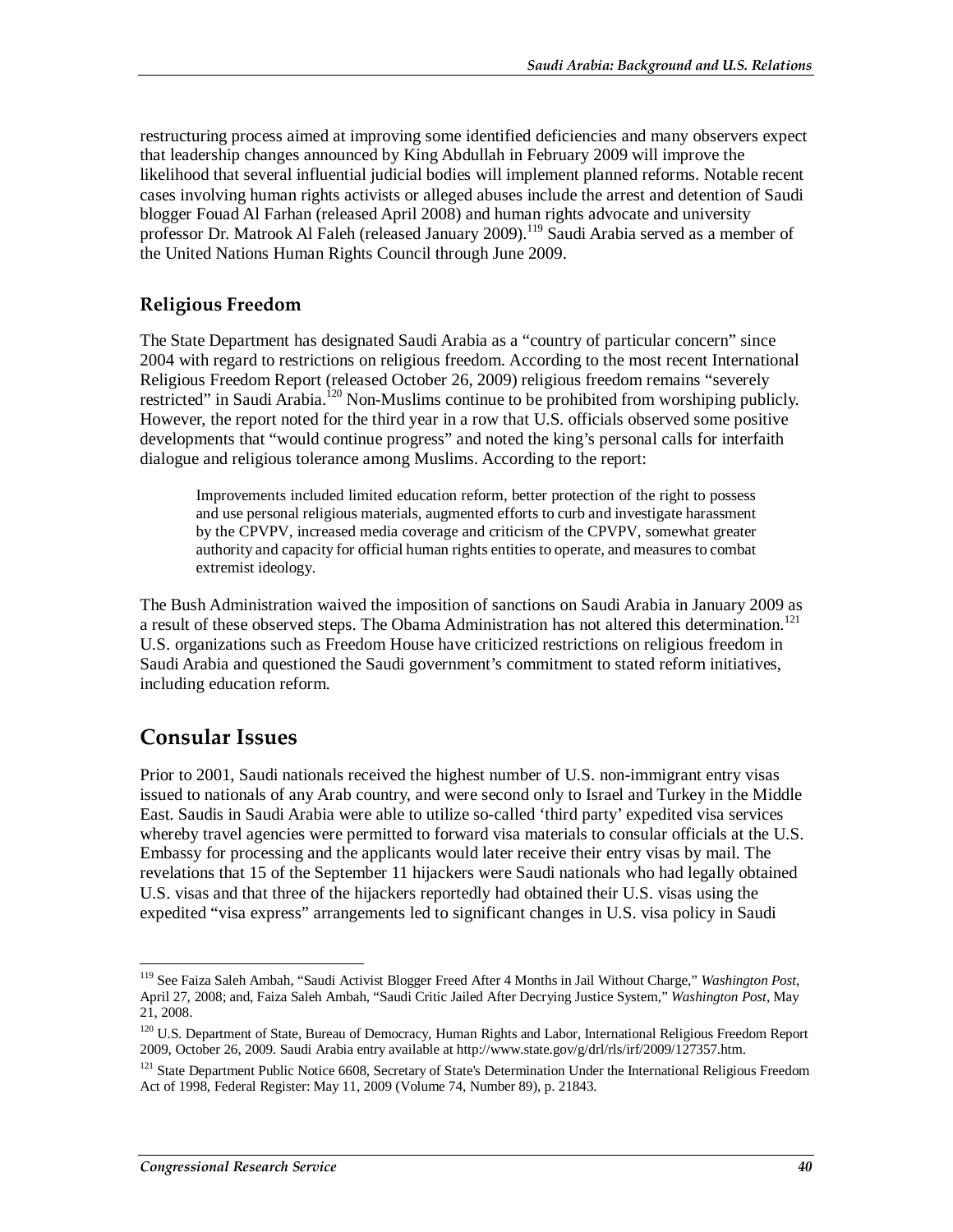restructuring process aimed at improving some identified deficiencies and many observers expect that leadership changes announced by King Abdullah in February 2009 will improve the likelihood that several influential judicial bodies will implement planned reforms. Notable recent cases involving human rights activists or alleged abuses include the arrest and detention of Saudi blogger Fouad Al Farhan (released April 2008) and human rights advocate and university professor Dr. Matrook Al Faleh (released January 2009).[119] Saudi Arabia served as a member of the United Nations Human Rights Council through June 2009.

### Religious Freedom

The State Department has designated Saudi Arabia as a "country of particular concern" since 2004 with regard to restrictions on religious freedom. According to the most recent International Religious Freedom Report (released October 26, 2009) religious freedom remains "severely restricted" in Saudi Arabia.[120] Non-Muslims continue to be prohibited from worshiping publicly. However, the report noted for the third year in a row that U.S. officials observed some positive developments that "would continue progress" and noted the king's personal calls for interfaith dialogue and religious tolerance among Muslims. According to the report:

> Improvements included limited education reform, better protection of the right to possess and use personal religious materials, augmented efforts to curb and investigate harassment by the CPVPV, increased media coverage and criticism of the CPVPV, somewhat greater authority and capacity for official human rights entities to operate, and measures to combat extremist ideology.

The Bush Administration waived the imposition of sanctions on Saudi Arabia in January 2009 as a result of these observed steps. The Obama Administration has not altered this determination.[121] U.S. organizations such as Freedom House have criticized restrictions on religious freedom in Saudi Arabia and questioned the Saudi government's commitment to stated reform initiatives, including education reform.

## Consular Issues

Prior to 2001, Saudi nationals received the highest number of U.S. non-immigrant entry visas issued to nationals of any Arab country, and were second only to Israel and Turkey in the Middle East. Saudis in Saudi Arabia were able to utilize so-called 'third party' expedited visa services whereby travel agencies were permitted to forward visa materials to consular officials at the U.S. Embassy for processing and the applicants would later receive their entry visas by mail. The revelations that 15 of the September 11 hijackers were Saudi nationals who had legally obtained U.S. visas and that three of the hijackers reportedly had obtained their U.S. visas using the expedited "visa express" arrangements led to significant changes in U.S. visa policy in Saudi

---

[119] See Faiza Saleh Ambah, "Saudi Activist Blogger Freed After 4 Months in Jail Without Charge," *Washington Post*, April 27, 2008; and, Faiza Saleh Ambah, "Saudi Critic Jailed After Decrying Justice System," *Washington Post*, May 21, 2008.

[120] U.S. Department of State, Bureau of Democracy, Human Rights and Labor, International Religious Freedom Report 2009, October 26, 2009. Saudi Arabia entry available at http://www.state.gov/g/drl/rls/irf/2009/127357.htm.

[121] State Department Public Notice 6608, Secretary of State's Determination Under the International Religious Freedom Act of 1998, Federal Register: May 11, 2009 (Volume 74, Number 89), p. 21843.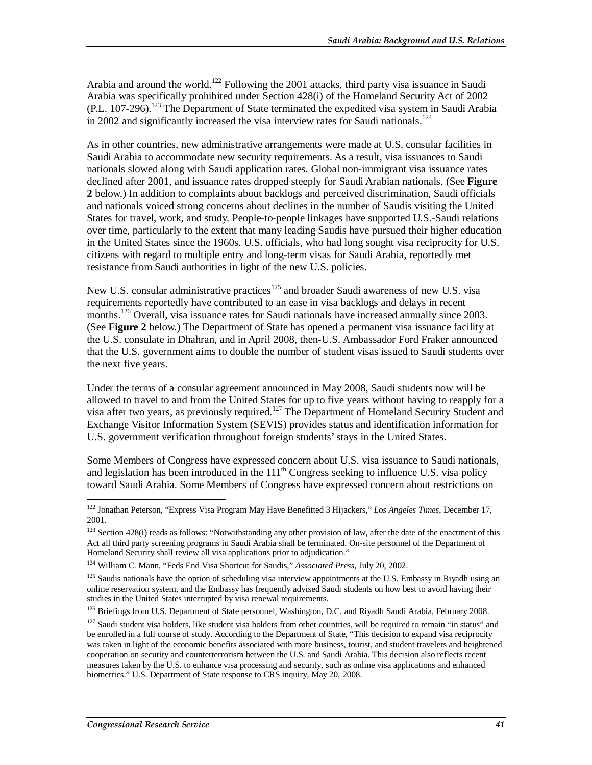Arabia and around the world.[122] Following the 2001 attacks, third party visa issuance in Saudi Arabia was specifically prohibited under Section 428(i) of the Homeland Security Act of 2002 (P.L. 107-296).[123] The Department of State terminated the expedited visa system in Saudi Arabia in 2002 and significantly increased the visa interview rates for Saudi nationals.[124]

As in other countries, new administrative arrangements were made at U.S. consular facilities in Saudi Arabia to accommodate new security requirements. As a result, visa issuances to Saudi nationals slowed along with Saudi application rates. Global non-immigrant visa issuance rates declined after 2001, and issuance rates dropped steeply for Saudi Arabian nationals. (See **Figure 2** below.) In addition to complaints about backlogs and perceived discrimination, Saudi officials and nationals voiced strong concerns about declines in the number of Saudis visiting the United States for travel, work, and study. People-to-people linkages have supported U.S.-Saudi relations over time, particularly to the extent that many leading Saudis have pursued their higher education in the United States since the 1960s. U.S. officials, who had long sought visa reciprocity for U.S. citizens with regard to multiple entry and long-term visas for Saudi Arabia, reportedly met resistance from Saudi authorities in light of the new U.S. policies.

New U.S. consular administrative practices[125] and broader Saudi awareness of new U.S. visa requirements reportedly have contributed to an ease in visa backlogs and delays in recent months.[126] Overall, visa issuance rates for Saudi nationals have increased annually since 2003. (See **Figure 2** below.) The Department of State has opened a permanent visa issuance facility at the U.S. consulate in Dhahran, and in April 2008, then-U.S. Ambassador Ford Fraker announced that the U.S. government aims to double the number of student visas issued to Saudi students over the next five years.

Under the terms of a consular agreement announced in May 2008, Saudi students now will be allowed to travel to and from the United States for up to five years without having to reapply for a visa after two years, as previously required.[127] The Department of Homeland Security Student and Exchange Visitor Information System (SEVIS) provides status and identification information for U.S. government verification throughout foreign students' stays in the United States.

Some Members of Congress have expressed concern about U.S. visa issuance to Saudi nationals, and legislation has been introduced in the 111th Congress seeking to influence U.S. visa policy toward Saudi Arabia. Some Members of Congress have expressed concern about restrictions on

---

[122] Jonathan Peterson, "Express Visa Program May Have Benefitted 3 Hijackers," *Los Angeles Times*, December 17, 2001.

[123] Section 428(i) reads as follows: "Notwithstanding any other provision of law, after the date of the enactment of this Act all third party screening programs in Saudi Arabia shall be terminated. On-site personnel of the Department of Homeland Security shall review all visa applications prior to adjudication."

[124] William C. Mann, "Feds End Visa Shortcut for Saudis," *Associated Press*, July 20, 2002.

[125] Saudis nationals have the option of scheduling visa interview appointments at the U.S. Embassy in Riyadh using an online reservation system, and the Embassy has frequently advised Saudi students on how best to avoid having their studies in the United States interrupted by visa renewal requirements.

[126] Briefings from U.S. Department of State personnel, Washington, D.C. and Riyadh Saudi Arabia, February 2008.

[127] Saudi student visa holders, like student visa holders from other countries, will be required to remain "in status" and be enrolled in a full course of study. According to the Department of State, "This decision to expand visa reciprocity was taken in light of the economic benefits associated with more business, tourist, and student travelers and heightened cooperation on security and counterterrorism between the U.S. and Saudi Arabia. This decision also reflects recent measures taken by the U.S. to enhance visa processing and security, such as online visa applications and enhanced biometrics." U.S. Department of State response to CRS inquiry, May 20, 2008.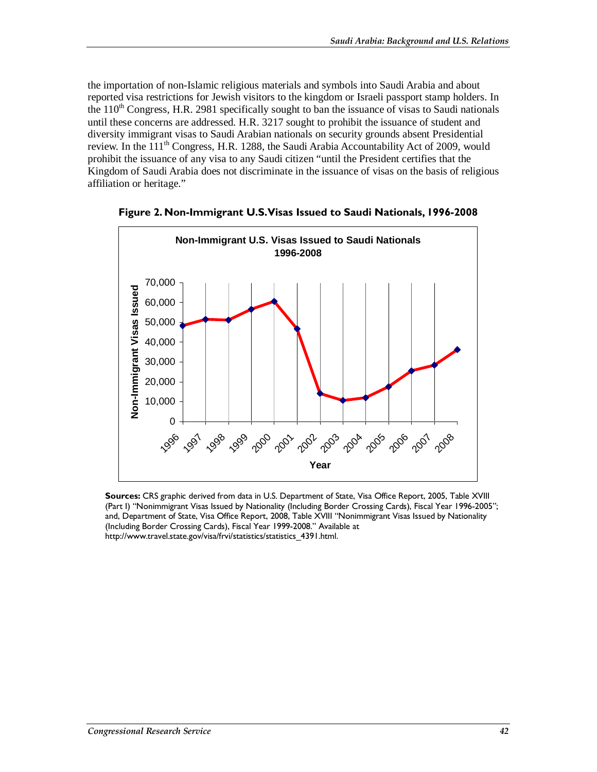the importation of non-Islamic religious materials and symbols into Saudi Arabia and about reported visa restrictions for Jewish visitors to the kingdom or Israeli passport stamp holders. In the 110th Congress, H.R. 2981 specifically sought to ban the issuance of visas to Saudi nationals until these concerns are addressed. H.R. 3217 sought to prohibit the issuance of student and diversity immigrant visas to Saudi Arabian nationals on security grounds absent Presidential review. In the 111th Congress, H.R. 1288, the Saudi Arabia Accountability Act of 2009, would prohibit the issuance of any visa to any Saudi citizen "until the President certifies that the Kingdom of Saudi Arabia does not discriminate in the issuance of visas on the basis of religious affiliation or heritage."

**Figure 2. Non-Immigrant U.S. Visas Issued to Saudi Nationals, 1996-2008**

**Sources:** CRS graphic derived from data in U.S. Department of State, Visa Office Report, 2005, Table XVIII (Part I) "Nonimmigrant Visas Issued by Nationality (Including Border Crossing Cards), Fiscal Year 1996-2005"; and, Department of State, Visa Office Report, 2008, Table XVIII "Nonimmigrant Visas Issued by Nationality (Including Border Crossing Cards), Fiscal Year 1999-2008." Available at http://www.travel.state.gov/visa/frvi/statistics/statistics_4391.html.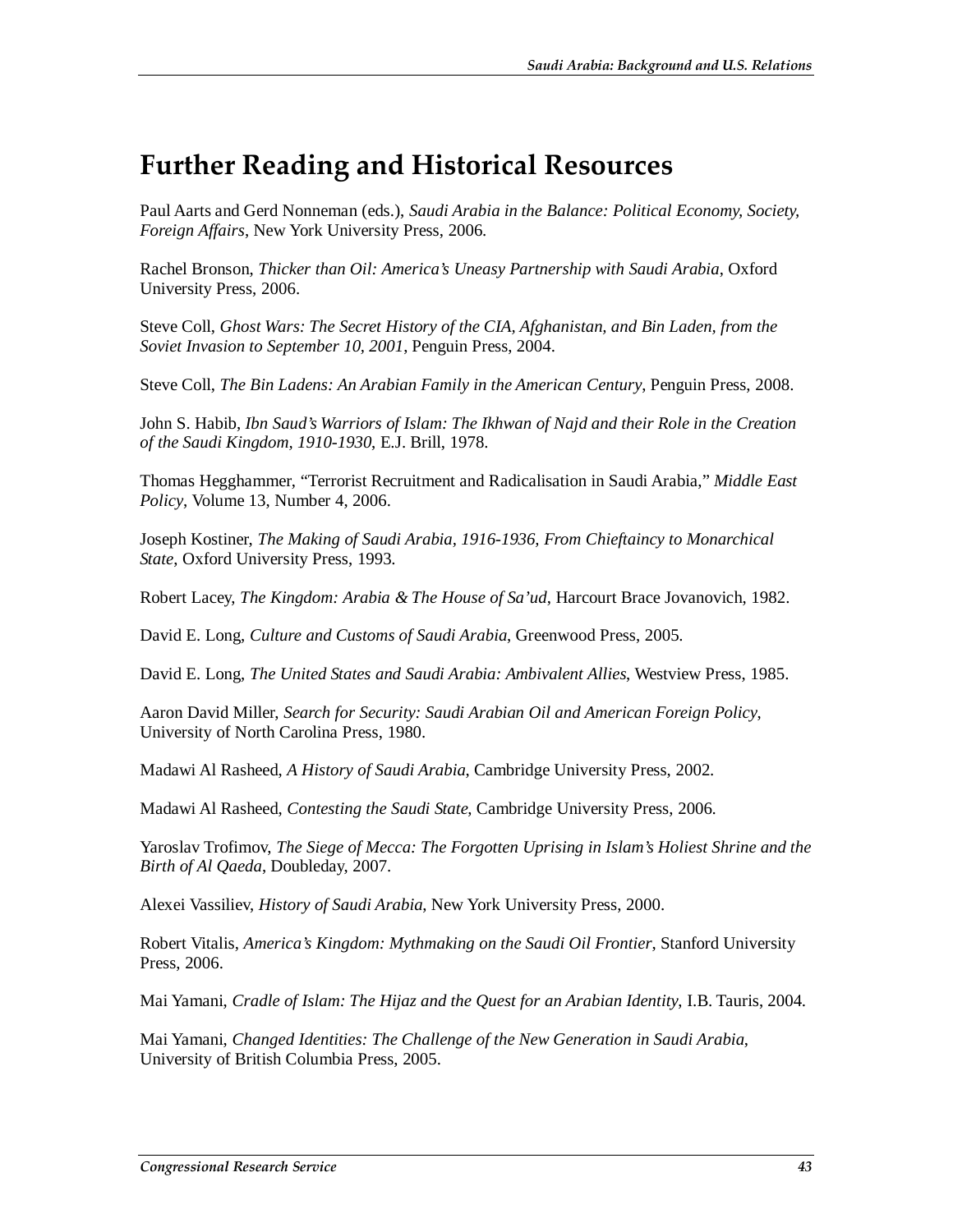# Further Reading and Historical Resources

Paul Aarts and Gerd Nonneman (eds.), *Saudi Arabia in the Balance: Political Economy, Society, Foreign Affairs*, New York University Press, 2006.

Rachel Bronson, *Thicker than Oil: America's Uneasy Partnership with Saudi Arabia*, Oxford University Press, 2006.

Steve Coll, *Ghost Wars: The Secret History of the CIA, Afghanistan, and Bin Laden, from the Soviet Invasion to September 10, 2001*, Penguin Press, 2004.

Steve Coll, *The Bin Ladens: An Arabian Family in the American Century*, Penguin Press, 2008.

John S. Habib, *Ibn Saud's Warriors of Islam: The Ikhwan of Najd and their Role in the Creation of the Saudi Kingdom, 1910-1930*, E.J. Brill, 1978.

Thomas Hegghammer, "Terrorist Recruitment and Radicalisation in Saudi Arabia," *Middle East Policy*, Volume 13, Number 4, 2006.

Joseph Kostiner, *The Making of Saudi Arabia, 1916-1936, From Chieftaincy to Monarchical State*, Oxford University Press, 1993.

Robert Lacey, *The Kingdom: Arabia & The House of Sa'ud*, Harcourt Brace Jovanovich, 1982.

David E. Long, *Culture and Customs of Saudi Arabia*, Greenwood Press, 2005.

David E. Long, *The United States and Saudi Arabia: Ambivalent Allies*, Westview Press, 1985.

Aaron David Miller, *Search for Security: Saudi Arabian Oil and American Foreign Policy*, University of North Carolina Press, 1980.

Madawi Al Rasheed, *A History of Saudi Arabia*, Cambridge University Press, 2002.

Madawi Al Rasheed, *Contesting the Saudi State*, Cambridge University Press, 2006.

Yaroslav Trofimov, *The Siege of Mecca: The Forgotten Uprising in Islam's Holiest Shrine and the Birth of Al Qaeda*, Doubleday, 2007.

Alexei Vassiliev, *History of Saudi Arabia*, New York University Press, 2000.

Robert Vitalis, *America's Kingdom: Mythmaking on the Saudi Oil Frontier*, Stanford University Press, 2006.

Mai Yamani, *Cradle of Islam: The Hijaz and the Quest for an Arabian Identity*, I.B. Tauris, 2004.

Mai Yamani, *Changed Identities: The Challenge of the New Generation in Saudi Arabia*, University of British Columbia Press, 2005.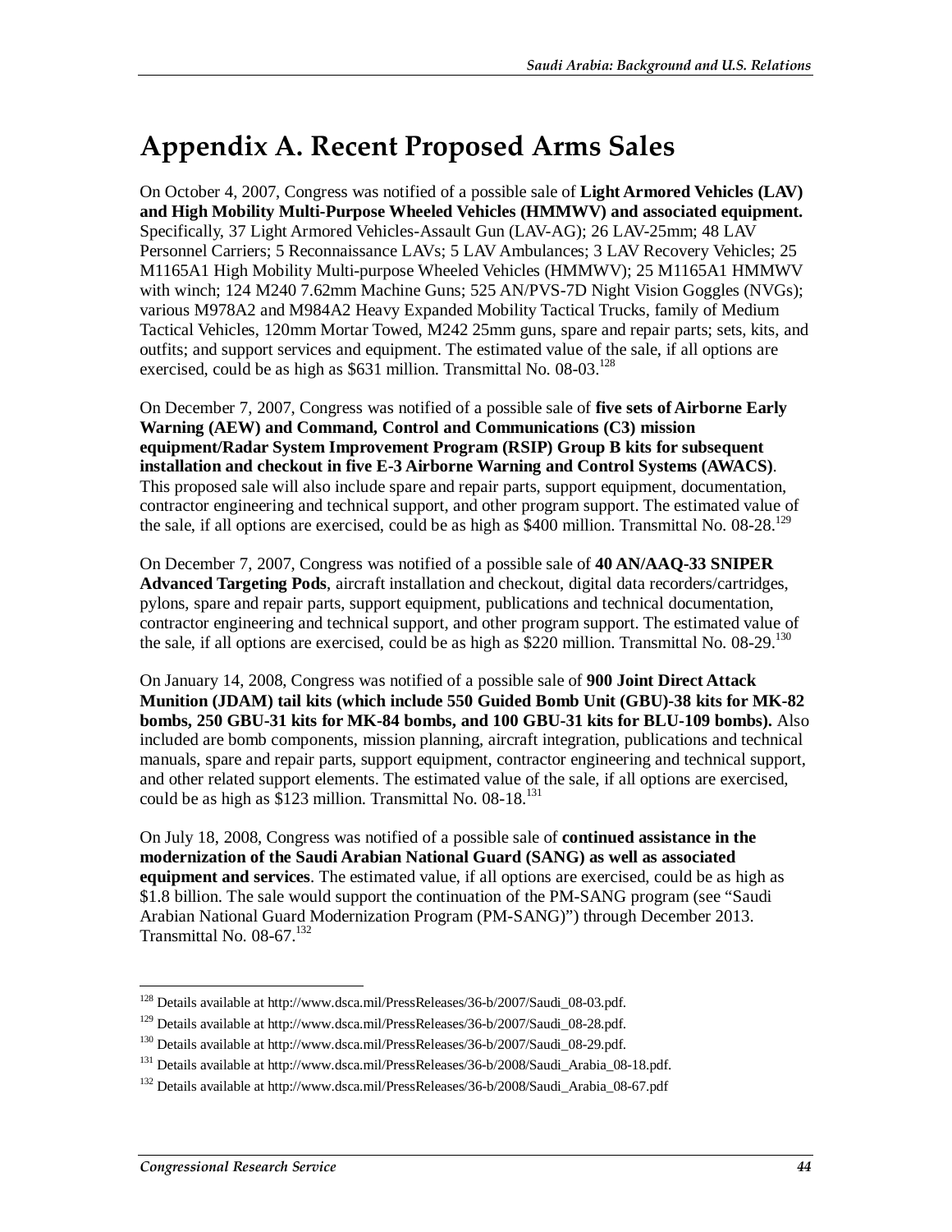# Appendix A. Recent Proposed Arms Sales

On October 4, 2007, Congress was notified of a possible sale of **Light Armored Vehicles (LAV) and High Mobility Multi-Purpose Wheeled Vehicles (HMMWV) and associated equipment.** Specifically, 37 Light Armored Vehicles-Assault Gun (LAV-AG); 26 LAV-25mm; 48 LAV Personnel Carriers; 5 Reconnaissance LAVs; 5 LAV Ambulances; 3 LAV Recovery Vehicles; 25 M1165A1 High Mobility Multi-purpose Wheeled Vehicles (HMMWV); 25 M1165A1 HMMWV with winch; 124 M240 7.62mm Machine Guns; 525 AN/PVS-7D Night Vision Goggles (NVGs); various M978A2 and M984A2 Heavy Expanded Mobility Tactical Trucks, family of Medium Tactical Vehicles, 120mm Mortar Towed, M242 25mm guns, spare and repair parts; sets, kits, and outfits; and support services and equipment. The estimated value of the sale, if all options are exercised, could be as high as $631 million. Transmittal No. 08-03.[128]

On December 7, 2007, Congress was notified of a possible sale of **five sets of Airborne Early Warning (AEW) and Command, Control and Communications (C3) mission equipment/Radar System Improvement Program (RSIP) Group B kits for subsequent installation and checkout in five E-3 Airborne Warning and Control Systems (AWACS)**. This proposed sale will also include spare and repair parts, support equipment, documentation, contractor engineering and technical support, and other program support. The estimated value of the sale, if all options are exercised, could be as high as $400 million. Transmittal No. 08-28.[129]

On December 7, 2007, Congress was notified of a possible sale of **40 AN/AAQ-33 SNIPER Advanced Targeting Pods**, aircraft installation and checkout, digital data recorders/cartridges, pylons, spare and repair parts, support equipment, publications and technical documentation, contractor engineering and technical support, and other program support. The estimated value of the sale, if all options are exercised, could be as high as $220 million. Transmittal No. 08-29.[130]

On January 14, 2008, Congress was notified of a possible sale of **900 Joint Direct Attack Munition (JDAM) tail kits (which include 550 Guided Bomb Unit (GBU)-38 kits for MK-82 bombs, 250 GBU-31 kits for MK-84 bombs, and 100 GBU-31 kits for BLU-109 bombs).** Also included are bomb components, mission planning, aircraft integration, publications and technical manuals, spare and repair parts, support equipment, contractor engineering and technical support, and other related support elements. The estimated value of the sale, if all options are exercised, could be as high as $123 million. Transmittal No. 08-18.[131]

On July 18, 2008, Congress was notified of a possible sale of **continued assistance in the modernization of the Saudi Arabian National Guard (SANG) as well as associated equipment and services**. The estimated value, if all options are exercised, could be as high as $1.8 billion. The sale would support the continuation of the PM-SANG program (see "Saudi Arabian National Guard Modernization Program (PM-SANG)") through December 2013. Transmittal No. 08-67.[132]

---

[128] Details available at http://www.dsca.mil/PressReleases/36-b/2007/Saudi_08-03.pdf.

[129] Details available at http://www.dsca.mil/PressReleases/36-b/2007/Saudi_08-28.pdf.

[130] Details available at http://www.dsca.mil/PressReleases/36-b/2007/Saudi_08-29.pdf.

[131] Details available at http://www.dsca.mil/PressReleases/36-b/2008/Saudi_Arabia_08-18.pdf.

[132] Details available at http://www.dsca.mil/PressReleases/36-b/2008/Saudi_Arabia_08-67.pdf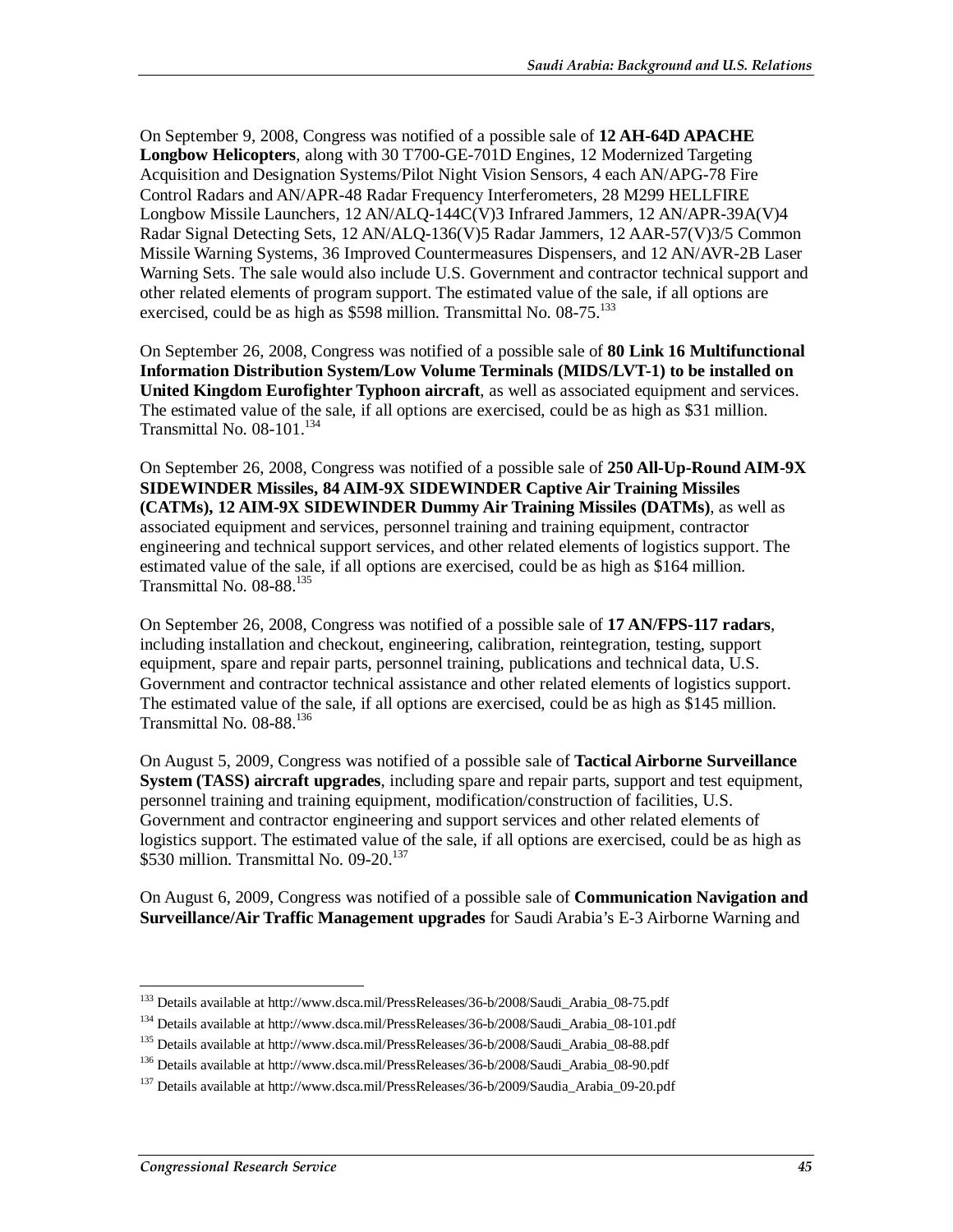On September 9, 2008, Congress was notified of a possible sale of **12 AH-64D APACHE Longbow Helicopters**, along with 30 T700-GE-701D Engines, 12 Modernized Targeting Acquisition and Designation Systems/Pilot Night Vision Sensors, 4 each AN/APG-78 Fire Control Radars and AN/APR-48 Radar Frequency Interferometers, 28 M299 HELLFIRE Longbow Missile Launchers, 12 AN/ALQ-144C(V)3 Infrared Jammers, 12 AN/APR-39A(V)4 Radar Signal Detecting Sets, 12 AN/ALQ-136(V)5 Radar Jammers, 12 AAR-57(V)3/5 Common Missile Warning Systems, 36 Improved Countermeasures Dispensers, and 12 AN/AVR-2B Laser Warning Sets. The sale would also include U.S. Government and contractor technical support and other related elements of program support. The estimated value of the sale, if all options are exercised, could be as high as $598 million. Transmittal No. 08-75.[133]

On September 26, 2008, Congress was notified of a possible sale of **80 Link 16 Multifunctional Information Distribution System/Low Volume Terminals (MIDS/LVT-1) to be installed on United Kingdom Eurofighter Typhoon aircraft**, as well as associated equipment and services. The estimated value of the sale, if all options are exercised, could be as high as $31 million. Transmittal No. 08-101.[134]

On September 26, 2008, Congress was notified of a possible sale of **250 All-Up-Round AIM-9X SIDEWINDER Missiles, 84 AIM-9X SIDEWINDER Captive Air Training Missiles (CATMs), 12 AIM-9X SIDEWINDER Dummy Air Training Missiles (DATMs)**, as well as associated equipment and services, personnel training and training equipment, contractor engineering and technical support services, and other related elements of logistics support. The estimated value of the sale, if all options are exercised, could be as high as $164 million. Transmittal No. 08-88.[135]

On September 26, 2008, Congress was notified of a possible sale of **17 AN/FPS-117 radars**, including installation and checkout, engineering, calibration, reintegration, testing, support equipment, spare and repair parts, personnel training, publications and technical data, U.S. Government and contractor technical assistance and other related elements of logistics support. The estimated value of the sale, if all options are exercised, could be as high as $145 million. Transmittal No. 08-88.[136]

On August 5, 2009, Congress was notified of a possible sale of **Tactical Airborne Surveillance System (TASS) aircraft upgrades**, including spare and repair parts, support and test equipment, personnel training and training equipment, modification/construction of facilities, U.S. Government and contractor engineering and support services and other related elements of logistics support. The estimated value of the sale, if all options are exercised, could be as high as $530 million. Transmittal No. 09-20.[137]

On August 6, 2009, Congress was notified of a possible sale of **Communication Navigation and Surveillance/Air Traffic Management upgrades** for Saudi Arabia's E-3 Airborne Warning and

---

[133] Details available at http://www.dsca.mil/PressReleases/36-b/2008/Saudi_Arabia_08-75.pdf

[134] Details available at http://www.dsca.mil/PressReleases/36-b/2008/Saudi_Arabia_08-101.pdf

[135] Details available at http://www.dsca.mil/PressReleases/36-b/2008/Saudi_Arabia_08-88.pdf

[136] Details available at http://www.dsca.mil/PressReleases/36-b/2008/Saudi_Arabia_08-90.pdf

[137] Details available at http://www.dsca.mil/PressReleases/36-b/2009/Saudia_Arabia_09-20.pdf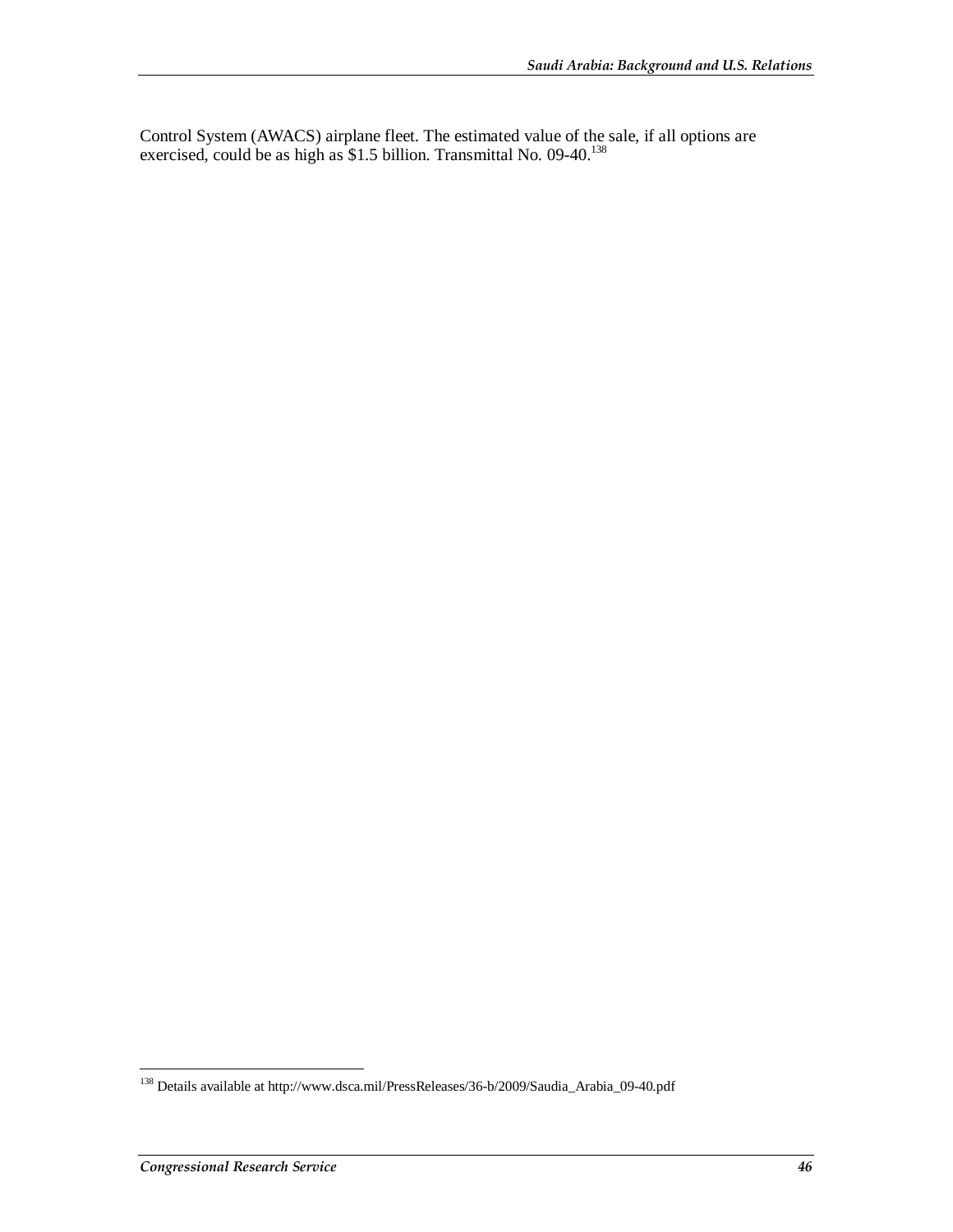Control System (AWACS) airplane fleet. The estimated value of the sale, if all options are exercised, could be as high as $1.5 billion. Transmittal No. 09-40.[138]

[138] Details available at http://www.dsca.mil/PressReleases/36-b/2009/Saudia_Arabia_09-40.pdf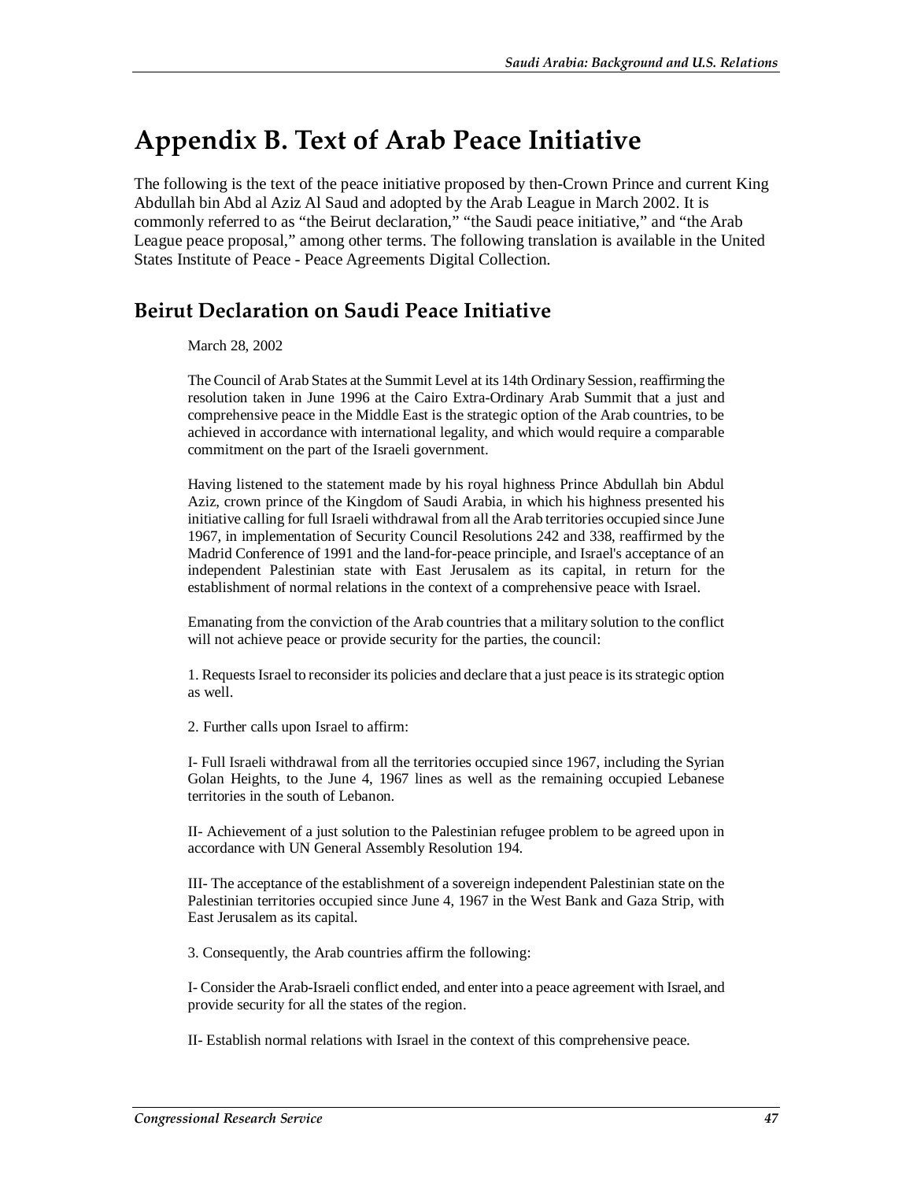# Appendix B. Text of Arab Peace Initiative

The following is the text of the peace initiative proposed by then-Crown Prince and current King Abdullah bin Abd al Aziz Al Saud and adopted by the Arab League in March 2002. It is commonly referred to as "the Beirut declaration," "the Saudi peace initiative," and "the Arab League peace proposal," among other terms. The following translation is available in the United States Institute of Peace - Peace Agreements Digital Collection.

## Beirut Declaration on Saudi Peace Initiative

March 28, 2002

The Council of Arab States at the Summit Level at its 14th Ordinary Session, reaffirming the resolution taken in June 1996 at the Cairo Extra-Ordinary Arab Summit that a just and comprehensive peace in the Middle East is the strategic option of the Arab countries, to be achieved in accordance with international legality, and which would require a comparable commitment on the part of the Israeli government.

Having listened to the statement made by his royal highness Prince Abdullah bin Abdul Aziz, crown prince of the Kingdom of Saudi Arabia, in which his highness presented his initiative calling for full Israeli withdrawal from all the Arab territories occupied since June 1967, in implementation of Security Council Resolutions 242 and 338, reaffirmed by the Madrid Conference of 1991 and the land-for-peace principle, and Israel's acceptance of an independent Palestinian state with East Jerusalem as its capital, in return for the establishment of normal relations in the context of a comprehensive peace with Israel.

Emanating from the conviction of the Arab countries that a military solution to the conflict will not achieve peace or provide security for the parties, the council:

1. Requests Israel to reconsider its policies and declare that a just peace is its strategic option as well.

2. Further calls upon Israel to affirm:

I- Full Israeli withdrawal from all the territories occupied since 1967, including the Syrian Golan Heights, to the June 4, 1967 lines as well as the remaining occupied Lebanese territories in the south of Lebanon.

II- Achievement of a just solution to the Palestinian refugee problem to be agreed upon in accordance with UN General Assembly Resolution 194.

III- The acceptance of the establishment of a sovereign independent Palestinian state on the Palestinian territories occupied since June 4, 1967 in the West Bank and Gaza Strip, with East Jerusalem as its capital.

3. Consequently, the Arab countries affirm the following:

I- Consider the Arab-Israeli conflict ended, and enter into a peace agreement with Israel, and provide security for all the states of the region.

II- Establish normal relations with Israel in the context of this comprehensive peace.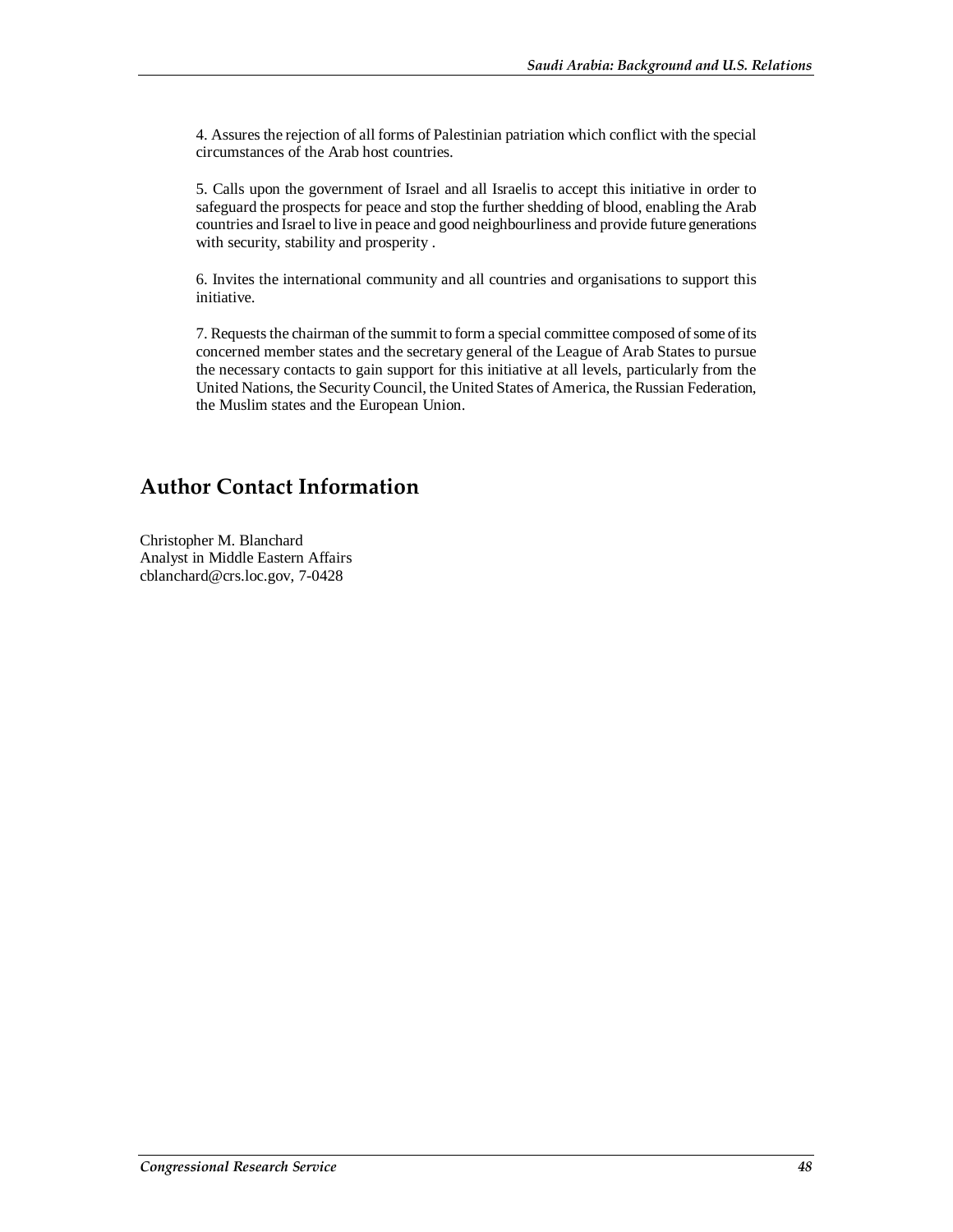4. Assures the rejection of all forms of Palestinian patriation which conflict with the special circumstances of the Arab host countries.

5. Calls upon the government of Israel and all Israelis to accept this initiative in order to safeguard the prospects for peace and stop the further shedding of blood, enabling the Arab countries and Israel to live in peace and good neighbourliness and provide future generations with security, stability and prosperity .

6. Invites the international community and all countries and organisations to support this initiative.

7. Requests the chairman of the summit to form a special committee composed of some of its concerned member states and the secretary general of the League of Arab States to pursue the necessary contacts to gain support for this initiative at all levels, particularly from the United Nations, the Security Council, the United States of America, the Russian Federation, the Muslim states and the European Union.

## Author Contact Information

Christopher M. Blanchard
Analyst in Middle Eastern Affairs
cblanchard@crs.loc.gov, 7-0428